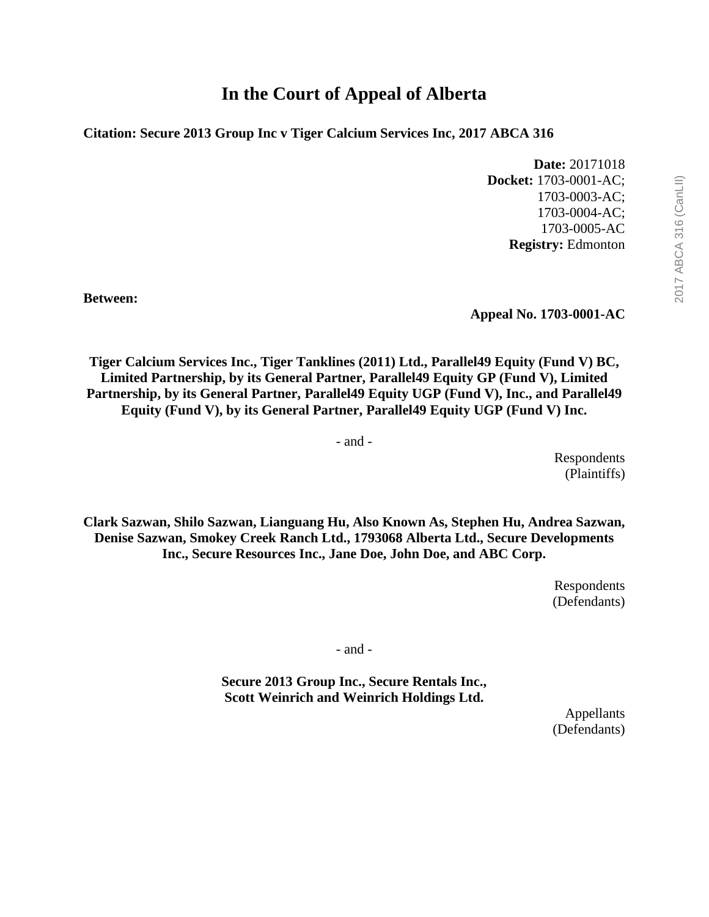# In the Court of Appeal of Alberta

**Citation: Secure 2013 Group Inc v Tiger Calcium Services Inc, 2017 ABCA 316**

**Date:** 20171018
**Docket:** 1703-0001-AC;
1703-0003-AC;
1703-0004-AC;
1703-0005-AC
**Registry:** Edmonton

**Between:**

**Appeal No. 1703-0001-AC**

**Tiger Calcium Services Inc., Tiger Tanklines (2011) Ltd., Parallel49 Equity (Fund V) BC, Limited Partnership, by its General Partner, Parallel49 Equity GP (Fund V), Limited Partnership, by its General Partner, Parallel49 Equity UGP (Fund V), Inc., and Parallel49 Equity (Fund V), by its General Partner, Parallel49 Equity UGP (Fund V) Inc.**

- and -

Respondents
(Plaintiffs)

**Clark Sazwan, Shilo Sazwan, Lianguang Hu, Also Known As, Stephen Hu, Andrea Sazwan, Denise Sazwan, Smokey Creek Ranch Ltd., 1793068 Alberta Ltd., Secure Developments Inc., Secure Resources Inc., Jane Doe, John Doe, and ABC Corp.**

Respondents
(Defendants)

- and -

**Secure 2013 Group Inc., Secure Rentals Inc.,
Scott Weinrich and Weinrich Holdings Ltd.**

Appellants
(Defendants)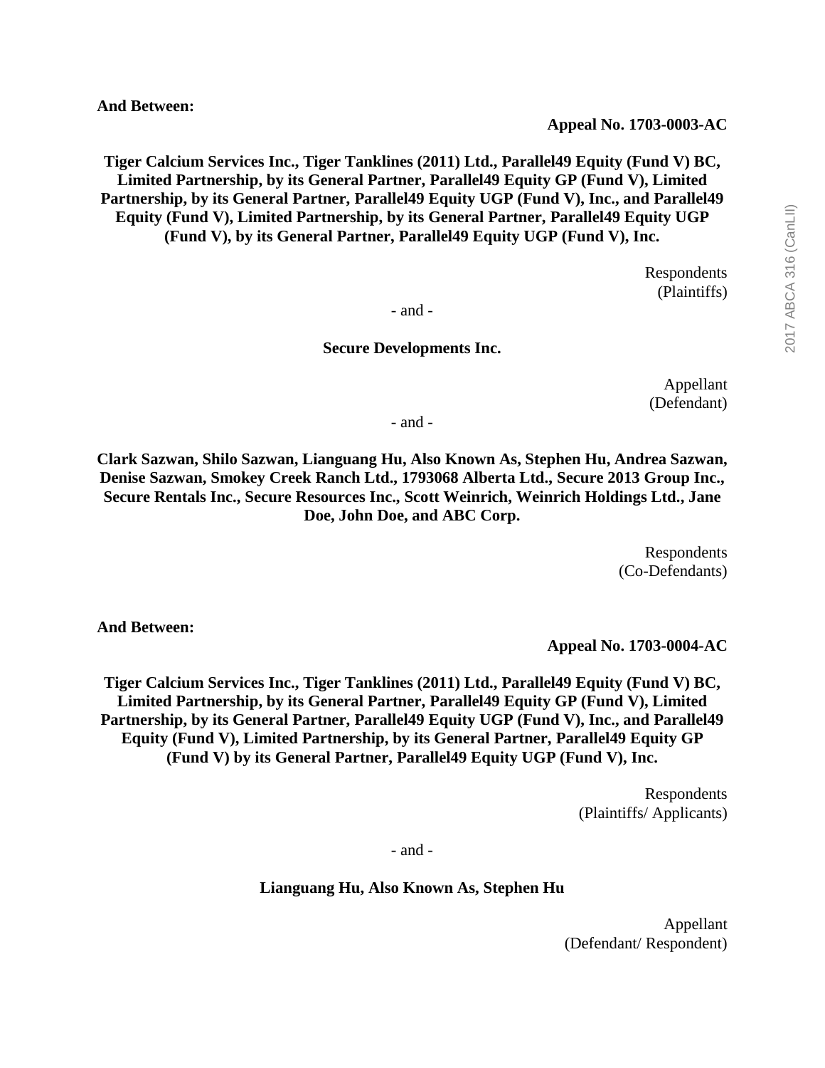**And Between:**

**Appeal No. 1703-0003-AC**

**Tiger Calcium Services Inc., Tiger Tanklines (2011) Ltd., Parallel49 Equity (Fund V) BC, Limited Partnership, by its General Partner, Parallel49 Equity GP (Fund V), Limited Partnership, by its General Partner, Parallel49 Equity UGP (Fund V), Inc., and Parallel49 Equity (Fund V), Limited Partnership, by its General Partner, Parallel49 Equity UGP (Fund V), by its General Partner, Parallel49 Equity UGP (Fund V), Inc.**

Respondents
(Plaintiffs)

\- and -

**Secure Developments Inc.**

Appellant
(Defendant)

\- and -

**Clark Sazwan, Shilo Sazwan, Lianguang Hu, Also Known As, Stephen Hu, Andrea Sazwan, Denise Sazwan, Smokey Creek Ranch Ltd., 1793068 Alberta Ltd., Secure 2013 Group Inc., Secure Rentals Inc., Secure Resources Inc., Scott Weinrich, Weinrich Holdings Ltd., Jane Doe, John Doe, and ABC Corp.**

Respondents
(Co-Defendants)

**And Between:**

**Appeal No. 1703-0004-AC**

**Tiger Calcium Services Inc., Tiger Tanklines (2011) Ltd., Parallel49 Equity (Fund V) BC, Limited Partnership, by its General Partner, Parallel49 Equity GP (Fund V), Limited Partnership, by its General Partner, Parallel49 Equity UGP (Fund V), Inc., and Parallel49 Equity (Fund V), Limited Partnership, by its General Partner, Parallel49 Equity GP (Fund V) by its General Partner, Parallel49 Equity UGP (Fund V), Inc.**

Respondents
(Plaintiffs/ Applicants)

\- and -

**Lianguang Hu, Also Known As, Stephen Hu**

Appellant
(Defendant/ Respondent)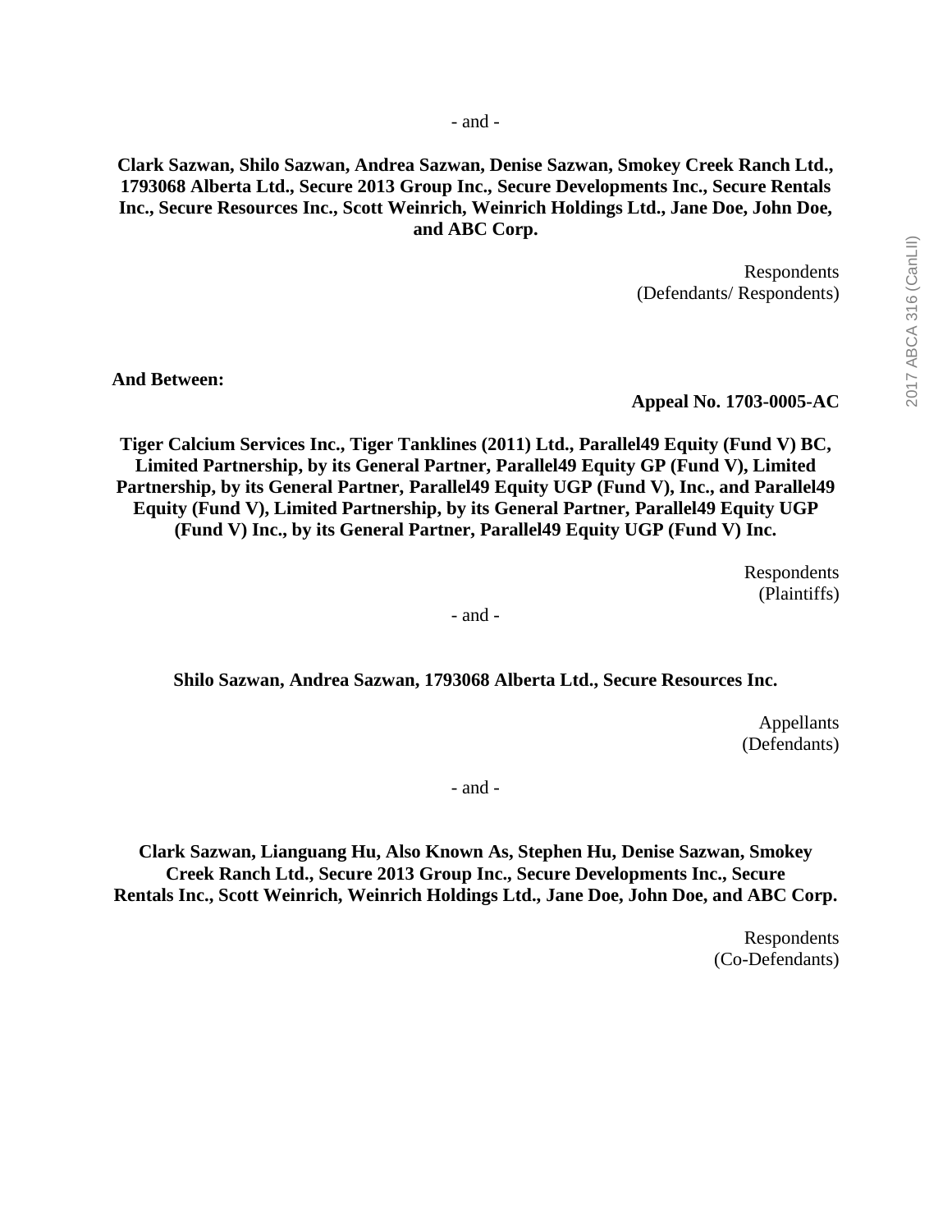- and -

**Clark Sazwan, Shilo Sazwan, Andrea Sazwan, Denise Sazwan, Smokey Creek Ranch Ltd., 1793068 Alberta Ltd., Secure 2013 Group Inc., Secure Developments Inc., Secure Rentals Inc., Secure Resources Inc., Scott Weinrich, Weinrich Holdings Ltd., Jane Doe, John Doe, and ABC Corp.**

Respondents
(Defendants/ Respondents)

**And Between:**

**Appeal No. 1703-0005-AC**

**Tiger Calcium Services Inc., Tiger Tanklines (2011) Ltd., Parallel49 Equity (Fund V) BC, Limited Partnership, by its General Partner, Parallel49 Equity GP (Fund V), Limited Partnership, by its General Partner, Parallel49 Equity UGP (Fund V), Inc., and Parallel49 Equity (Fund V), Limited Partnership, by its General Partner, Parallel49 Equity UGP (Fund V) Inc., by its General Partner, Parallel49 Equity UGP (Fund V) Inc.**

Respondents
(Plaintiffs)

- and -

**Shilo Sazwan, Andrea Sazwan, 1793068 Alberta Ltd., Secure Resources Inc.**

Appellants
(Defendants)

- and -

**Clark Sazwan, Lianguang Hu, Also Known As, Stephen Hu, Denise Sazwan, Smokey Creek Ranch Ltd., Secure 2013 Group Inc., Secure Developments Inc., Secure Rentals Inc., Scott Weinrich, Weinrich Holdings Ltd., Jane Doe, John Doe, and ABC Corp.**

Respondents
(Co-Defendants)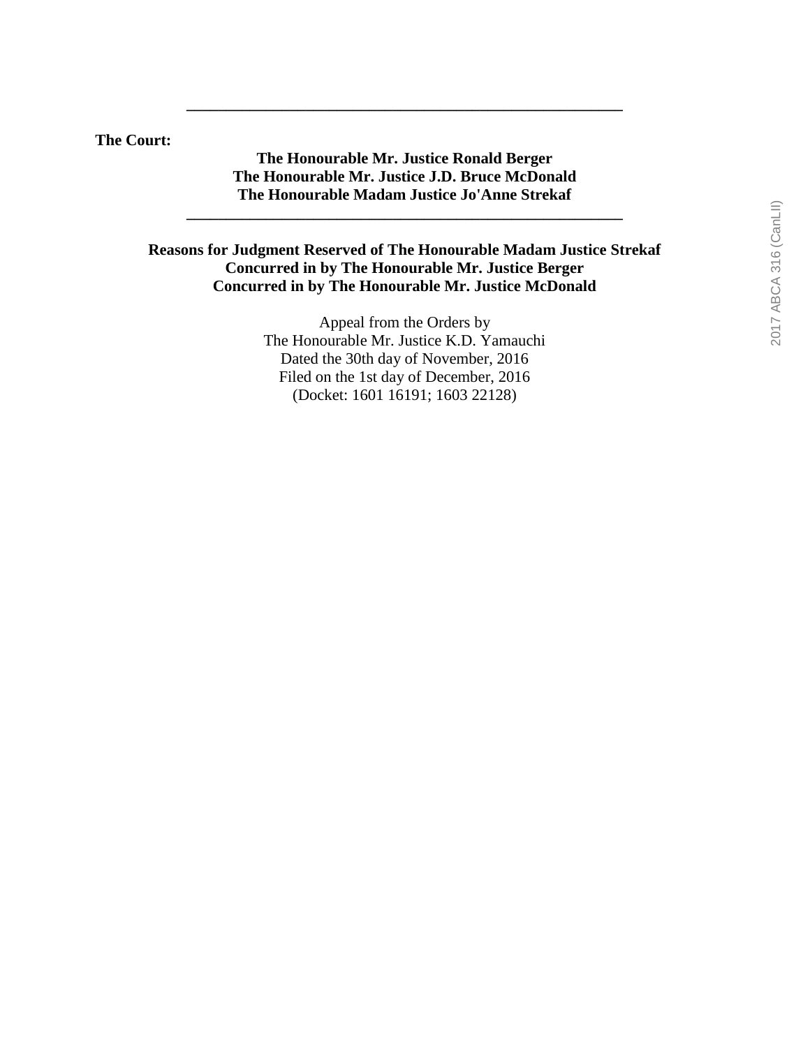---

**The Court:**

**The Honourable Mr. Justice Ronald Berger**
**The Honourable Mr. Justice J.D. Bruce McDonald**
**The Honourable Madam Justice Jo'Anne Strekaf**

---

**Reasons for Judgment Reserved of The Honourable Madam Justice Strekaf**
**Concurred in by The Honourable Mr. Justice Berger**
**Concurred in by The Honourable Mr. Justice McDonald**

Appeal from the Orders by
The Honourable Mr. Justice K.D. Yamauchi
Dated the 30th day of November, 2016
Filed on the 1st day of December, 2016
(Docket: 1601 16191; 1603 22128)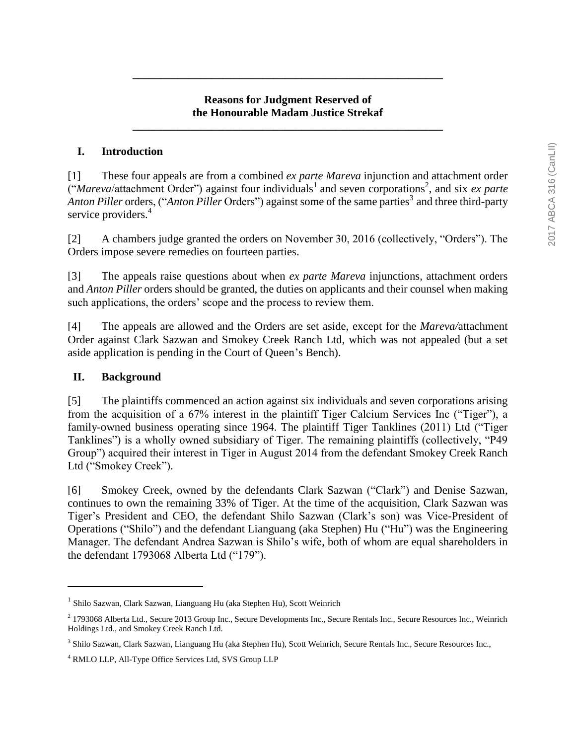**Reasons for Judgment Reserved of the Honourable Madam Justice Strekaf**

## I. Introduction

[1] These four appeals are from a combined *ex parte Mareva* injunction and attachment order ("*Mareva*/attachment Order") against four individuals[1] and seven corporations[2], and six *ex parte Anton Piller* orders, ("*Anton Piller* Orders") against some of the same parties[3] and three third-party service providers.[4]

[2] A chambers judge granted the orders on November 30, 2016 (collectively, "Orders"). The Orders impose severe remedies on fourteen parties.

[3] The appeals raise questions about when *ex parte Mareva* injunctions, attachment orders and *Anton Piller* orders should be granted, the duties on applicants and their counsel when making such applications, the orders' scope and the process to review them.

[4] The appeals are allowed and the Orders are set aside, except for the *Mareva/*attachment Order against Clark Sazwan and Smokey Creek Ranch Ltd, which was not appealed (but a set aside application is pending in the Court of Queen's Bench).

## II. Background

[5] The plaintiffs commenced an action against six individuals and seven corporations arising from the acquisition of a 67% interest in the plaintiff Tiger Calcium Services Inc ("Tiger"), a family-owned business operating since 1964. The plaintiff Tiger Tanklines (2011) Ltd ("Tiger Tanklines") is a wholly owned subsidiary of Tiger. The remaining plaintiffs (collectively, "P49 Group") acquired their interest in Tiger in August 2014 from the defendant Smokey Creek Ranch Ltd ("Smokey Creek").

[6] Smokey Creek, owned by the defendants Clark Sazwan ("Clark") and Denise Sazwan, continues to own the remaining 33% of Tiger. At the time of the acquisition, Clark Sazwan was Tiger's President and CEO, the defendant Shilo Sazwan (Clark's son) was Vice-President of Operations ("Shilo") and the defendant Lianguang (aka Stephen) Hu ("Hu") was the Engineering Manager. The defendant Andrea Sazwan is Shilo's wife, both of whom are equal shareholders in the defendant 1793068 Alberta Ltd ("179").

---

[1] Shilo Sazwan, Clark Sazwan, Lianguang Hu (aka Stephen Hu), Scott Weinrich

[2] 1793068 Alberta Ltd., Secure 2013 Group Inc., Secure Developments Inc., Secure Rentals Inc., Secure Resources Inc., Weinrich Holdings Ltd., and Smokey Creek Ranch Ltd.

[3] Shilo Sazwan, Clark Sazwan, Lianguang Hu (aka Stephen Hu), Scott Weinrich, Secure Rentals Inc., Secure Resources Inc.,

[4] RMLO LLP, All-Type Office Services Ltd, SVS Group LLP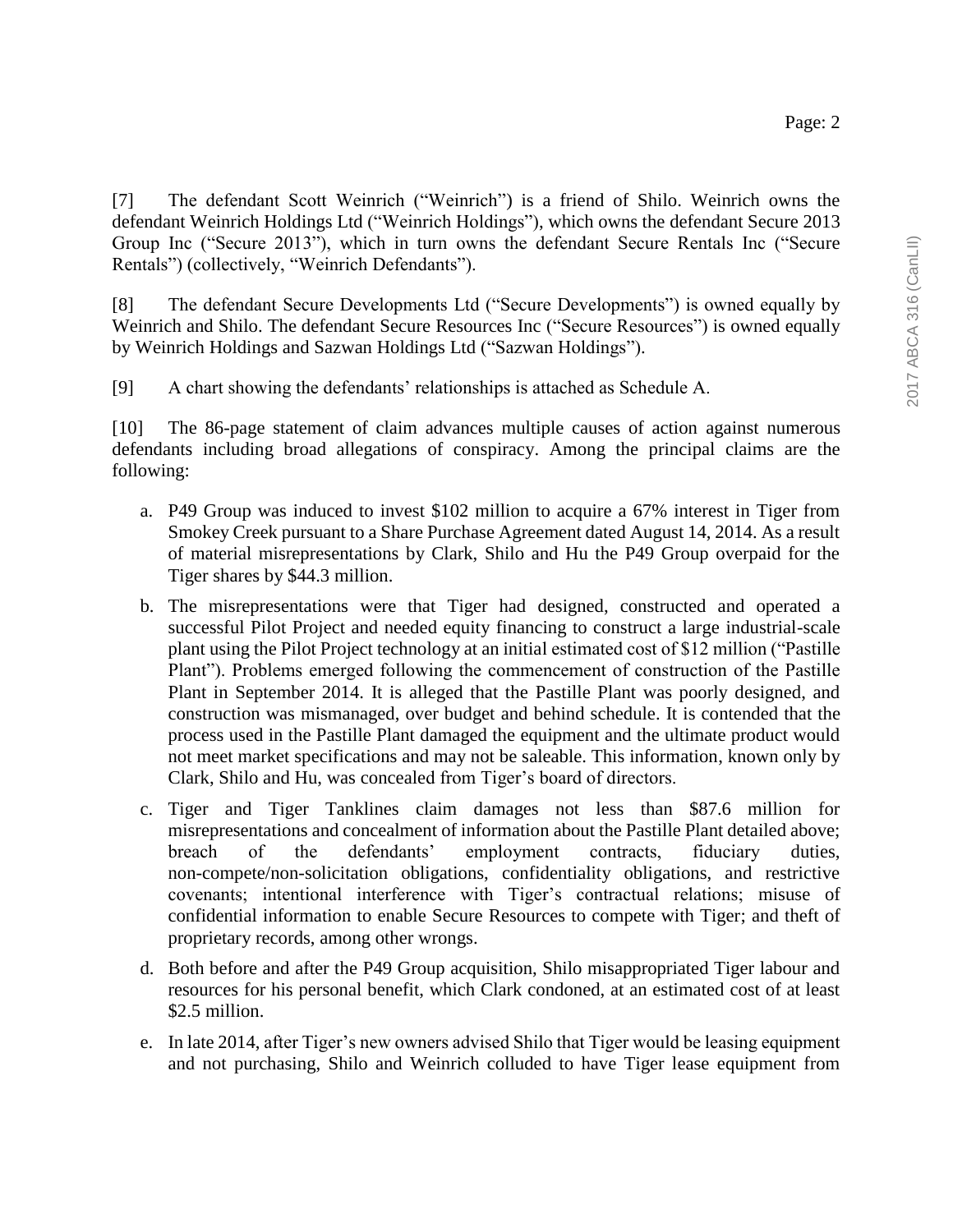[7] The defendant Scott Weinrich ("Weinrich") is a friend of Shilo. Weinrich owns the defendant Weinrich Holdings Ltd ("Weinrich Holdings"), which owns the defendant Secure 2013 Group Inc ("Secure 2013"), which in turn owns the defendant Secure Rentals Inc ("Secure Rentals") (collectively, "Weinrich Defendants").

[8] The defendant Secure Developments Ltd ("Secure Developments") is owned equally by Weinrich and Shilo. The defendant Secure Resources Inc ("Secure Resources") is owned equally by Weinrich Holdings and Sazwan Holdings Ltd ("Sazwan Holdings").

[9] A chart showing the defendants' relationships is attached as Schedule A.

[10] The 86-page statement of claim advances multiple causes of action against numerous defendants including broad allegations of conspiracy. Among the principal claims are the following:

a. P49 Group was induced to invest $102 million to acquire a 67% interest in Tiger from Smokey Creek pursuant to a Share Purchase Agreement dated August 14, 2014. As a result of material misrepresentations by Clark, Shilo and Hu the P49 Group overpaid for the Tiger shares by $44.3 million.

b. The misrepresentations were that Tiger had designed, constructed and operated a successful Pilot Project and needed equity financing to construct a large industrial-scale plant using the Pilot Project technology at an initial estimated cost of $12 million ("Pastille Plant"). Problems emerged following the commencement of construction of the Pastille Plant in September 2014. It is alleged that the Pastille Plant was poorly designed, and construction was mismanaged, over budget and behind schedule. It is contended that the process used in the Pastille Plant damaged the equipment and the ultimate product would not meet market specifications and may not be saleable. This information, known only by Clark, Shilo and Hu, was concealed from Tiger's board of directors.

c. Tiger and Tiger Tanklines claim damages not less than $87.6 million for misrepresentations and concealment of information about the Pastille Plant detailed above; breach of the defendants' employment contracts, fiduciary duties, non-compete/non-solicitation obligations, confidentiality obligations, and restrictive covenants; intentional interference with Tiger's contractual relations; misuse of confidential information to enable Secure Resources to compete with Tiger; and theft of proprietary records, among other wrongs.

d. Both before and after the P49 Group acquisition, Shilo misappropriated Tiger labour and resources for his personal benefit, which Clark condoned, at an estimated cost of at least $2.5 million.

e. In late 2014, after Tiger's new owners advised Shilo that Tiger would be leasing equipment and not purchasing, Shilo and Weinrich colluded to have Tiger lease equipment from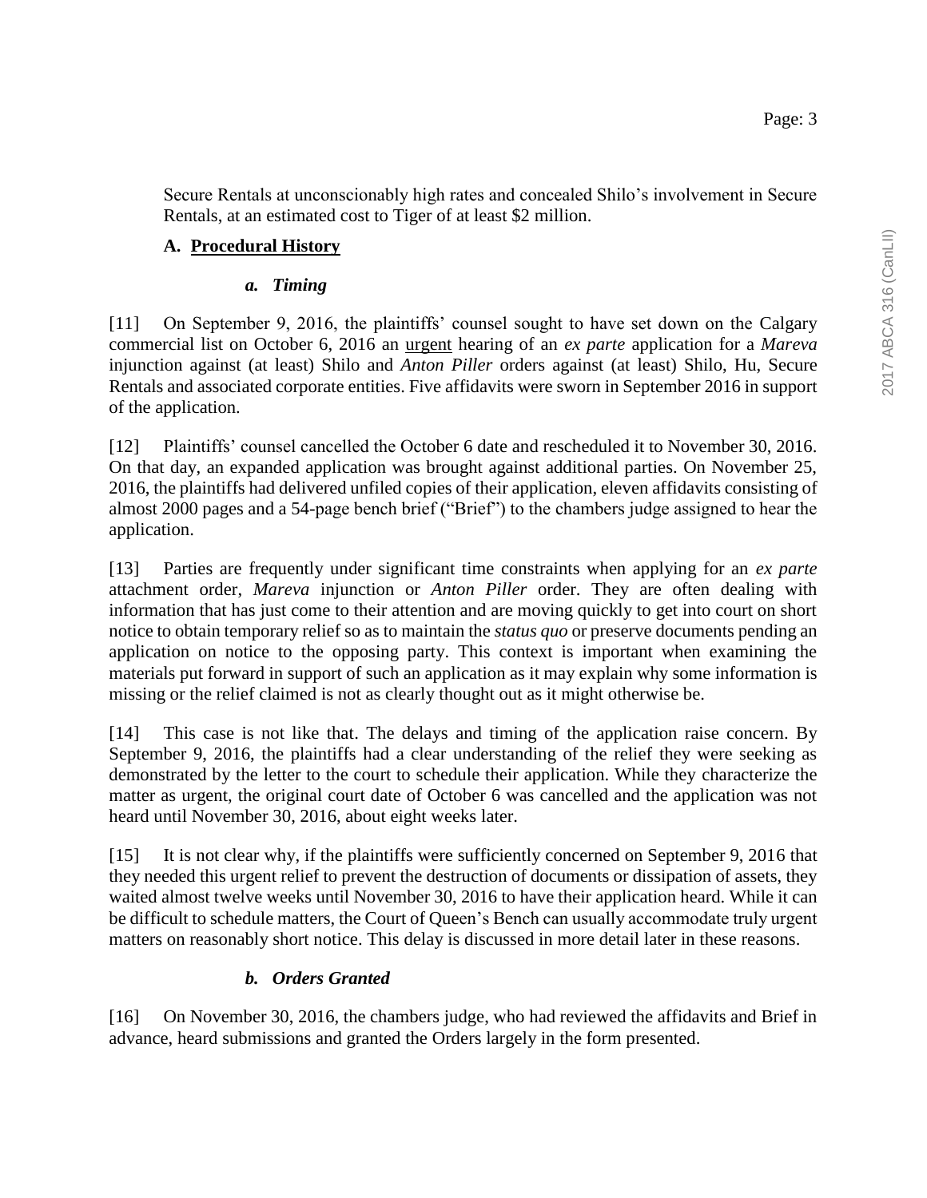Secure Rentals at unconscionably high rates and concealed Shilo's involvement in Secure Rentals, at an estimated cost to Tiger of at least $2 million.

## A. Procedural History

### *a. Timing*

[11] On September 9, 2016, the plaintiffs' counsel sought to have set down on the Calgary commercial list on October 6, 2016 an urgent hearing of an *ex parte* application for a *Mareva* injunction against (at least) Shilo and *Anton Piller* orders against (at least) Shilo, Hu, Secure Rentals and associated corporate entities. Five affidavits were sworn in September 2016 in support of the application.

[12] Plaintiffs' counsel cancelled the October 6 date and rescheduled it to November 30, 2016. On that day, an expanded application was brought against additional parties. On November 25, 2016, the plaintiffs had delivered unfiled copies of their application, eleven affidavits consisting of almost 2000 pages and a 54-page bench brief ("Brief") to the chambers judge assigned to hear the application.

[13] Parties are frequently under significant time constraints when applying for an *ex parte* attachment order, *Mareva* injunction or *Anton Piller* order. They are often dealing with information that has just come to their attention and are moving quickly to get into court on short notice to obtain temporary relief so as to maintain the *status quo* or preserve documents pending an application on notice to the opposing party. This context is important when examining the materials put forward in support of such an application as it may explain why some information is missing or the relief claimed is not as clearly thought out as it might otherwise be.

[14] This case is not like that. The delays and timing of the application raise concern. By September 9, 2016, the plaintiffs had a clear understanding of the relief they were seeking as demonstrated by the letter to the court to schedule their application. While they characterize the matter as urgent, the original court date of October 6 was cancelled and the application was not heard until November 30, 2016, about eight weeks later.

[15] It is not clear why, if the plaintiffs were sufficiently concerned on September 9, 2016 that they needed this urgent relief to prevent the destruction of documents or dissipation of assets, they waited almost twelve weeks until November 30, 2016 to have their application heard. While it can be difficult to schedule matters, the Court of Queen's Bench can usually accommodate truly urgent matters on reasonably short notice. This delay is discussed in more detail later in these reasons.

### *b. Orders Granted*

[16] On November 30, 2016, the chambers judge, who had reviewed the affidavits and Brief in advance, heard submissions and granted the Orders largely in the form presented.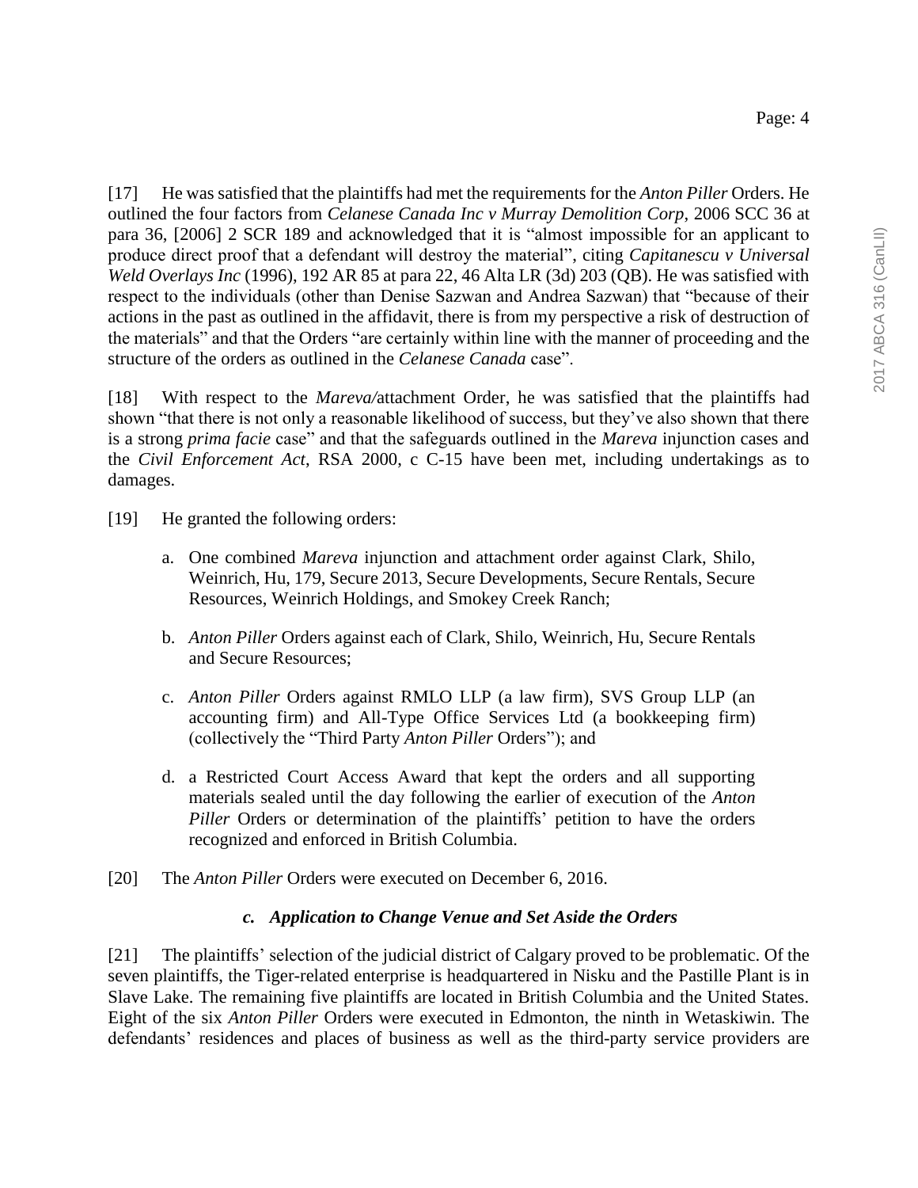[17] He was satisfied that the plaintiffs had met the requirements for the *Anton Piller* Orders. He outlined the four factors from *Celanese Canada Inc v Murray Demolition Corp*, 2006 SCC 36 at para 36, [2006] 2 SCR 189 and acknowledged that it is "almost impossible for an applicant to produce direct proof that a defendant will destroy the material", citing *Capitanescu v Universal Weld Overlays Inc* (1996), 192 AR 85 at para 22, 46 Alta LR (3d) 203 (QB). He was satisfied with respect to the individuals (other than Denise Sazwan and Andrea Sazwan) that "because of their actions in the past as outlined in the affidavit, there is from my perspective a risk of destruction of the materials" and that the Orders "are certainly within line with the manner of proceeding and the structure of the orders as outlined in the *Celanese Canada* case".

[18] With respect to the *Mareva/*attachment Order, he was satisfied that the plaintiffs had shown "that there is not only a reasonable likelihood of success, but they've also shown that there is a strong *prima facie* case" and that the safeguards outlined in the *Mareva* injunction cases and the *Civil Enforcement Act*, RSA 2000, c C-15 have been met, including undertakings as to damages.

[19] He granted the following orders:

a. One combined *Mareva* injunction and attachment order against Clark, Shilo, Weinrich, Hu, 179, Secure 2013, Secure Developments, Secure Rentals, Secure Resources, Weinrich Holdings, and Smokey Creek Ranch;

b. *Anton Piller* Orders against each of Clark, Shilo, Weinrich, Hu, Secure Rentals and Secure Resources;

c. *Anton Piller* Orders against RMLO LLP (a law firm), SVS Group LLP (an accounting firm) and All-Type Office Services Ltd (a bookkeeping firm) (collectively the "Third Party *Anton Piller* Orders"); and

d. a Restricted Court Access Award that kept the orders and all supporting materials sealed until the day following the earlier of execution of the *Anton Piller* Orders or determination of the plaintiffs' petition to have the orders recognized and enforced in British Columbia.

[20] The *Anton Piller* Orders were executed on December 6, 2016.

### *c. Application to Change Venue and Set Aside the Orders*

[21] The plaintiffs' selection of the judicial district of Calgary proved to be problematic. Of the seven plaintiffs, the Tiger-related enterprise is headquartered in Nisku and the Pastille Plant is in Slave Lake. The remaining five plaintiffs are located in British Columbia and the United States. Eight of the six *Anton Piller* Orders were executed in Edmonton, the ninth in Wetaskiwin. The defendants' residences and places of business as well as the third-party service providers are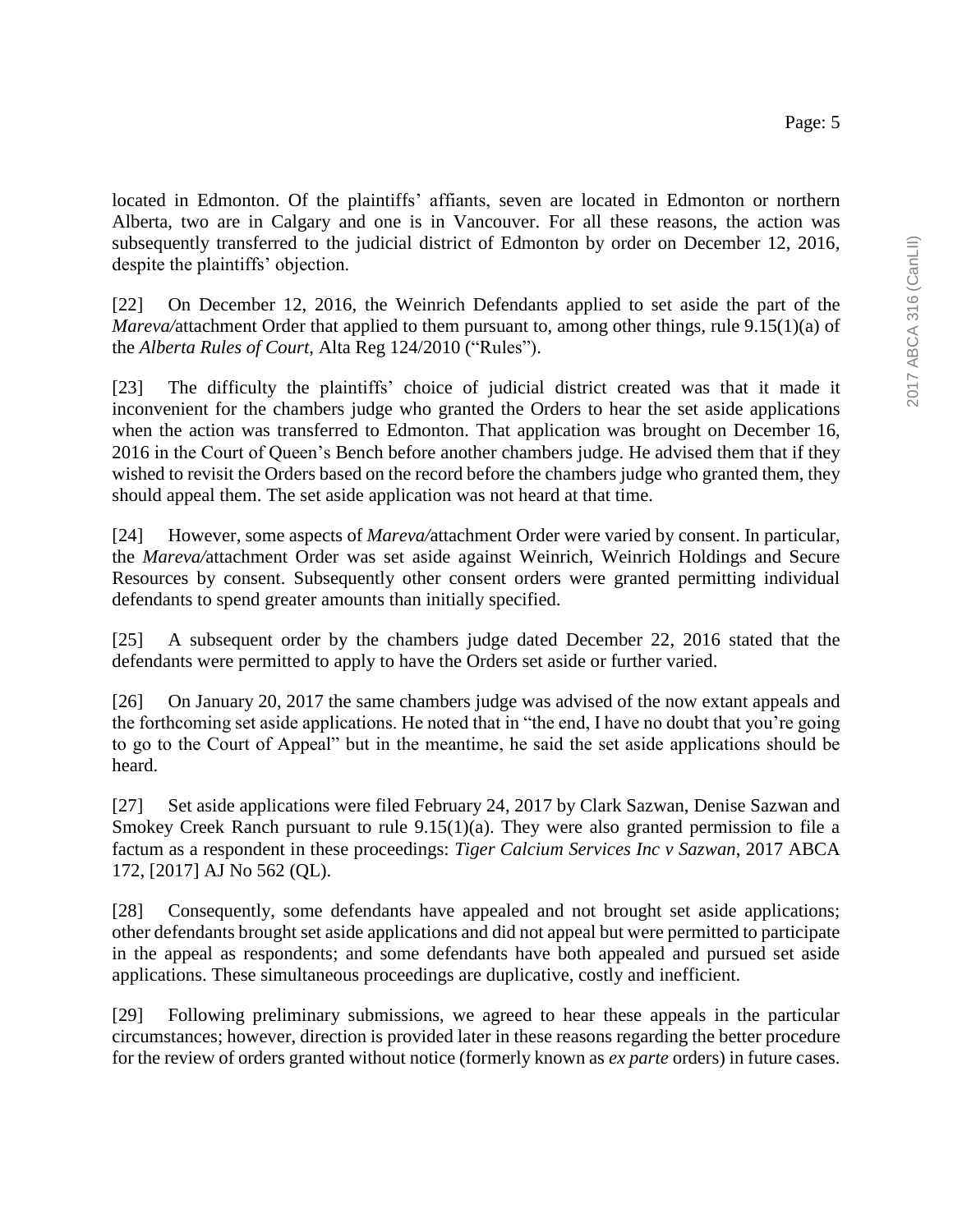located in Edmonton. Of the plaintiffs' affiants, seven are located in Edmonton or northern Alberta, two are in Calgary and one is in Vancouver. For all these reasons, the action was subsequently transferred to the judicial district of Edmonton by order on December 12, 2016, despite the plaintiffs' objection.

[22] On December 12, 2016, the Weinrich Defendants applied to set aside the part of the *Mareva/*attachment Order that applied to them pursuant to, among other things, rule 9.15(1)(a) of the *Alberta Rules of Court*, Alta Reg 124/2010 ("Rules").

[23] The difficulty the plaintiffs' choice of judicial district created was that it made it inconvenient for the chambers judge who granted the Orders to hear the set aside applications when the action was transferred to Edmonton. That application was brought on December 16, 2016 in the Court of Queen's Bench before another chambers judge. He advised them that if they wished to revisit the Orders based on the record before the chambers judge who granted them, they should appeal them. The set aside application was not heard at that time.

[24] However, some aspects of *Mareva/*attachment Order were varied by consent. In particular, the *Mareva/*attachment Order was set aside against Weinrich, Weinrich Holdings and Secure Resources by consent. Subsequently other consent orders were granted permitting individual defendants to spend greater amounts than initially specified.

[25] A subsequent order by the chambers judge dated December 22, 2016 stated that the defendants were permitted to apply to have the Orders set aside or further varied.

[26] On January 20, 2017 the same chambers judge was advised of the now extant appeals and the forthcoming set aside applications. He noted that in "the end, I have no doubt that you're going to go to the Court of Appeal" but in the meantime, he said the set aside applications should be heard.

[27] Set aside applications were filed February 24, 2017 by Clark Sazwan, Denise Sazwan and Smokey Creek Ranch pursuant to rule 9.15(1)(a). They were also granted permission to file a factum as a respondent in these proceedings: *Tiger Calcium Services Inc v Sazwan*, 2017 ABCA 172, [2017] AJ No 562 (QL).

[28] Consequently, some defendants have appealed and not brought set aside applications; other defendants brought set aside applications and did not appeal but were permitted to participate in the appeal as respondents; and some defendants have both appealed and pursued set aside applications. These simultaneous proceedings are duplicative, costly and inefficient.

[29] Following preliminary submissions, we agreed to hear these appeals in the particular circumstances; however, direction is provided later in these reasons regarding the better procedure for the review of orders granted without notice (formerly known as *ex parte* orders) in future cases.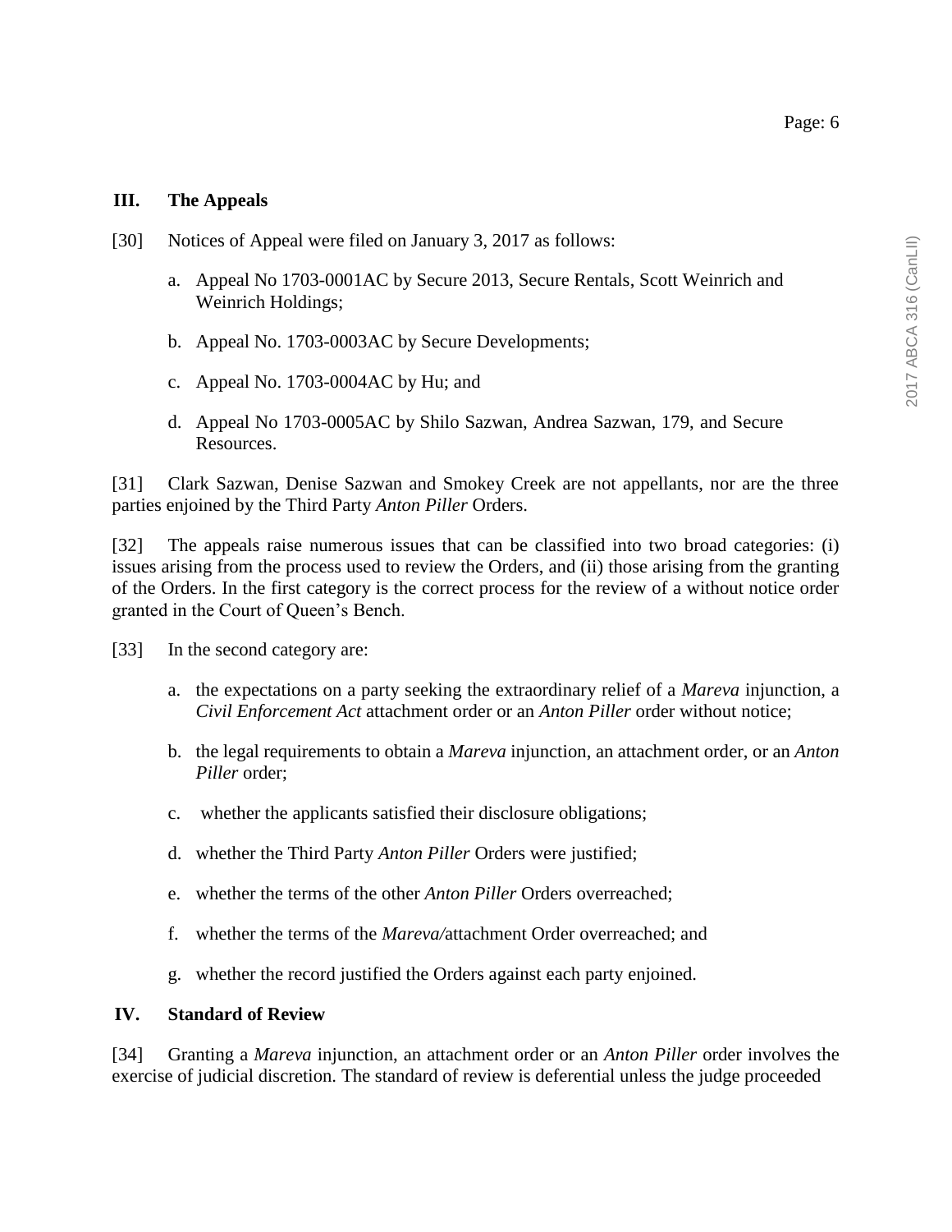## III. The Appeals

[30] Notices of Appeal were filed on January 3, 2017 as follows:

a. Appeal No 1703-0001AC by Secure 2013, Secure Rentals, Scott Weinrich and Weinrich Holdings;

b. Appeal No. 1703-0003AC by Secure Developments;

c. Appeal No. 1703-0004AC by Hu; and

d. Appeal No 1703-0005AC by Shilo Sazwan, Andrea Sazwan, 179, and Secure Resources.

[31] Clark Sazwan, Denise Sazwan and Smokey Creek are not appellants, nor are the three parties enjoined by the Third Party *Anton Piller* Orders.

[32] The appeals raise numerous issues that can be classified into two broad categories: (i) issues arising from the process used to review the Orders, and (ii) those arising from the granting of the Orders. In the first category is the correct process for the review of a without notice order granted in the Court of Queen's Bench.

[33] In the second category are:

a. the expectations on a party seeking the extraordinary relief of a *Mareva* injunction, a *Civil Enforcement Act* attachment order or an *Anton Piller* order without notice;

b. the legal requirements to obtain a *Mareva* injunction, an attachment order, or an *Anton Piller* order;

c. whether the applicants satisfied their disclosure obligations;

d. whether the Third Party *Anton Piller* Orders were justified;

e. whether the terms of the other *Anton Piller* Orders overreached;

f. whether the terms of the *Mareva/*attachment Order overreached; and

g. whether the record justified the Orders against each party enjoined.

## IV. Standard of Review

[34] Granting a *Mareva* injunction, an attachment order or an *Anton Piller* order involves the exercise of judicial discretion. The standard of review is deferential unless the judge proceeded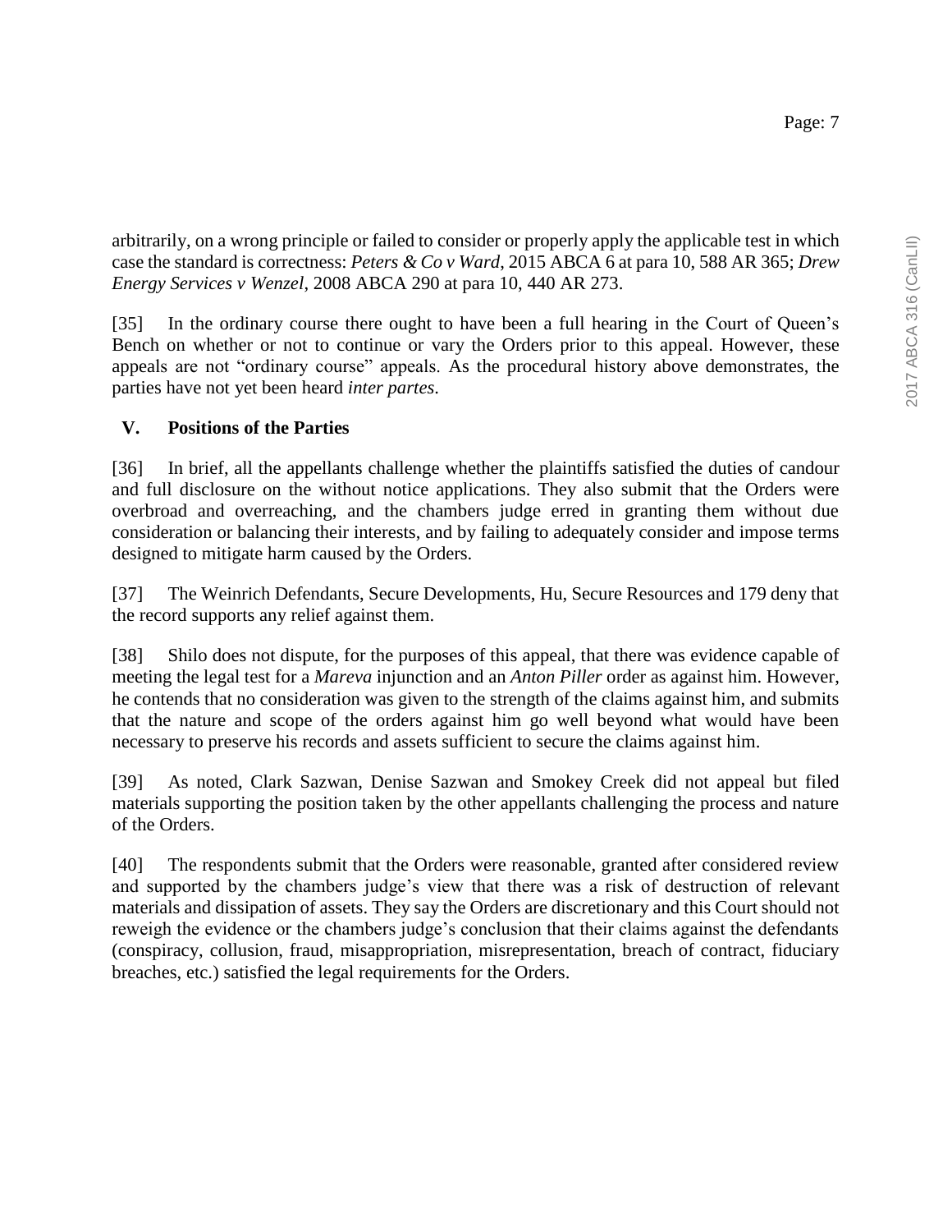arbitrarily, on a wrong principle or failed to consider or properly apply the applicable test in which case the standard is correctness: *Peters & Co v Ward*, 2015 ABCA 6 at para 10, 588 AR 365; *Drew Energy Services v Wenzel*, 2008 ABCA 290 at para 10, 440 AR 273.

[35] In the ordinary course there ought to have been a full hearing in the Court of Queen's Bench on whether or not to continue or vary the Orders prior to this appeal. However, these appeals are not "ordinary course" appeals. As the procedural history above demonstrates, the parties have not yet been heard *inter partes*.

## V. Positions of the Parties

[36] In brief, all the appellants challenge whether the plaintiffs satisfied the duties of candour and full disclosure on the without notice applications. They also submit that the Orders were overbroad and overreaching, and the chambers judge erred in granting them without due consideration or balancing their interests, and by failing to adequately consider and impose terms designed to mitigate harm caused by the Orders.

[37] The Weinrich Defendants, Secure Developments, Hu, Secure Resources and 179 deny that the record supports any relief against them.

[38] Shilo does not dispute, for the purposes of this appeal, that there was evidence capable of meeting the legal test for a *Mareva* injunction and an *Anton Piller* order as against him. However, he contends that no consideration was given to the strength of the claims against him, and submits that the nature and scope of the orders against him go well beyond what would have been necessary to preserve his records and assets sufficient to secure the claims against him.

[39] As noted, Clark Sazwan, Denise Sazwan and Smokey Creek did not appeal but filed materials supporting the position taken by the other appellants challenging the process and nature of the Orders.

[40] The respondents submit that the Orders were reasonable, granted after considered review and supported by the chambers judge's view that there was a risk of destruction of relevant materials and dissipation of assets. They say the Orders are discretionary and this Court should not reweigh the evidence or the chambers judge's conclusion that their claims against the defendants (conspiracy, collusion, fraud, misappropriation, misrepresentation, breach of contract, fiduciary breaches, etc.) satisfied the legal requirements for the Orders.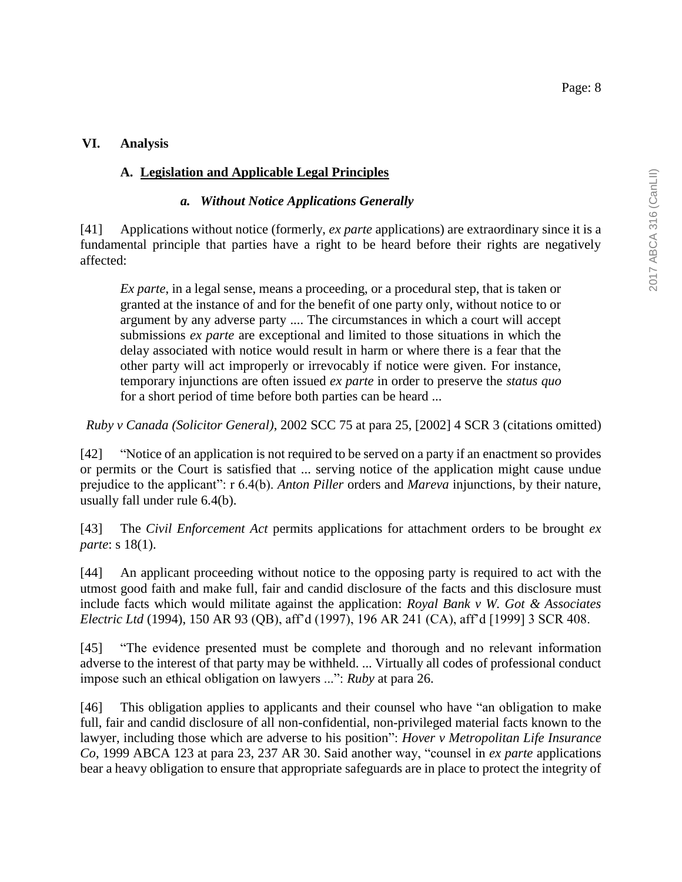## VI. Analysis

### A. Legislation and Applicable Legal Principles

#### *a. Without Notice Applications Generally*

[41] Applications without notice (formerly, *ex parte* applications) are extraordinary since it is a fundamental principle that parties have a right to be heard before their rights are negatively affected:

> *Ex parte*, in a legal sense, means a proceeding, or a procedural step, that is taken or granted at the instance of and for the benefit of one party only, without notice to or argument by any adverse party .... The circumstances in which a court will accept submissions *ex parte* are exceptional and limited to those situations in which the delay associated with notice would result in harm or where there is a fear that the other party will act improperly or irrevocably if notice were given. For instance, temporary injunctions are often issued *ex parte* in order to preserve the *status quo* for a short period of time before both parties can be heard ...

*Ruby v Canada (Solicitor General)*, 2002 SCC 75 at para 25, [2002] 4 SCR 3 (citations omitted)

[42] "Notice of an application is not required to be served on a party if an enactment so provides or permits or the Court is satisfied that ... serving notice of the application might cause undue prejudice to the applicant": r 6.4(b). *Anton Piller* orders and *Mareva* injunctions, by their nature, usually fall under rule 6.4(b).

[43] The *Civil Enforcement Act* permits applications for attachment orders to be brought *ex parte*: s 18(1).

[44] An applicant proceeding without notice to the opposing party is required to act with the utmost good faith and make full, fair and candid disclosure of the facts and this disclosure must include facts which would militate against the application: *Royal Bank v W. Got & Associates Electric Ltd* (1994), 150 AR 93 (QB), aff'd (1997), 196 AR 241 (CA), aff'd [1999] 3 SCR 408.

[45] "The evidence presented must be complete and thorough and no relevant information adverse to the interest of that party may be withheld. ... Virtually all codes of professional conduct impose such an ethical obligation on lawyers ...": *Ruby* at para 26.

[46] This obligation applies to applicants and their counsel who have "an obligation to make full, fair and candid disclosure of all non-confidential, non-privileged material facts known to the lawyer, including those which are adverse to his position": *Hover v Metropolitan Life Insurance Co*, 1999 ABCA 123 at para 23, 237 AR 30. Said another way, "counsel in *ex parte* applications bear a heavy obligation to ensure that appropriate safeguards are in place to protect the integrity of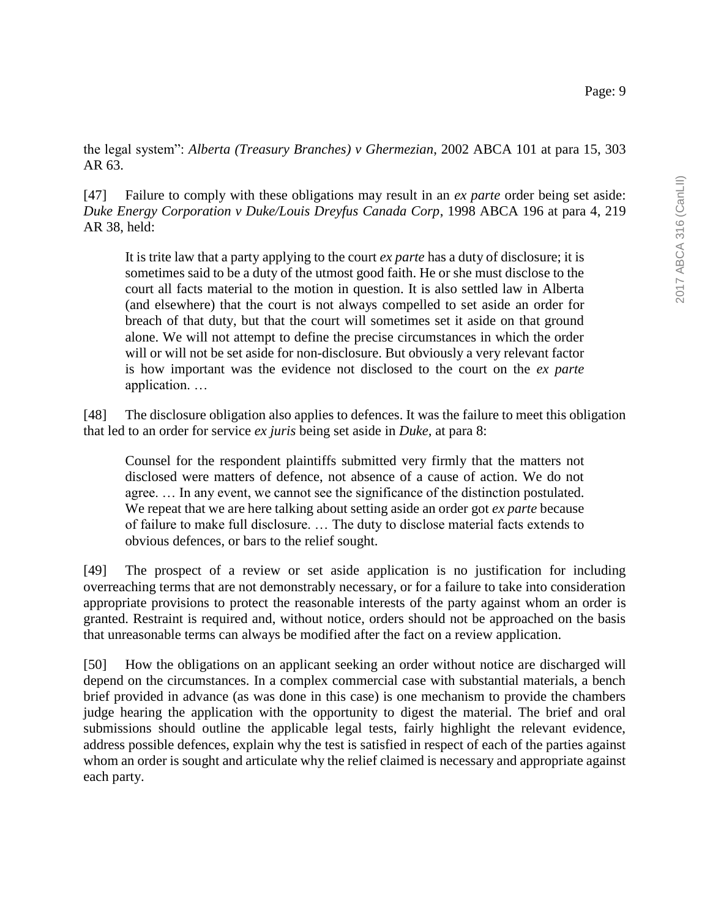the legal system": *Alberta (Treasury Branches) v Ghermezian*, 2002 ABCA 101 at para 15, 303 AR 63.

[47] Failure to comply with these obligations may result in an *ex parte* order being set aside: *Duke Energy Corporation v Duke/Louis Dreyfus Canada Corp*, 1998 ABCA 196 at para 4, 219 AR 38, held:

> It is trite law that a party applying to the court *ex parte* has a duty of disclosure; it is sometimes said to be a duty of the utmost good faith. He or she must disclose to the court all facts material to the motion in question. It is also settled law in Alberta (and elsewhere) that the court is not always compelled to set aside an order for breach of that duty, but that the court will sometimes set it aside on that ground alone. We will not attempt to define the precise circumstances in which the order will or will not be set aside for non-disclosure. But obviously a very relevant factor is how important was the evidence not disclosed to the court on the *ex parte* application. …

[48] The disclosure obligation also applies to defences. It was the failure to meet this obligation that led to an order for service *ex juris* being set aside in *Duke*, at para 8:

> Counsel for the respondent plaintiffs submitted very firmly that the matters not disclosed were matters of defence, not absence of a cause of action. We do not agree. … In any event, we cannot see the significance of the distinction postulated. We repeat that we are here talking about setting aside an order got *ex parte* because of failure to make full disclosure. … The duty to disclose material facts extends to obvious defences, or bars to the relief sought.

[49] The prospect of a review or set aside application is no justification for including overreaching terms that are not demonstrably necessary, or for a failure to take into consideration appropriate provisions to protect the reasonable interests of the party against whom an order is granted. Restraint is required and, without notice, orders should not be approached on the basis that unreasonable terms can always be modified after the fact on a review application.

[50] How the obligations on an applicant seeking an order without notice are discharged will depend on the circumstances. In a complex commercial case with substantial materials, a bench brief provided in advance (as was done in this case) is one mechanism to provide the chambers judge hearing the application with the opportunity to digest the material. The brief and oral submissions should outline the applicable legal tests, fairly highlight the relevant evidence, address possible defences, explain why the test is satisfied in respect of each of the parties against whom an order is sought and articulate why the relief claimed is necessary and appropriate against each party.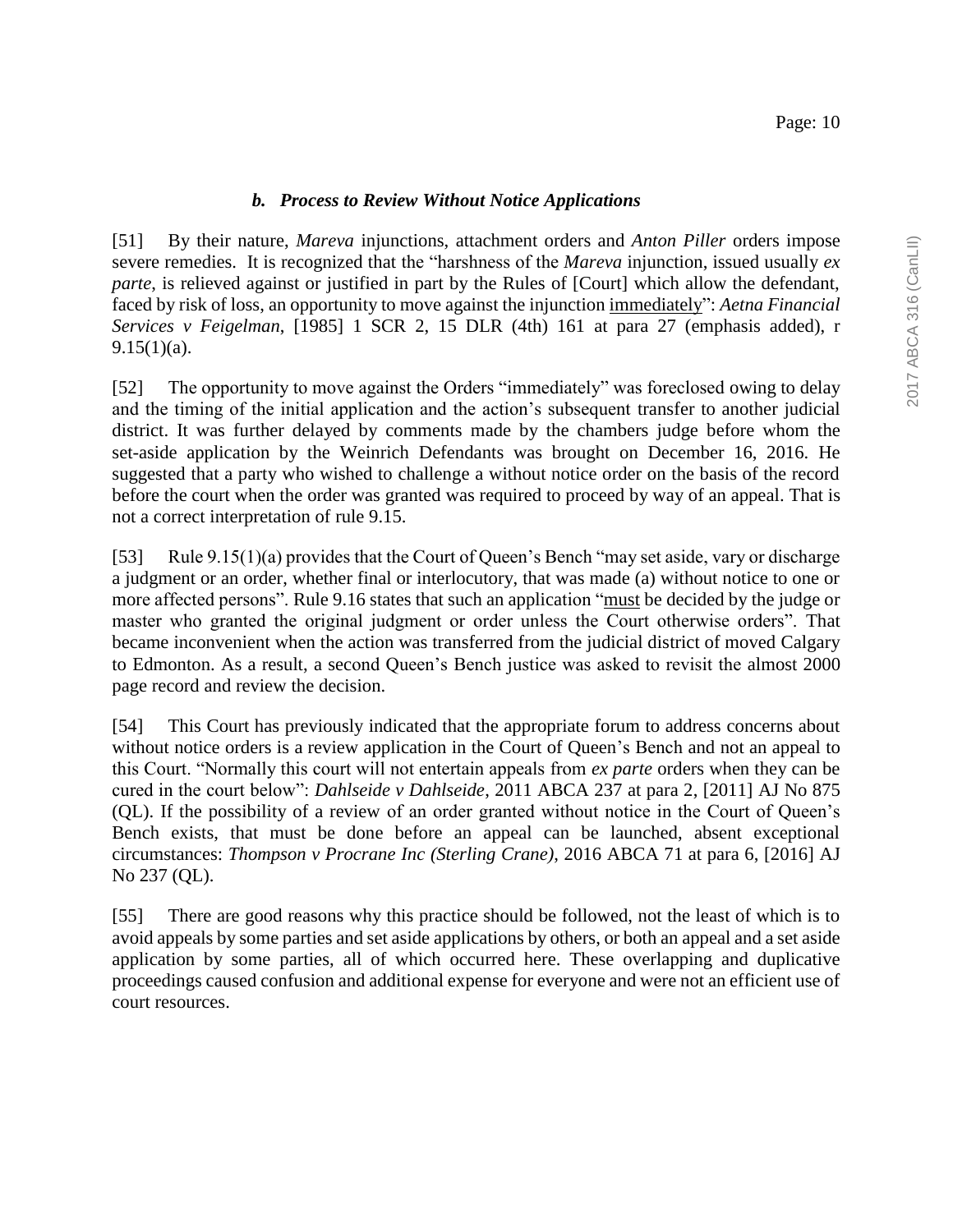### *b. Process to Review Without Notice Applications*

[51] By their nature, *Mareva* injunctions, attachment orders and *Anton Piller* orders impose severe remedies. It is recognized that the "harshness of the *Mareva* injunction, issued usually *ex parte*, is relieved against or justified in part by the Rules of [Court] which allow the defendant, faced by risk of loss, an opportunity to move against the injunction immediately": *Aetna Financial Services v Feigelman*, [1985] 1 SCR 2, 15 DLR (4th) 161 at para 27 (emphasis added), r 9.15(1)(a).

[52] The opportunity to move against the Orders "immediately" was foreclosed owing to delay and the timing of the initial application and the action's subsequent transfer to another judicial district. It was further delayed by comments made by the chambers judge before whom the set-aside application by the Weinrich Defendants was brought on December 16, 2016. He suggested that a party who wished to challenge a without notice order on the basis of the record before the court when the order was granted was required to proceed by way of an appeal. That is not a correct interpretation of rule 9.15.

[53] Rule 9.15(1)(a) provides that the Court of Queen's Bench "may set aside, vary or discharge a judgment or an order, whether final or interlocutory, that was made (a) without notice to one or more affected persons". Rule 9.16 states that such an application "must be decided by the judge or master who granted the original judgment or order unless the Court otherwise orders". That became inconvenient when the action was transferred from the judicial district of moved Calgary to Edmonton. As a result, a second Queen's Bench justice was asked to revisit the almost 2000 page record and review the decision.

[54] This Court has previously indicated that the appropriate forum to address concerns about without notice orders is a review application in the Court of Queen's Bench and not an appeal to this Court. "Normally this court will not entertain appeals from *ex parte* orders when they can be cured in the court below": *Dahlseide v Dahlseide*, 2011 ABCA 237 at para 2, [2011] AJ No 875 (QL). If the possibility of a review of an order granted without notice in the Court of Queen's Bench exists, that must be done before an appeal can be launched, absent exceptional circumstances: *Thompson v Procrane Inc (Sterling Crane)*, 2016 ABCA 71 at para 6, [2016] AJ No 237 (QL).

[55] There are good reasons why this practice should be followed, not the least of which is to avoid appeals by some parties and set aside applications by others, or both an appeal and a set aside application by some parties, all of which occurred here. These overlapping and duplicative proceedings caused confusion and additional expense for everyone and were not an efficient use of court resources.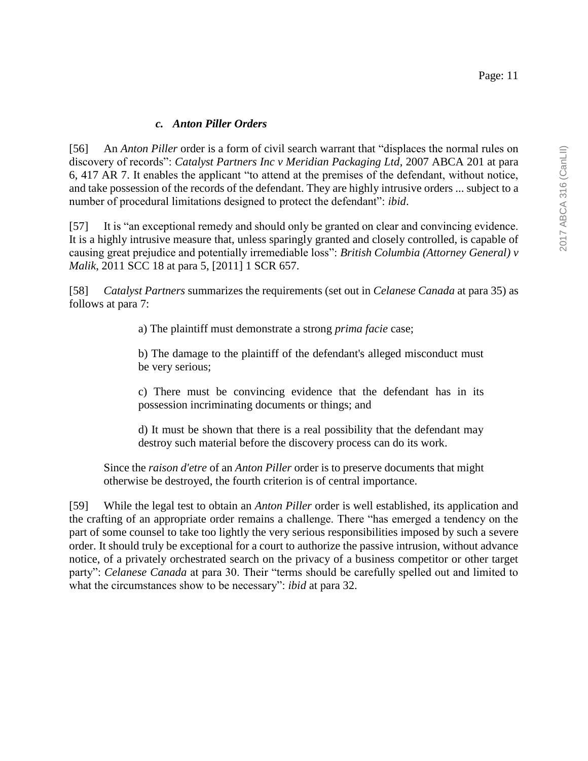### *c. Anton Piller Orders*

[56] An *Anton Piller* order is a form of civil search warrant that "displaces the normal rules on discovery of records": *Catalyst Partners Inc v Meridian Packaging Ltd*, 2007 ABCA 201 at para 6, 417 AR 7. It enables the applicant "to attend at the premises of the defendant, without notice, and take possession of the records of the defendant. They are highly intrusive orders ... subject to a number of procedural limitations designed to protect the defendant": *ibid*.

[57] It is "an exceptional remedy and should only be granted on clear and convincing evidence. It is a highly intrusive measure that, unless sparingly granted and closely controlled, is capable of causing great prejudice and potentially irremediable loss": *British Columbia (Attorney General) v Malik*, 2011 SCC 18 at para 5, [2011] 1 SCR 657.

[58] *Catalyst Partners* summarizes the requirements (set out in *Celanese Canada* at para 35) as follows at para 7:

> a) The plaintiff must demonstrate a strong *prima facie* case;
>
> b) The damage to the plaintiff of the defendant's alleged misconduct must be very serious;
>
> c) There must be convincing evidence that the defendant has in its possession incriminating documents or things; and
>
> d) It must be shown that there is a real possibility that the defendant may destroy such material before the discovery process can do its work.
>
> Since the *raison d'etre* of an *Anton Piller* order is to preserve documents that might otherwise be destroyed, the fourth criterion is of central importance.

[59] While the legal test to obtain an *Anton Piller* order is well established, its application and the crafting of an appropriate order remains a challenge. There "has emerged a tendency on the part of some counsel to take too lightly the very serious responsibilities imposed by such a severe order. It should truly be exceptional for a court to authorize the passive intrusion, without advance notice, of a privately orchestrated search on the privacy of a business competitor or other target party": *Celanese Canada* at para 30. Their "terms should be carefully spelled out and limited to what the circumstances show to be necessary": *ibid* at para 32.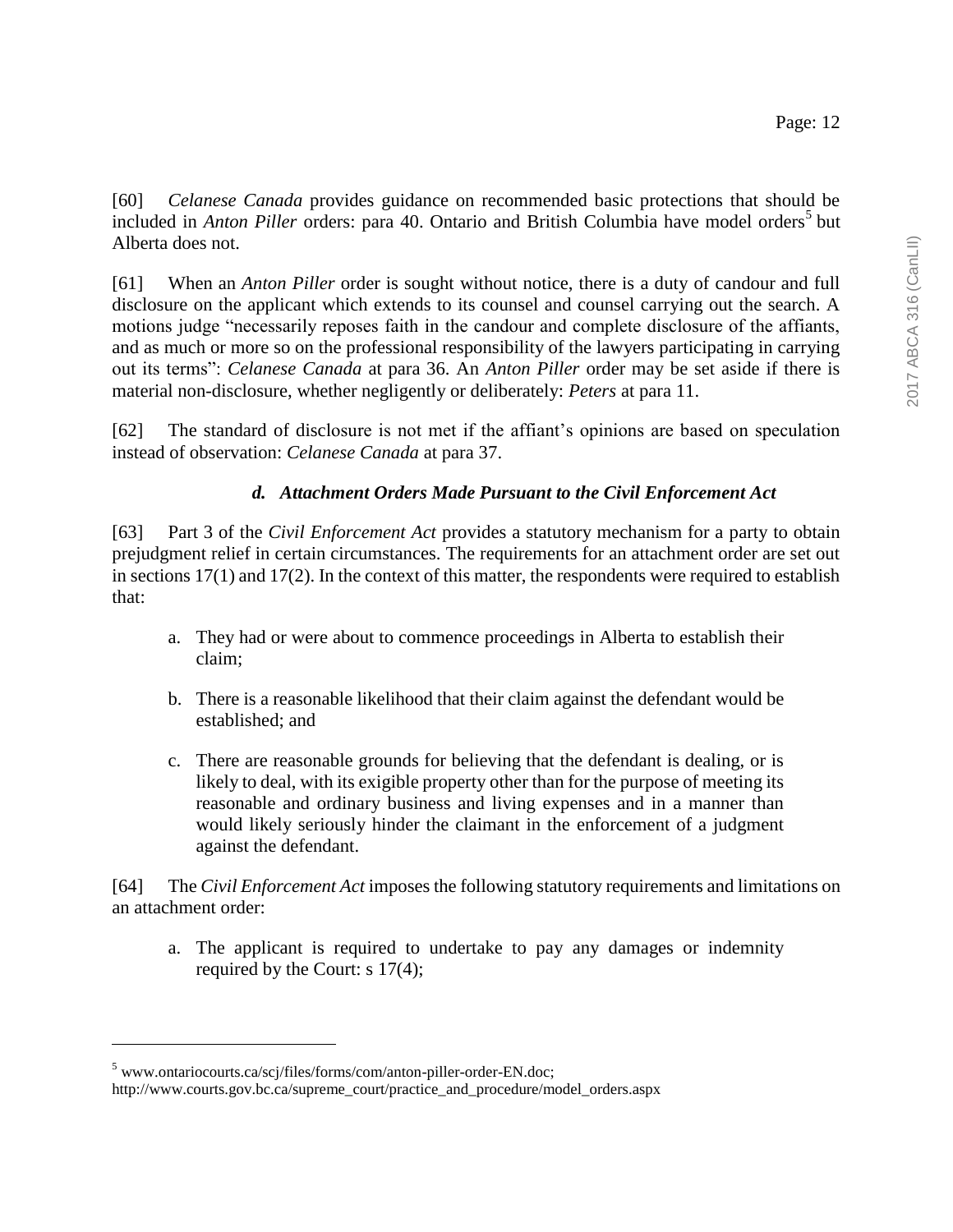[60] *Celanese Canada* provides guidance on recommended basic protections that should be included in *Anton Piller* orders: para 40. Ontario and British Columbia have model orders[5] but Alberta does not.

[61] When an *Anton Piller* order is sought without notice, there is a duty of candour and full disclosure on the applicant which extends to its counsel and counsel carrying out the search. A motions judge "necessarily reposes faith in the candour and complete disclosure of the affiants, and as much or more so on the professional responsibility of the lawyers participating in carrying out its terms": *Celanese Canada* at para 36. An *Anton Piller* order may be set aside if there is material non-disclosure, whether negligently or deliberately: *Peters* at para 11.

[62] The standard of disclosure is not met if the affiant's opinions are based on speculation instead of observation: *Celanese Canada* at para 37.

### *d. Attachment Orders Made Pursuant to the Civil Enforcement Act*

[63] Part 3 of the *Civil Enforcement Act* provides a statutory mechanism for a party to obtain prejudgment relief in certain circumstances. The requirements for an attachment order are set out in sections 17(1) and 17(2). In the context of this matter, the respondents were required to establish that:

a. They had or were about to commence proceedings in Alberta to establish their claim;

b. There is a reasonable likelihood that their claim against the defendant would be established; and

c. There are reasonable grounds for believing that the defendant is dealing, or is likely to deal, with its exigible property other than for the purpose of meeting its reasonable and ordinary business and living expenses and in a manner than would likely seriously hinder the claimant in the enforcement of a judgment against the defendant.

[64] The *Civil Enforcement Act* imposes the following statutory requirements and limitations on an attachment order:

a. The applicant is required to undertake to pay any damages or indemnity required by the Court: s 17(4);

---

[5] www.ontariocourts.ca/scj/files/forms/com/anton-piller-order-EN.doc; http://www.courts.gov.bc.ca/supreme_court/practice_and_procedure/model_orders.aspx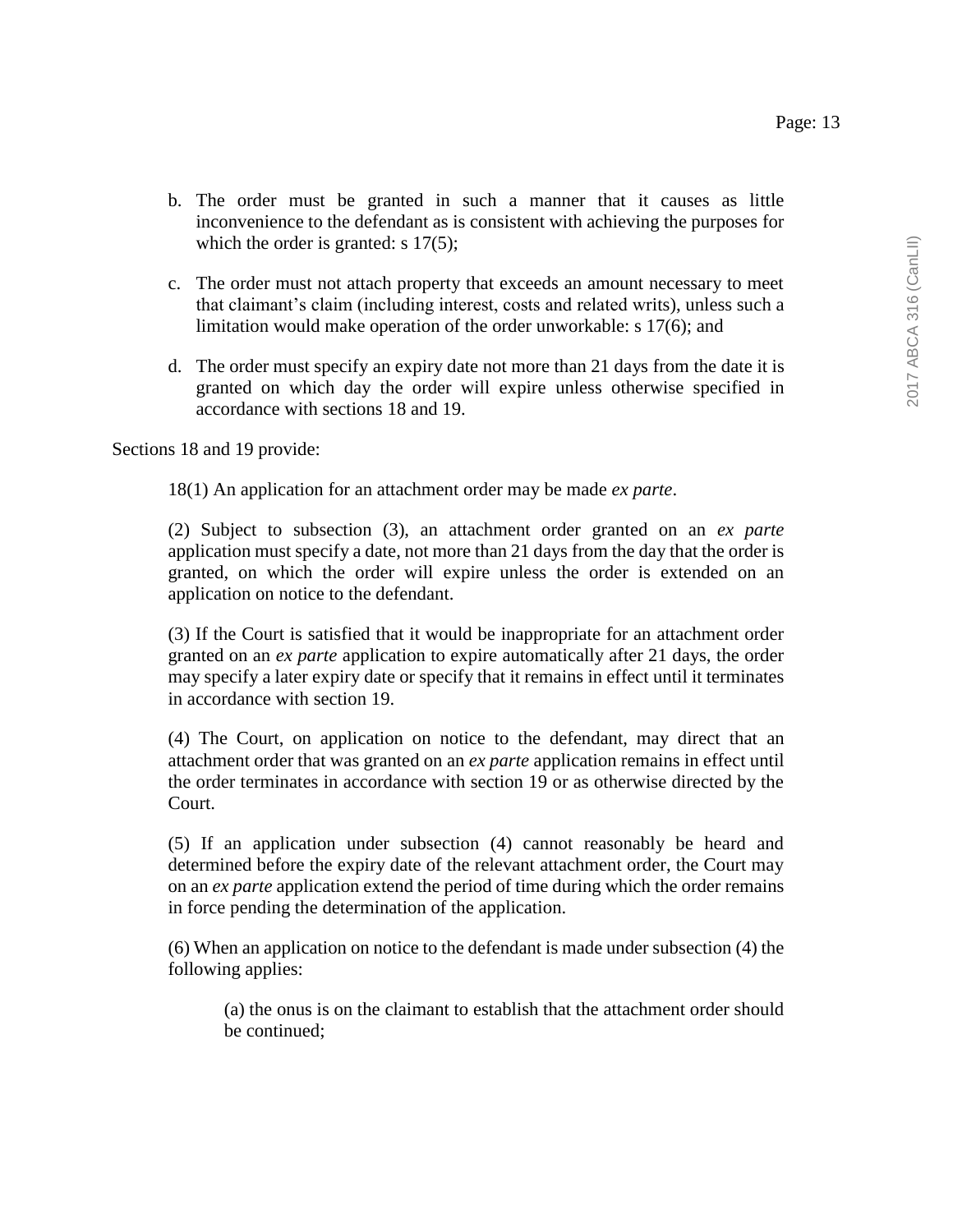b. The order must be granted in such a manner that it causes as little inconvenience to the defendant as is consistent with achieving the purposes for which the order is granted: s 17(5);

c. The order must not attach property that exceeds an amount necessary to meet that claimant's claim (including interest, costs and related writs), unless such a limitation would make operation of the order unworkable: s 17(6); and

d. The order must specify an expiry date not more than 21 days from the date it is granted on which day the order will expire unless otherwise specified in accordance with sections 18 and 19.

Sections 18 and 19 provide:

> 18(1) An application for an attachment order may be made *ex parte*.
>
> (2) Subject to subsection (3), an attachment order granted on an *ex parte* application must specify a date, not more than 21 days from the day that the order is granted, on which the order will expire unless the order is extended on an application on notice to the defendant.
>
> (3) If the Court is satisfied that it would be inappropriate for an attachment order granted on an *ex parte* application to expire automatically after 21 days, the order may specify a later expiry date or specify that it remains in effect until it terminates in accordance with section 19.
>
> (4) The Court, on application on notice to the defendant, may direct that an attachment order that was granted on an *ex parte* application remains in effect until the order terminates in accordance with section 19 or as otherwise directed by the Court.
>
> (5) If an application under subsection (4) cannot reasonably be heard and determined before the expiry date of the relevant attachment order, the Court may on an *ex parte* application extend the period of time during which the order remains in force pending the determination of the application.
>
> (6) When an application on notice to the defendant is made under subsection (4) the following applies:
>
> > (a) the onus is on the claimant to establish that the attachment order should be continued;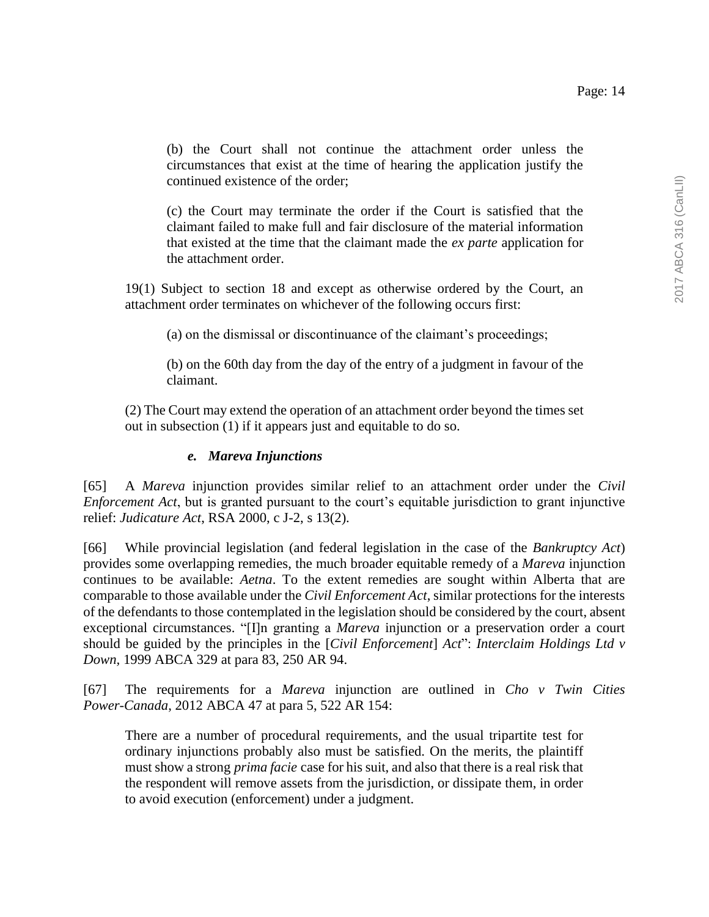(b) the Court shall not continue the attachment order unless the circumstances that exist at the time of hearing the application justify the continued existence of the order;

(c) the Court may terminate the order if the Court is satisfied that the claimant failed to make full and fair disclosure of the material information that existed at the time that the claimant made the *ex parte* application for the attachment order.

19(1) Subject to section 18 and except as otherwise ordered by the Court, an attachment order terminates on whichever of the following occurs first:

(a) on the dismissal or discontinuance of the claimant's proceedings;

(b) on the 60th day from the day of the entry of a judgment in favour of the claimant.

(2) The Court may extend the operation of an attachment order beyond the times set out in subsection (1) if it appears just and equitable to do so.

#### *e. Mareva Injunctions*

[65] A *Mareva* injunction provides similar relief to an attachment order under the *Civil Enforcement Act*, but is granted pursuant to the court's equitable jurisdiction to grant injunctive relief: *Judicature Act*, RSA 2000, c J-2, s 13(2).

[66] While provincial legislation (and federal legislation in the case of the *Bankruptcy Act*) provides some overlapping remedies, the much broader equitable remedy of a *Mareva* injunction continues to be available: *Aetna*. To the extent remedies are sought within Alberta that are comparable to those available under the *Civil Enforcement Act*, similar protections for the interests of the defendants to those contemplated in the legislation should be considered by the court, absent exceptional circumstances. "[I]n granting a *Mareva* injunction or a preservation order a court should be guided by the principles in the [*Civil Enforcement*] *Act*": *Interclaim Holdings Ltd v Down*, 1999 ABCA 329 at para 83, 250 AR 94.

[67] The requirements for a *Mareva* injunction are outlined in *Cho v Twin Cities Power-Canada*, 2012 ABCA 47 at para 5, 522 AR 154:

> There are a number of procedural requirements, and the usual tripartite test for ordinary injunctions probably also must be satisfied. On the merits, the plaintiff must show a strong *prima facie* case for his suit, and also that there is a real risk that the respondent will remove assets from the jurisdiction, or dissipate them, in order to avoid execution (enforcement) under a judgment.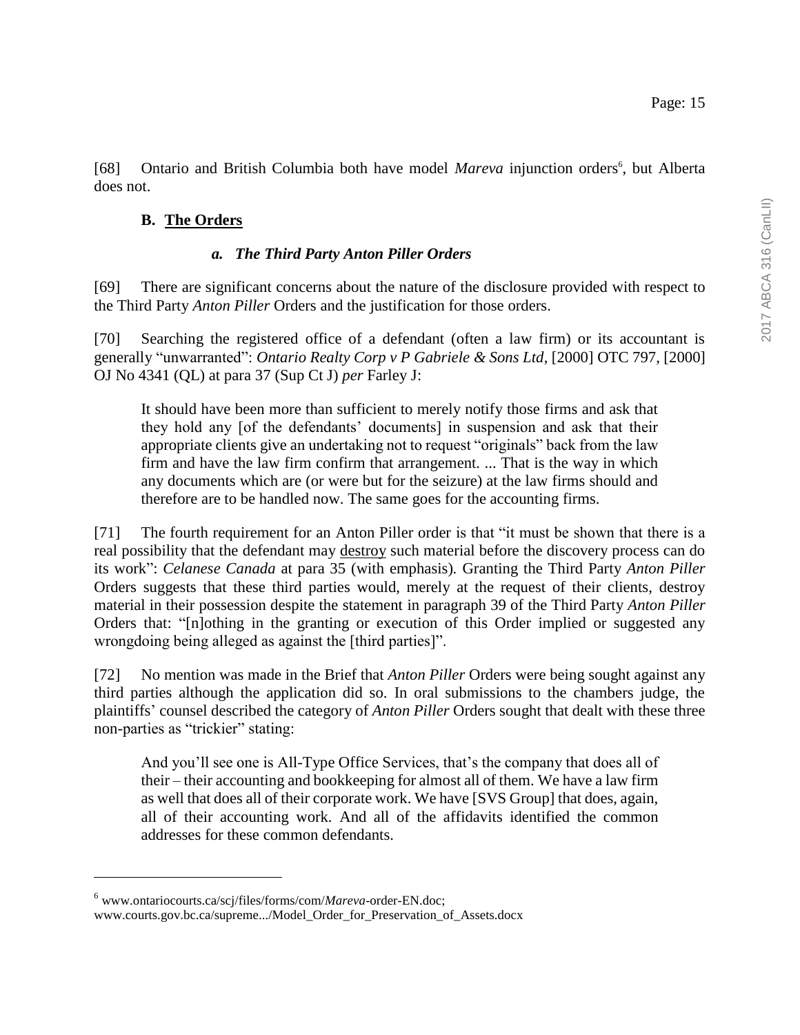[68] Ontario and British Columbia both have model *Mareva* injunction orders[6], but Alberta does not.

### B. **The Orders**

#### *a. The Third Party Anton Piller Orders*

[69] There are significant concerns about the nature of the disclosure provided with respect to the Third Party *Anton Piller* Orders and the justification for those orders.

[70] Searching the registered office of a defendant (often a law firm) or its accountant is generally "unwarranted": *Ontario Realty Corp v P Gabriele & Sons Ltd*, [2000] OTC 797, [2000] OJ No 4341 (QL) at para 37 (Sup Ct J) *per* Farley J:

> It should have been more than sufficient to merely notify those firms and ask that they hold any [of the defendants' documents] in suspension and ask that their appropriate clients give an undertaking not to request "originals" back from the law firm and have the law firm confirm that arrangement. ... That is the way in which any documents which are (or were but for the seizure) at the law firms should and therefore are to be handled now. The same goes for the accounting firms.

[71] The fourth requirement for an Anton Piller order is that "it must be shown that there is a real possibility that the defendant may destroy such material before the discovery process can do its work": *Celanese Canada* at para 35 (with emphasis). Granting the Third Party *Anton Piller* Orders suggests that these third parties would, merely at the request of their clients, destroy material in their possession despite the statement in paragraph 39 of the Third Party *Anton Piller* Orders that: "[n]othing in the granting or execution of this Order implied or suggested any wrongdoing being alleged as against the [third parties]".

[72] No mention was made in the Brief that *Anton Piller* Orders were being sought against any third parties although the application did so. In oral submissions to the chambers judge, the plaintiffs' counsel described the category of *Anton Piller* Orders sought that dealt with these three non-parties as "trickier" stating:

> And you'll see one is All-Type Office Services, that's the company that does all of their – their accounting and bookkeeping for almost all of them. We have a law firm as well that does all of their corporate work. We have [SVS Group] that does, again, all of their accounting work. And all of the affidavits identified the common addresses for these common defendants.

---

[6] www.ontariocourts.ca/scj/files/forms/com/*Mareva*-order-EN.doc; www.courts.gov.bc.ca/supreme.../Model_Order_for_Preservation_of_Assets.docx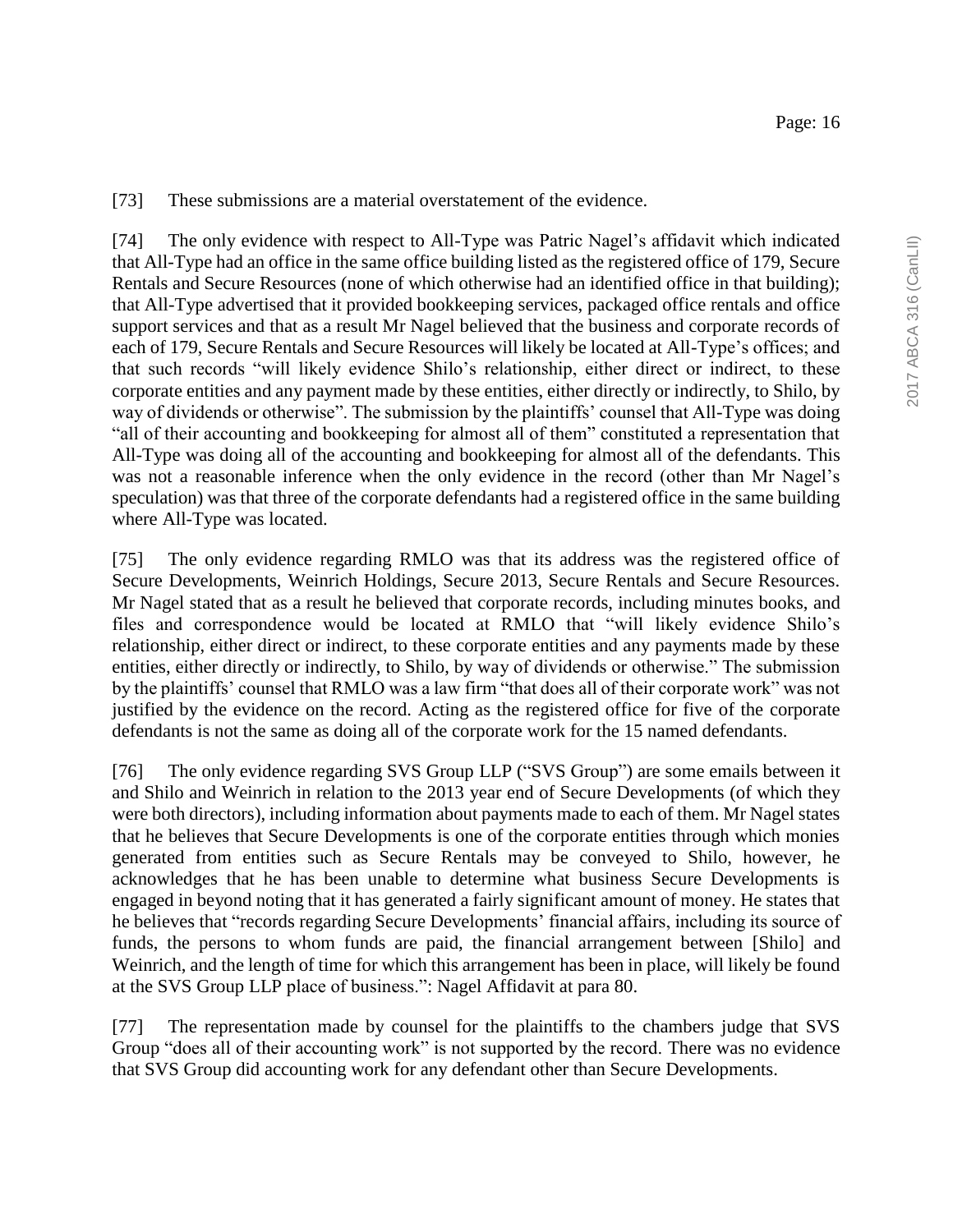[73] These submissions are a material overstatement of the evidence.

[74] The only evidence with respect to All-Type was Patric Nagel's affidavit which indicated that All-Type had an office in the same office building listed as the registered office of 179, Secure Rentals and Secure Resources (none of which otherwise had an identified office in that building); that All-Type advertised that it provided bookkeeping services, packaged office rentals and office support services and that as a result Mr Nagel believed that the business and corporate records of each of 179, Secure Rentals and Secure Resources will likely be located at All-Type's offices; and that such records "will likely evidence Shilo's relationship, either direct or indirect, to these corporate entities and any payment made by these entities, either directly or indirectly, to Shilo, by way of dividends or otherwise". The submission by the plaintiffs' counsel that All-Type was doing "all of their accounting and bookkeeping for almost all of them" constituted a representation that All-Type was doing all of the accounting and bookkeeping for almost all of the defendants. This was not a reasonable inference when the only evidence in the record (other than Mr Nagel's speculation) was that three of the corporate defendants had a registered office in the same building where All-Type was located.

[75] The only evidence regarding RMLO was that its address was the registered office of Secure Developments, Weinrich Holdings, Secure 2013, Secure Rentals and Secure Resources. Mr Nagel stated that as a result he believed that corporate records, including minutes books, and files and correspondence would be located at RMLO that "will likely evidence Shilo's relationship, either direct or indirect, to these corporate entities and any payments made by these entities, either directly or indirectly, to Shilo, by way of dividends or otherwise." The submission by the plaintiffs' counsel that RMLO was a law firm "that does all of their corporate work" was not justified by the evidence on the record. Acting as the registered office for five of the corporate defendants is not the same as doing all of the corporate work for the 15 named defendants.

[76] The only evidence regarding SVS Group LLP ("SVS Group") are some emails between it and Shilo and Weinrich in relation to the 2013 year end of Secure Developments (of which they were both directors), including information about payments made to each of them. Mr Nagel states that he believes that Secure Developments is one of the corporate entities through which monies generated from entities such as Secure Rentals may be conveyed to Shilo, however, he acknowledges that he has been unable to determine what business Secure Developments is engaged in beyond noting that it has generated a fairly significant amount of money. He states that he believes that "records regarding Secure Developments' financial affairs, including its source of funds, the persons to whom funds are paid, the financial arrangement between [Shilo] and Weinrich, and the length of time for which this arrangement has been in place, will likely be found at the SVS Group LLP place of business.": Nagel Affidavit at para 80.

[77] The representation made by counsel for the plaintiffs to the chambers judge that SVS Group "does all of their accounting work" is not supported by the record. There was no evidence that SVS Group did accounting work for any defendant other than Secure Developments.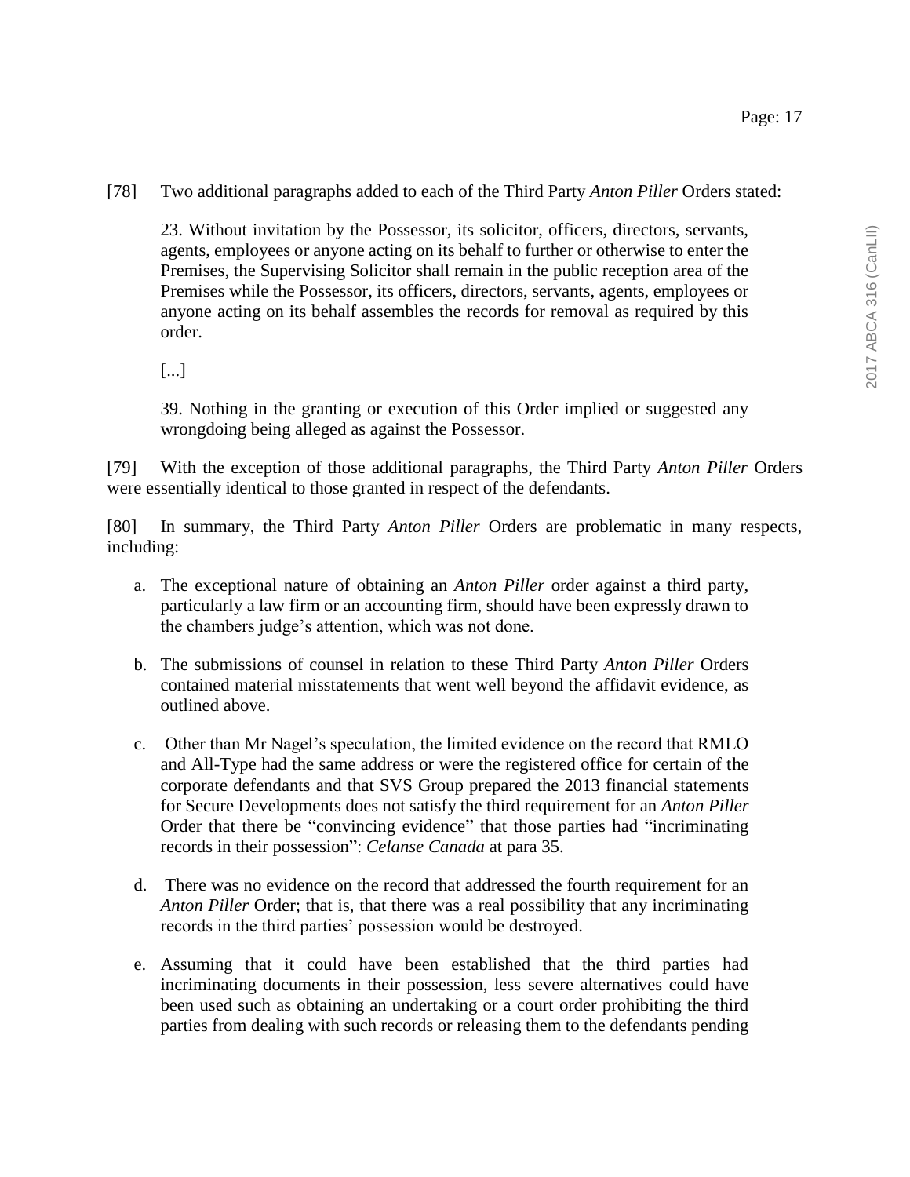[78] Two additional paragraphs added to each of the Third Party *Anton Piller* Orders stated:

> 23. Without invitation by the Possessor, its solicitor, officers, directors, servants, agents, employees or anyone acting on its behalf to further or otherwise to enter the Premises, the Supervising Solicitor shall remain in the public reception area of the Premises while the Possessor, its officers, directors, servants, agents, employees or anyone acting on its behalf assembles the records for removal as required by this order.
>
> [...]
>
> 39. Nothing in the granting or execution of this Order implied or suggested any wrongdoing being alleged as against the Possessor.

[79] With the exception of those additional paragraphs, the Third Party *Anton Piller* Orders were essentially identical to those granted in respect of the defendants.

[80] In summary, the Third Party *Anton Piller* Orders are problematic in many respects, including:

a. The exceptional nature of obtaining an *Anton Piller* order against a third party, particularly a law firm or an accounting firm, should have been expressly drawn to the chambers judge's attention, which was not done.

b. The submissions of counsel in relation to these Third Party *Anton Piller* Orders contained material misstatements that went well beyond the affidavit evidence, as outlined above.

c. Other than Mr Nagel's speculation, the limited evidence on the record that RMLO and All-Type had the same address or were the registered office for certain of the corporate defendants and that SVS Group prepared the 2013 financial statements for Secure Developments does not satisfy the third requirement for an *Anton Piller* Order that there be "convincing evidence" that those parties had "incriminating records in their possession": *Celanse Canada* at para 35.

d. There was no evidence on the record that addressed the fourth requirement for an *Anton Piller* Order; that is, that there was a real possibility that any incriminating records in the third parties' possession would be destroyed.

e. Assuming that it could have been established that the third parties had incriminating documents in their possession, less severe alternatives could have been used such as obtaining an undertaking or a court order prohibiting the third parties from dealing with such records or releasing them to the defendants pending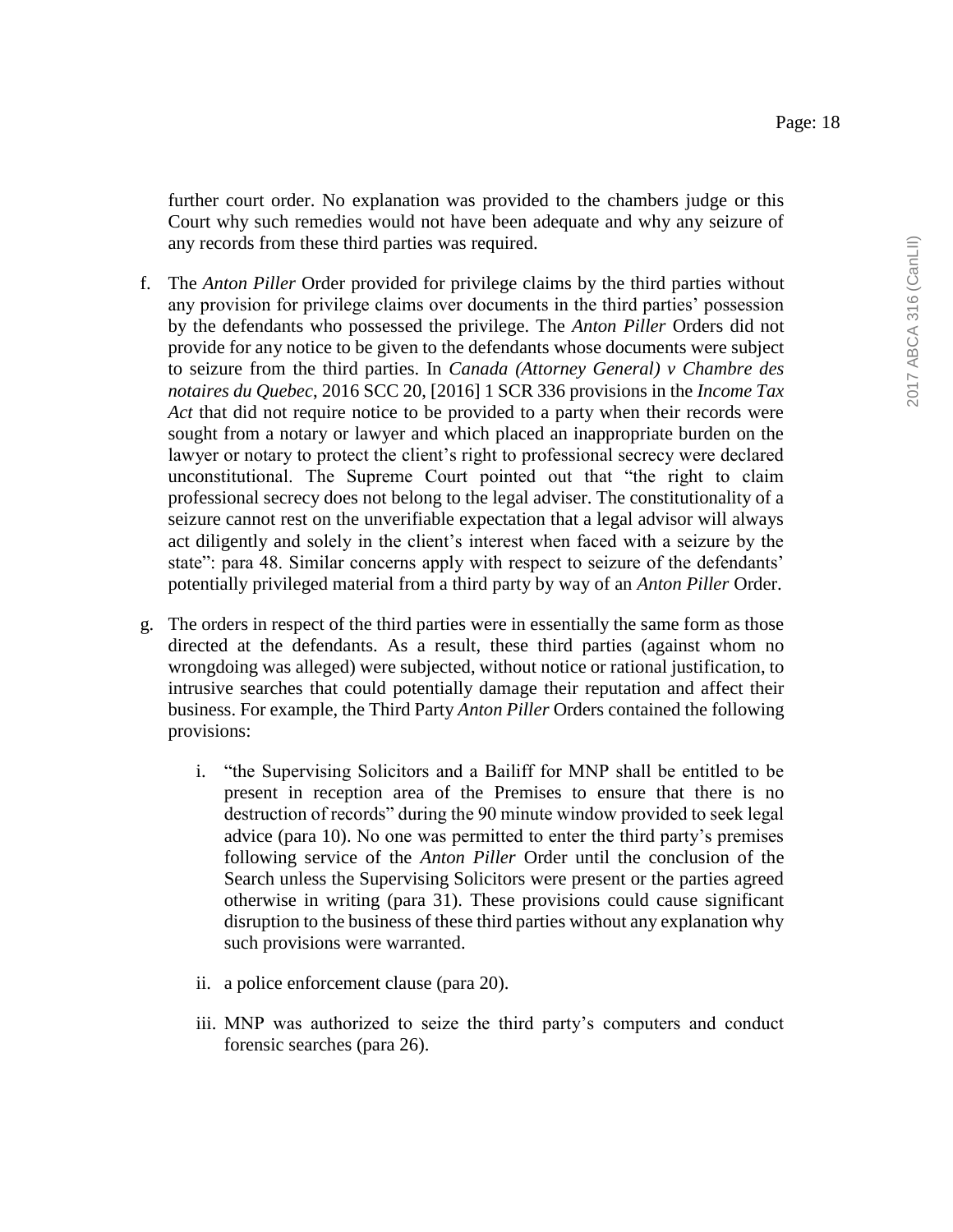further court order. No explanation was provided to the chambers judge or this Court why such remedies would not have been adequate and why any seizure of any records from these third parties was required.

f. The *Anton Piller* Order provided for privilege claims by the third parties without any provision for privilege claims over documents in the third parties' possession by the defendants who possessed the privilege. The *Anton Piller* Orders did not provide for any notice to be given to the defendants whose documents were subject to seizure from the third parties. In *Canada (Attorney General) v Chambre des notaires du Quebec*, 2016 SCC 20, [2016] 1 SCR 336 provisions in the *Income Tax Act* that did not require notice to be provided to a party when their records were sought from a notary or lawyer and which placed an inappropriate burden on the lawyer or notary to protect the client's right to professional secrecy were declared unconstitutional. The Supreme Court pointed out that "the right to claim professional secrecy does not belong to the legal adviser. The constitutionality of a seizure cannot rest on the unverifiable expectation that a legal advisor will always act diligently and solely in the client's interest when faced with a seizure by the state": para 48. Similar concerns apply with respect to seizure of the defendants' potentially privileged material from a third party by way of an *Anton Piller* Order.

g. The orders in respect of the third parties were in essentially the same form as those directed at the defendants. As a result, these third parties (against whom no wrongdoing was alleged) were subjected, without notice or rational justification, to intrusive searches that could potentially damage their reputation and affect their business. For example, the Third Party *Anton Piller* Orders contained the following provisions:

   i. "the Supervising Solicitors and a Bailiff for MNP shall be entitled to be present in reception area of the Premises to ensure that there is no destruction of records" during the 90 minute window provided to seek legal advice (para 10). No one was permitted to enter the third party's premises following service of the *Anton Piller* Order until the conclusion of the Search unless the Supervising Solicitors were present or the parties agreed otherwise in writing (para 31). These provisions could cause significant disruption to the business of these third parties without any explanation why such provisions were warranted.

   ii. a police enforcement clause (para 20).

   iii. MNP was authorized to seize the third party's computers and conduct forensic searches (para 26).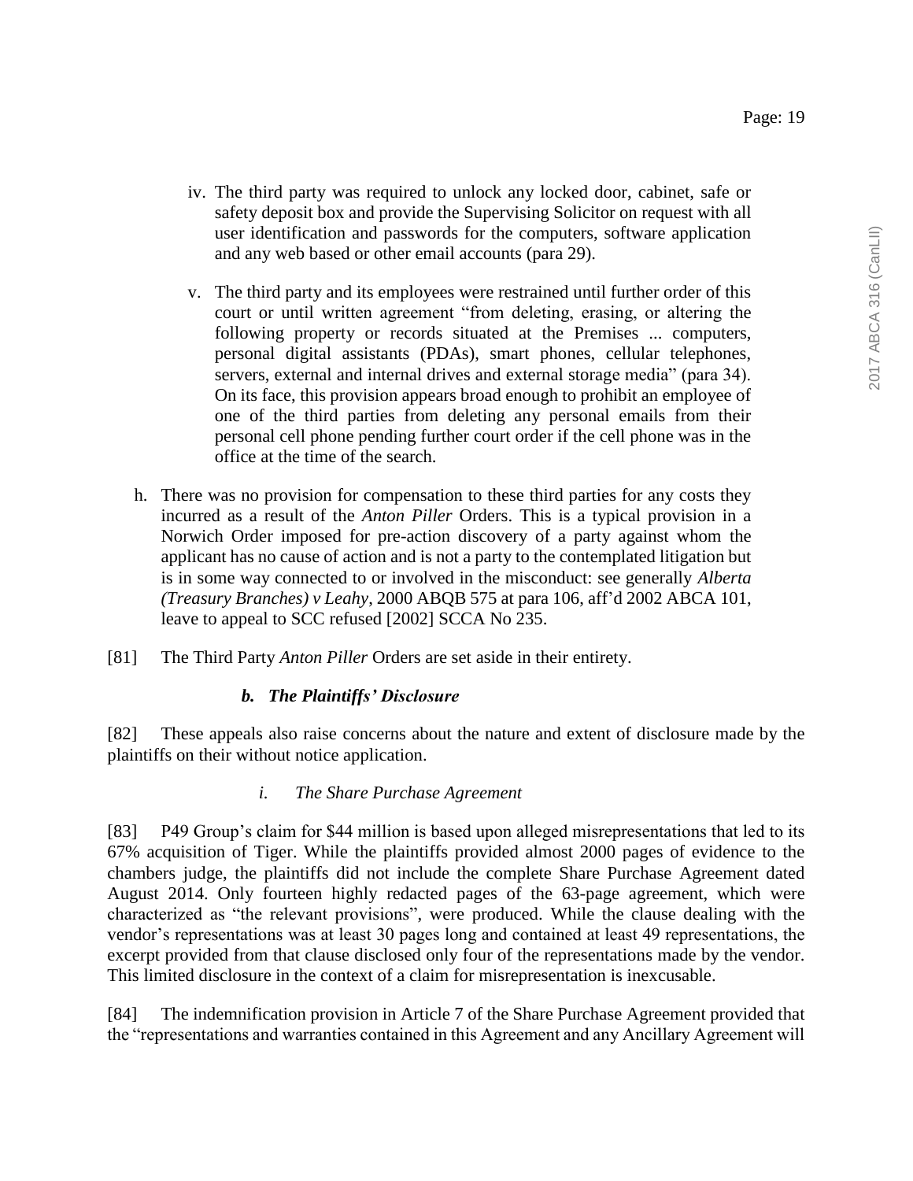iv. The third party was required to unlock any locked door, cabinet, safe or safety deposit box and provide the Supervising Solicitor on request with all user identification and passwords for the computers, software application and any web based or other email accounts (para 29).

v. The third party and its employees were restrained until further order of this court or until written agreement "from deleting, erasing, or altering the following property or records situated at the Premises ... computers, personal digital assistants (PDAs), smart phones, cellular telephones, servers, external and internal drives and external storage media" (para 34). On its face, this provision appears broad enough to prohibit an employee of one of the third parties from deleting any personal emails from their personal cell phone pending further court order if the cell phone was in the office at the time of the search.

h. There was no provision for compensation to these third parties for any costs they incurred as a result of the *Anton Piller* Orders. This is a typical provision in a Norwich Order imposed for pre-action discovery of a party against whom the applicant has no cause of action and is not a party to the contemplated litigation but is in some way connected to or involved in the misconduct: see generally *Alberta (Treasury Branches) v Leahy*, 2000 ABQB 575 at para 106, aff'd 2002 ABCA 101, leave to appeal to SCC refused [2002] SCCA No 235.

[81] The Third Party *Anton Piller* Orders are set aside in their entirety.

#### *b. The Plaintiffs' Disclosure*

[82] These appeals also raise concerns about the nature and extent of disclosure made by the plaintiffs on their without notice application.

##### *i. The Share Purchase Agreement*

[83] P49 Group's claim for $44 million is based upon alleged misrepresentations that led to its 67% acquisition of Tiger. While the plaintiffs provided almost 2000 pages of evidence to the chambers judge, the plaintiffs did not include the complete Share Purchase Agreement dated August 2014. Only fourteen highly redacted pages of the 63-page agreement, which were characterized as "the relevant provisions", were produced. While the clause dealing with the vendor's representations was at least 30 pages long and contained at least 49 representations, the excerpt provided from that clause disclosed only four of the representations made by the vendor. This limited disclosure in the context of a claim for misrepresentation is inexcusable.

[84] The indemnification provision in Article 7 of the Share Purchase Agreement provided that the "representations and warranties contained in this Agreement and any Ancillary Agreement will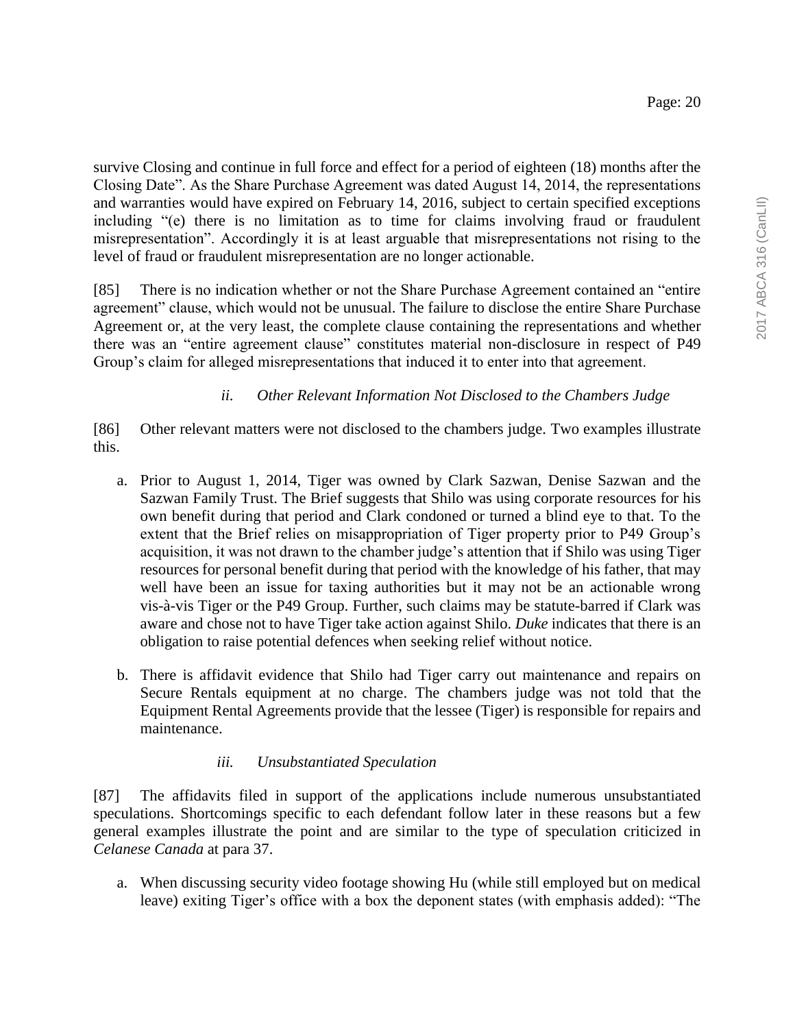survive Closing and continue in full force and effect for a period of eighteen (18) months after the Closing Date". As the Share Purchase Agreement was dated August 14, 2014, the representations and warranties would have expired on February 14, 2016, subject to certain specified exceptions including "(e) there is no limitation as to time for claims involving fraud or fraudulent misrepresentation". Accordingly it is at least arguable that misrepresentations not rising to the level of fraud or fraudulent misrepresentation are no longer actionable.

[85] There is no indication whether or not the Share Purchase Agreement contained an "entire agreement" clause, which would not be unusual. The failure to disclose the entire Share Purchase Agreement or, at the very least, the complete clause containing the representations and whether there was an "entire agreement clause" constitutes material non-disclosure in respect of P49 Group's claim for alleged misrepresentations that induced it to enter into that agreement.

*ii. Other Relevant Information Not Disclosed to the Chambers Judge*

[86] Other relevant matters were not disclosed to the chambers judge. Two examples illustrate this.

a. Prior to August 1, 2014, Tiger was owned by Clark Sazwan, Denise Sazwan and the Sazwan Family Trust. The Brief suggests that Shilo was using corporate resources for his own benefit during that period and Clark condoned or turned a blind eye to that. To the extent that the Brief relies on misappropriation of Tiger property prior to P49 Group's acquisition, it was not drawn to the chamber judge's attention that if Shilo was using Tiger resources for personal benefit during that period with the knowledge of his father, that may well have been an issue for taxing authorities but it may not be an actionable wrong vis-à-vis Tiger or the P49 Group. Further, such claims may be statute-barred if Clark was aware and chose not to have Tiger take action against Shilo. *Duke* indicates that there is an obligation to raise potential defences when seeking relief without notice.

b. There is affidavit evidence that Shilo had Tiger carry out maintenance and repairs on Secure Rentals equipment at no charge. The chambers judge was not told that the Equipment Rental Agreements provide that the lessee (Tiger) is responsible for repairs and maintenance.

*iii. Unsubstantiated Speculation*

[87] The affidavits filed in support of the applications include numerous unsubstantiated speculations. Shortcomings specific to each defendant follow later in these reasons but a few general examples illustrate the point and are similar to the type of speculation criticized in *Celanese Canada* at para 37.

a. When discussing security video footage showing Hu (while still employed but on medical leave) exiting Tiger's office with a box the deponent states (with emphasis added): "The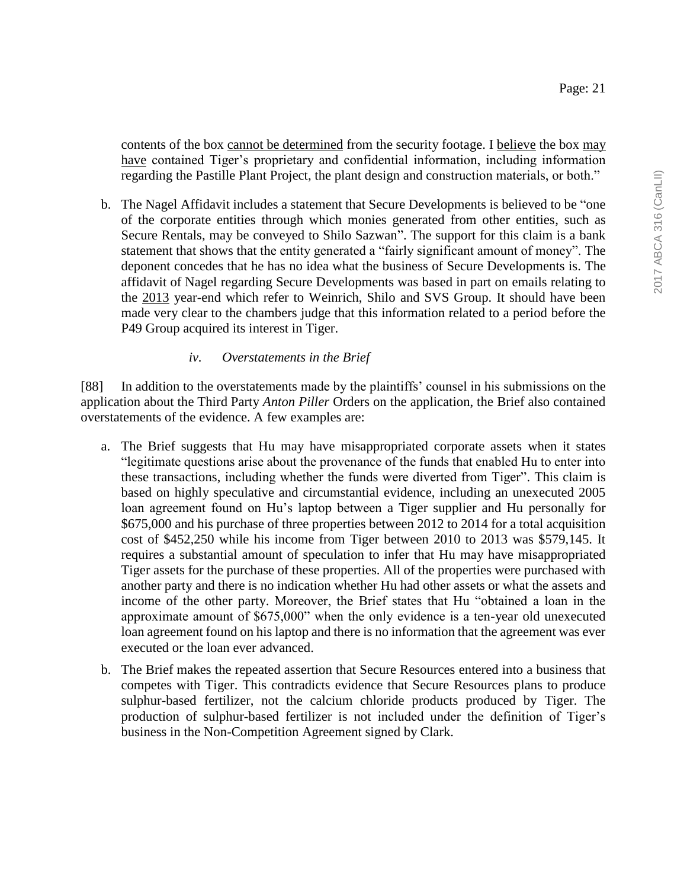contents of the box cannot be determined from the security footage. I believe the box may have contained Tiger's proprietary and confidential information, including information regarding the Pastille Plant Project, the plant design and construction materials, or both."

b. The Nagel Affidavit includes a statement that Secure Developments is believed to be "one of the corporate entities through which monies generated from other entities, such as Secure Rentals, may be conveyed to Shilo Sazwan". The support for this claim is a bank statement that shows that the entity generated a "fairly significant amount of money". The deponent concedes that he has no idea what the business of Secure Developments is. The affidavit of Nagel regarding Secure Developments was based in part on emails relating to the 2013 year-end which refer to Weinrich, Shilo and SVS Group. It should have been made very clear to the chambers judge that this information related to a period before the P49 Group acquired its interest in Tiger.

#### *iv. Overstatements in the Brief*

[88] In addition to the overstatements made by the plaintiffs' counsel in his submissions on the application about the Third Party *Anton Piller* Orders on the application, the Brief also contained overstatements of the evidence. A few examples are:

a. The Brief suggests that Hu may have misappropriated corporate assets when it states "legitimate questions arise about the provenance of the funds that enabled Hu to enter into these transactions, including whether the funds were diverted from Tiger". This claim is based on highly speculative and circumstantial evidence, including an unexecuted 2005 loan agreement found on Hu's laptop between a Tiger supplier and Hu personally for \$675,000 and his purchase of three properties between 2012 to 2014 for a total acquisition cost of \$452,250 while his income from Tiger between 2010 to 2013 was \$579,145. It requires a substantial amount of speculation to infer that Hu may have misappropriated Tiger assets for the purchase of these properties. All of the properties were purchased with another party and there is no indication whether Hu had other assets or what the assets and income of the other party. Moreover, the Brief states that Hu "obtained a loan in the approximate amount of \$675,000" when the only evidence is a ten-year old unexecuted loan agreement found on his laptop and there is no information that the agreement was ever executed or the loan ever advanced.

b. The Brief makes the repeated assertion that Secure Resources entered into a business that competes with Tiger. This contradicts evidence that Secure Resources plans to produce sulphur-based fertilizer, not the calcium chloride products produced by Tiger. The production of sulphur-based fertilizer is not included under the definition of Tiger's business in the Non-Competition Agreement signed by Clark.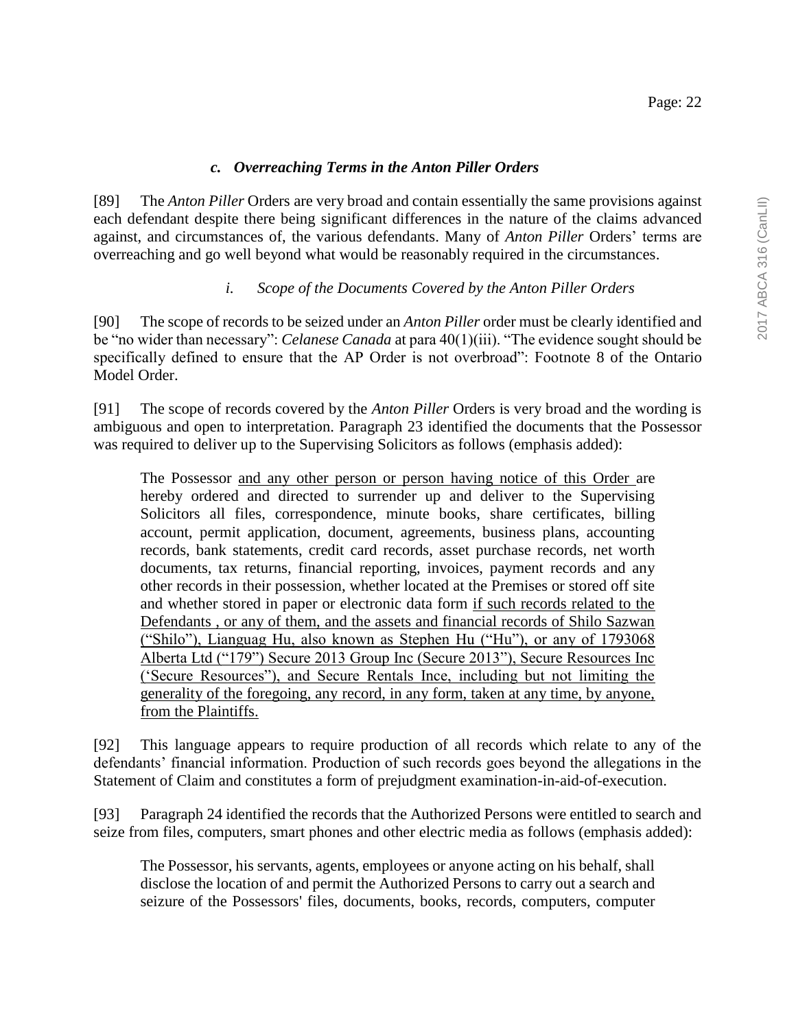### *c. Overreaching Terms in the Anton Piller Orders*

[89] The *Anton Piller* Orders are very broad and contain essentially the same provisions against each defendant despite there being significant differences in the nature of the claims advanced against, and circumstances of, the various defendants. Many of *Anton Piller* Orders' terms are overreaching and go well beyond what would be reasonably required in the circumstances.

#### *i. Scope of the Documents Covered by the Anton Piller Orders*

[90] The scope of records to be seized under an *Anton Piller* order must be clearly identified and be "no wider than necessary": *Celanese Canada* at para 40(1)(iii). "The evidence sought should be specifically defined to ensure that the AP Order is not overbroad": Footnote 8 of the Ontario Model Order.

[91] The scope of records covered by the *Anton Piller* Orders is very broad and the wording is ambiguous and open to interpretation. Paragraph 23 identified the documents that the Possessor was required to deliver up to the Supervising Solicitors as follows (emphasis added):

> The Possessor <u>and any other person or person having notice of this Order</u> are hereby ordered and directed to surrender up and deliver to the Supervising Solicitors all files, correspondence, minute books, share certificates, billing account, permit application, document, agreements, business plans, accounting records, bank statements, credit card records, asset purchase records, net worth documents, tax returns, financial reporting, invoices, payment records and any other records in their possession, whether located at the Premises or stored off site and whether stored in paper or electronic data form <u>if such records related to the Defendants , or any of them, and the assets and financial records of Shilo Sazwan ("Shilo"), Lianguag Hu, also known as Stephen Hu ("Hu"), or any of 1793068 Alberta Ltd ("179") Secure 2013 Group Inc (Secure 2013"), Secure Resources Inc ('Secure Resources"), and Secure Rentals Ince, including but not limiting the generality of the foregoing, any record, in any form, taken at any time, by anyone, from the Plaintiffs.</u>

[92] This language appears to require production of all records which relate to any of the defendants' financial information. Production of such records goes beyond the allegations in the Statement of Claim and constitutes a form of prejudgment examination-in-aid-of-execution.

[93] Paragraph 24 identified the records that the Authorized Persons were entitled to search and seize from files, computers, smart phones and other electric media as follows (emphasis added):

> The Possessor, his servants, agents, employees or anyone acting on his behalf, shall disclose the location of and permit the Authorized Persons to carry out a search and seizure of the Possessors' files, documents, books, records, computers, computer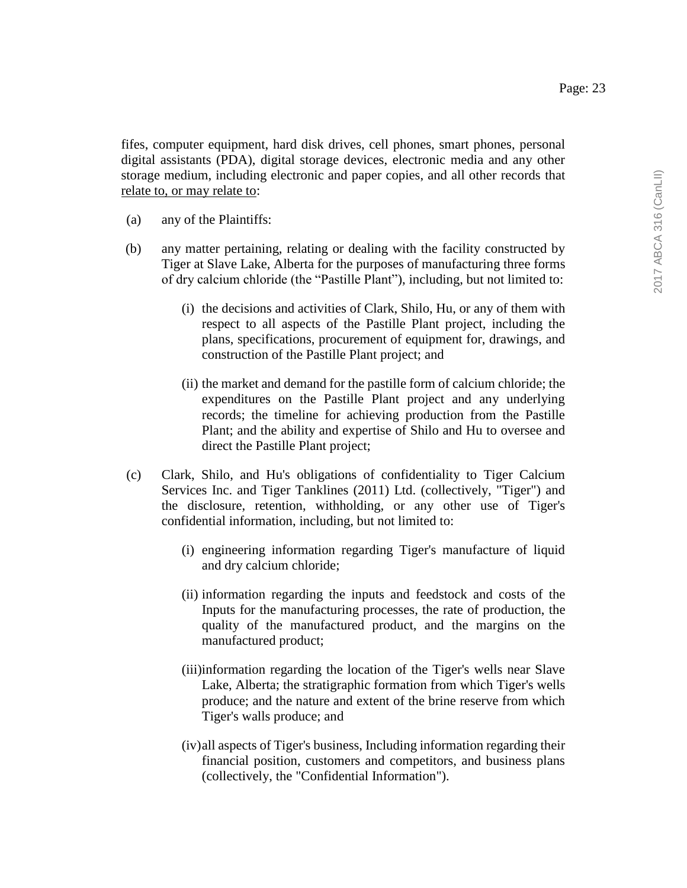fifes, computer equipment, hard disk drives, cell phones, smart phones, personal digital assistants (PDA), digital storage devices, electronic media and any other storage medium, including electronic and paper copies, and all other records that <u>relate to, or may relate to</u>:

(a) any of the Plaintiffs:

(b) any matter pertaining, relating or dealing with the facility constructed by Tiger at Slave Lake, Alberta for the purposes of manufacturing three forms of dry calcium chloride (the "Pastille Plant"), including, but not limited to:

   (i) the decisions and activities of Clark, Shilo, Hu, or any of them with respect to all aspects of the Pastille Plant project, including the plans, specifications, procurement of equipment for, drawings, and construction of the Pastille Plant project; and

   (ii) the market and demand for the pastille form of calcium chloride; the expenditures on the Pastille Plant project and any underlying records; the timeline for achieving production from the Pastille Plant; and the ability and expertise of Shilo and Hu to oversee and direct the Pastille Plant project;

(c) Clark, Shilo, and Hu's obligations of confidentiality to Tiger Calcium Services Inc. and Tiger Tanklines (2011) Ltd. (collectively, "Tiger") and the disclosure, retention, withholding, or any other use of Tiger's confidential information, including, but not limited to:

   (i) engineering information regarding Tiger's manufacture of liquid and dry calcium chloride;

   (ii) information regarding the inputs and feedstock and costs of the Inputs for the manufacturing processes, the rate of production, the quality of the manufactured product, and the margins on the manufactured product;

   (iii) information regarding the location of the Tiger's wells near Slave Lake, Alberta; the stratigraphic formation from which Tiger's wells produce; and the nature and extent of the brine reserve from which Tiger's walls produce; and

   (iv) all aspects of Tiger's business, Including information regarding their financial position, customers and competitors, and business plans (collectively, the "Confidential Information").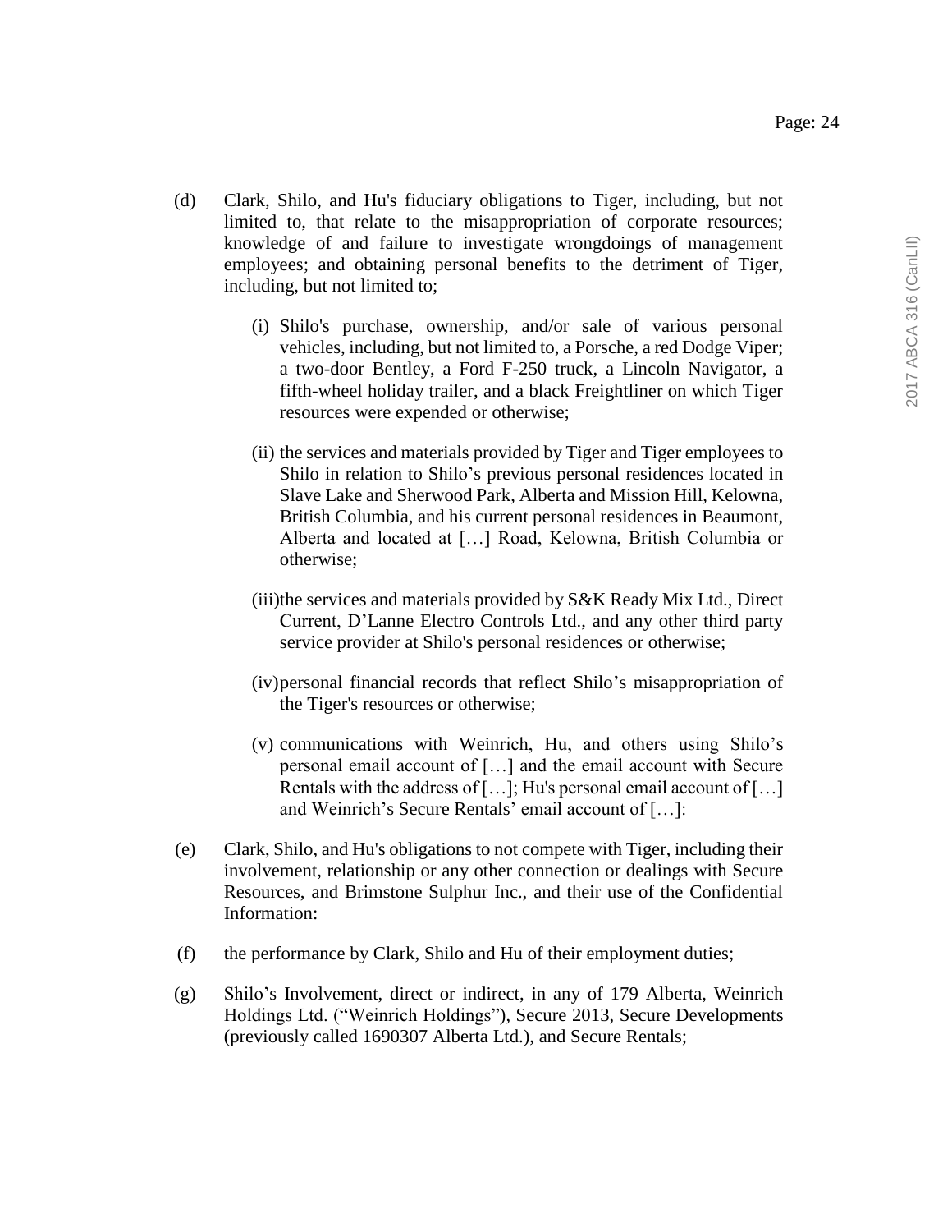(d) Clark, Shilo, and Hu's fiduciary obligations to Tiger, including, but not limited to, that relate to the misappropriation of corporate resources; knowledge of and failure to investigate wrongdoings of management employees; and obtaining personal benefits to the detriment of Tiger, including, but not limited to;

   (i) Shilo's purchase, ownership, and/or sale of various personal vehicles, including, but not limited to, a Porsche, a red Dodge Viper; a two-door Bentley, a Ford F-250 truck, a Lincoln Navigator, a fifth-wheel holiday trailer, and a black Freightliner on which Tiger resources were expended or otherwise;

   (ii) the services and materials provided by Tiger and Tiger employees to Shilo in relation to Shilo's previous personal residences located in Slave Lake and Sherwood Park, Alberta and Mission Hill, Kelowna, British Columbia, and his current personal residences in Beaumont, Alberta and located at […] Road, Kelowna, British Columbia or otherwise;

   (iii) the services and materials provided by S&K Ready Mix Ltd., Direct Current, D'Lanne Electro Controls Ltd., and any other third party service provider at Shilo's personal residences or otherwise;

   (iv) personal financial records that reflect Shilo's misappropriation of the Tiger's resources or otherwise;

   (v) communications with Weinrich, Hu, and others using Shilo's personal email account of […] and the email account with Secure Rentals with the address of […]; Hu's personal email account of […] and Weinrich's Secure Rentals' email account of […]:

(e) Clark, Shilo, and Hu's obligations to not compete with Tiger, including their involvement, relationship or any other connection or dealings with Secure Resources, and Brimstone Sulphur Inc., and their use of the Confidential Information:

(f) the performance by Clark, Shilo and Hu of their employment duties;

(g) Shilo's Involvement, direct or indirect, in any of 179 Alberta, Weinrich Holdings Ltd. ("Weinrich Holdings"), Secure 2013, Secure Developments (previously called 1690307 Alberta Ltd.), and Secure Rentals;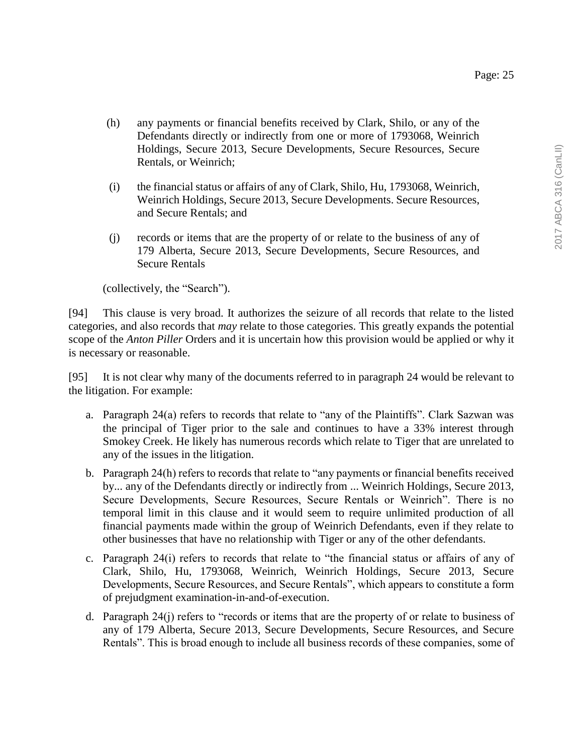(h) any payments or financial benefits received by Clark, Shilo, or any of the Defendants directly or indirectly from one or more of 1793068, Weinrich Holdings, Secure 2013, Secure Developments, Secure Resources, Secure Rentals, or Weinrich;

(i) the financial status or affairs of any of Clark, Shilo, Hu, 1793068, Weinrich, Weinrich Holdings, Secure 2013, Secure Developments. Secure Resources, and Secure Rentals; and

(j) records or items that are the property of or relate to the business of any of 179 Alberta, Secure 2013, Secure Developments, Secure Resources, and Secure Rentals

(collectively, the "Search").

[94] This clause is very broad. It authorizes the seizure of all records that relate to the listed categories, and also records that *may* relate to those categories. This greatly expands the potential scope of the *Anton Piller* Orders and it is uncertain how this provision would be applied or why it is necessary or reasonable.

[95] It is not clear why many of the documents referred to in paragraph 24 would be relevant to the litigation. For example:

a. Paragraph 24(a) refers to records that relate to "any of the Plaintiffs". Clark Sazwan was the principal of Tiger prior to the sale and continues to have a 33% interest through Smokey Creek. He likely has numerous records which relate to Tiger that are unrelated to any of the issues in the litigation.

b. Paragraph 24(h) refers to records that relate to "any payments or financial benefits received by... any of the Defendants directly or indirectly from ... Weinrich Holdings, Secure 2013, Secure Developments, Secure Resources, Secure Rentals or Weinrich". There is no temporal limit in this clause and it would seem to require unlimited production of all financial payments made within the group of Weinrich Defendants, even if they relate to other businesses that have no relationship with Tiger or any of the other defendants.

c. Paragraph 24(i) refers to records that relate to "the financial status or affairs of any of Clark, Shilo, Hu, 1793068, Weinrich, Weinrich Holdings, Secure 2013, Secure Developments, Secure Resources, and Secure Rentals", which appears to constitute a form of prejudgment examination-in-and-of-execution.

d. Paragraph 24(j) refers to "records or items that are the property of or relate to business of any of 179 Alberta, Secure 2013, Secure Developments, Secure Resources, and Secure Rentals". This is broad enough to include all business records of these companies, some of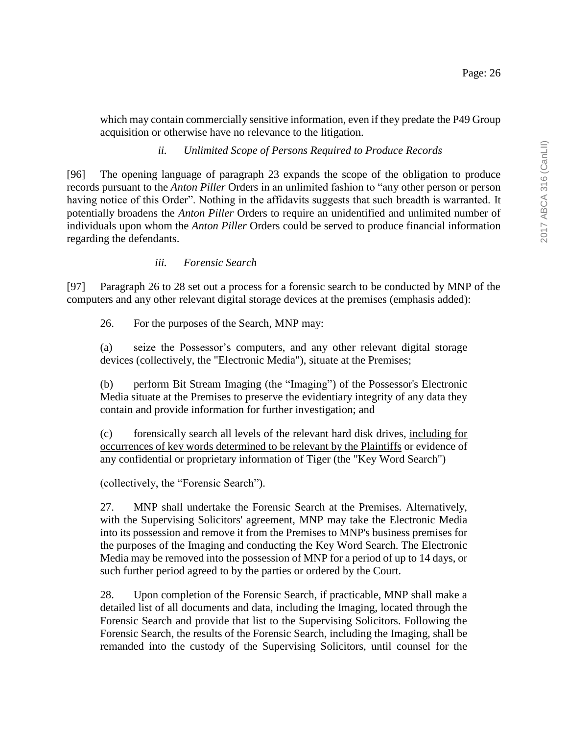which may contain commercially sensitive information, even if they predate the P49 Group acquisition or otherwise have no relevance to the litigation.

### *ii. Unlimited Scope of Persons Required to Produce Records*

[96] The opening language of paragraph 23 expands the scope of the obligation to produce records pursuant to the *Anton Piller* Orders in an unlimited fashion to "any other person or person having notice of this Order". Nothing in the affidavits suggests that such breadth is warranted. It potentially broadens the *Anton Piller* Orders to require an unidentified and unlimited number of individuals upon whom the *Anton Piller* Orders could be served to produce financial information regarding the defendants.

### *iii. Forensic Search*

[97] Paragraph 26 to 28 set out a process for a forensic search to be conducted by MNP of the computers and any other relevant digital storage devices at the premises (emphasis added):

> 26. For the purposes of the Search, MNP may:
>
> (a) seize the Possessor's computers, and any other relevant digital storage devices (collectively, the "Electronic Media"), situate at the Premises;
>
> (b) perform Bit Stream Imaging (the "Imaging") of the Possessor's Electronic Media situate at the Premises to preserve the evidentiary integrity of any data they contain and provide information for further investigation; and
>
> (c) forensically search all levels of the relevant hard disk drives, <u>including for occurrences of key words determined to be relevant by the Plaintiffs</u> or evidence of any confidential or proprietary information of Tiger (the "Key Word Search")
>
> (collectively, the "Forensic Search").
>
> 27. MNP shall undertake the Forensic Search at the Premises. Alternatively, with the Supervising Solicitors' agreement, MNP may take the Electronic Media into its possession and remove it from the Premises to MNP's business premises for the purposes of the Imaging and conducting the Key Word Search. The Electronic Media may be removed into the possession of MNP for a period of up to 14 days, or such further period agreed to by the parties or ordered by the Court.
>
> 28. Upon completion of the Forensic Search, if practicable, MNP shall make a detailed list of all documents and data, including the Imaging, located through the Forensic Search and provide that list to the Supervising Solicitors. Following the Forensic Search, the results of the Forensic Search, including the Imaging, shall be remanded into the custody of the Supervising Solicitors, until counsel for the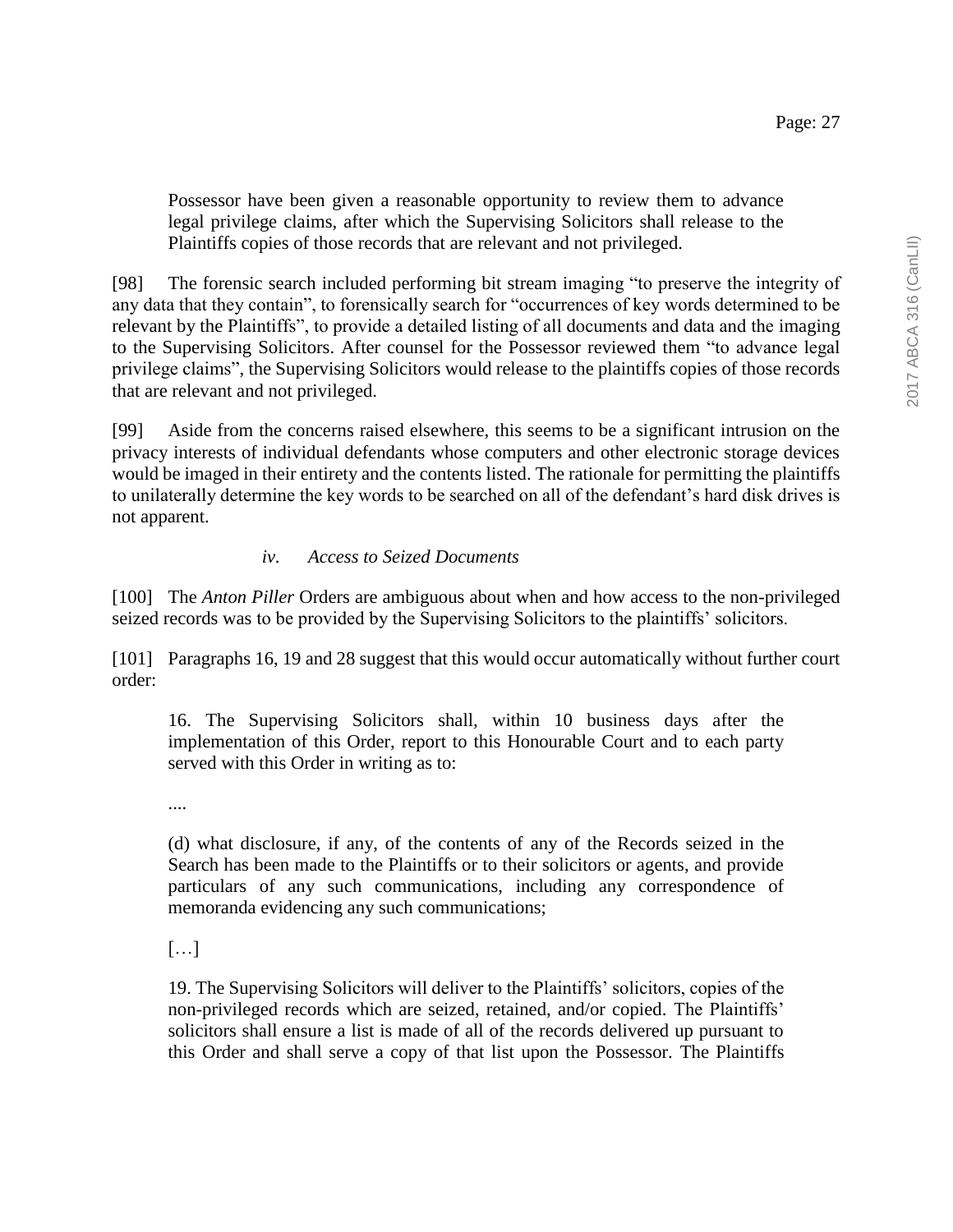> Possessor have been given a reasonable opportunity to review them to advance legal privilege claims, after which the Supervising Solicitors shall release to the Plaintiffs copies of those records that are relevant and not privileged.

[98] The forensic search included performing bit stream imaging "to preserve the integrity of any data that they contain", to forensically search for "occurrences of key words determined to be relevant by the Plaintiffs", to provide a detailed listing of all documents and data and the imaging to the Supervising Solicitors. After counsel for the Possessor reviewed them "to advance legal privilege claims", the Supervising Solicitors would release to the plaintiffs copies of those records that are relevant and not privileged.

[99] Aside from the concerns raised elsewhere, this seems to be a significant intrusion on the privacy interests of individual defendants whose computers and other electronic storage devices would be imaged in their entirety and the contents listed. The rationale for permitting the plaintiffs to unilaterally determine the key words to be searched on all of the defendant's hard disk drives is not apparent.

#### *iv. Access to Seized Documents*

[100] The *Anton Piller* Orders are ambiguous about when and how access to the non-privileged seized records was to be provided by the Supervising Solicitors to the plaintiffs' solicitors.

[101] Paragraphs 16, 19 and 28 suggest that this would occur automatically without further court order:

> 16. The Supervising Solicitors shall, within 10 business days after the implementation of this Order, report to this Honourable Court and to each party served with this Order in writing as to:
>
> ....
>
> (d) what disclosure, if any, of the contents of any of the Records seized in the Search has been made to the Plaintiffs or to their solicitors or agents, and provide particulars of any such communications, including any correspondence of memoranda evidencing any such communications;
>
> […]
>
> 19. The Supervising Solicitors will deliver to the Plaintiffs' solicitors, copies of the non-privileged records which are seized, retained, and/or copied. The Plaintiffs' solicitors shall ensure a list is made of all of the records delivered up pursuant to this Order and shall serve a copy of that list upon the Possessor. The Plaintiffs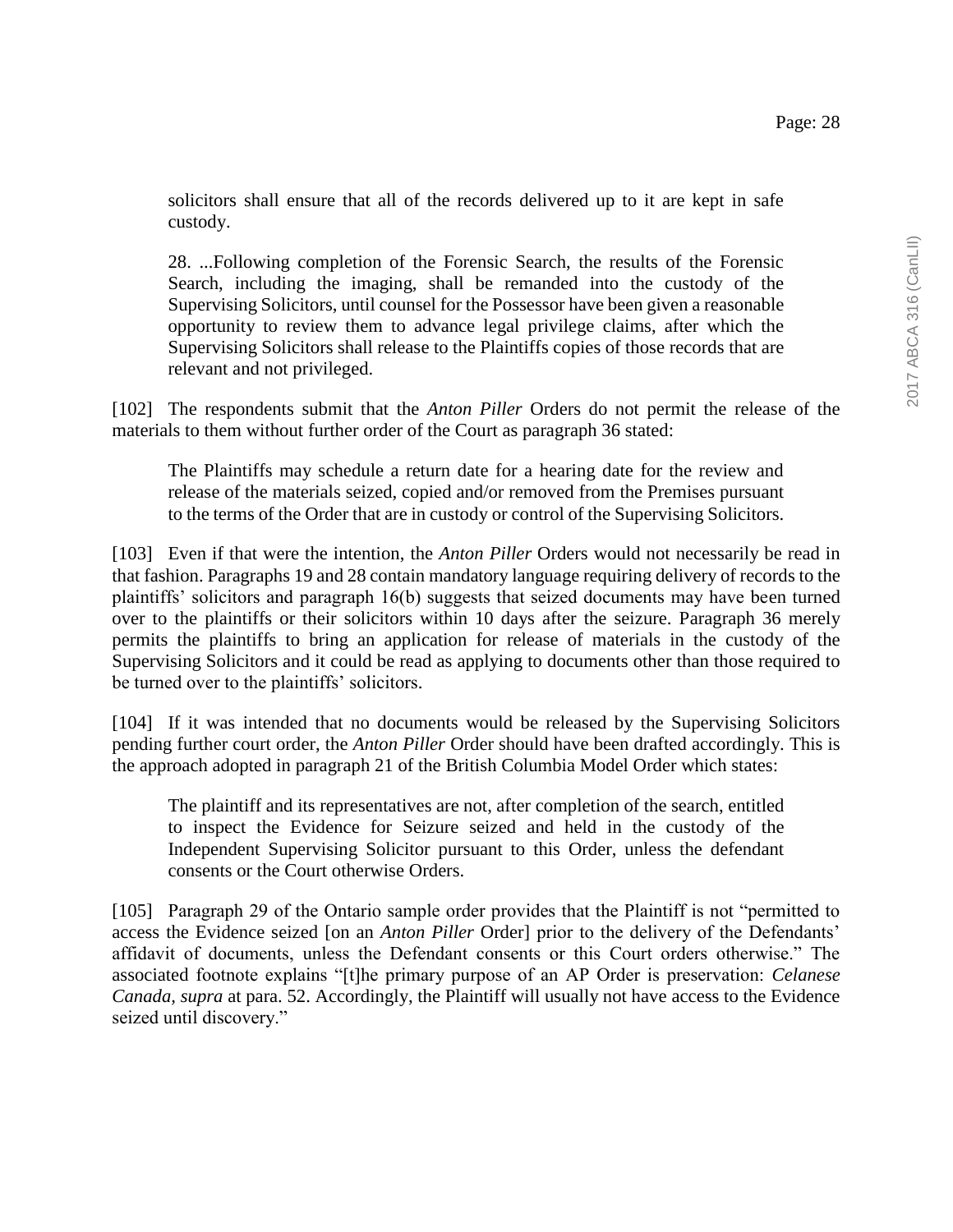solicitors shall ensure that all of the records delivered up to it are kept in safe custody.

> 28. ...Following completion of the Forensic Search, the results of the Forensic Search, including the imaging, shall be remanded into the custody of the Supervising Solicitors, until counsel for the Possessor have been given a reasonable opportunity to review them to advance legal privilege claims, after which the Supervising Solicitors shall release to the Plaintiffs copies of those records that are relevant and not privileged.

[102] The respondents submit that the *Anton Piller* Orders do not permit the release of the materials to them without further order of the Court as paragraph 36 stated:

> The Plaintiffs may schedule a return date for a hearing date for the review and release of the materials seized, copied and/or removed from the Premises pursuant to the terms of the Order that are in custody or control of the Supervising Solicitors.

[103] Even if that were the intention, the *Anton Piller* Orders would not necessarily be read in that fashion. Paragraphs 19 and 28 contain mandatory language requiring delivery of records to the plaintiffs' solicitors and paragraph 16(b) suggests that seized documents may have been turned over to the plaintiffs or their solicitors within 10 days after the seizure. Paragraph 36 merely permits the plaintiffs to bring an application for release of materials in the custody of the Supervising Solicitors and it could be read as applying to documents other than those required to be turned over to the plaintiffs' solicitors.

[104] If it was intended that no documents would be released by the Supervising Solicitors pending further court order, the *Anton Piller* Order should have been drafted accordingly. This is the approach adopted in paragraph 21 of the British Columbia Model Order which states:

> The plaintiff and its representatives are not, after completion of the search, entitled to inspect the Evidence for Seizure seized and held in the custody of the Independent Supervising Solicitor pursuant to this Order, unless the defendant consents or the Court otherwise Orders.

[105] Paragraph 29 of the Ontario sample order provides that the Plaintiff is not "permitted to access the Evidence seized [on an *Anton Piller* Order] prior to the delivery of the Defendants' affidavit of documents, unless the Defendant consents or this Court orders otherwise." The associated footnote explains "[t]he primary purpose of an AP Order is preservation: *Celanese Canada*, *supra* at para. 52. Accordingly, the Plaintiff will usually not have access to the Evidence seized until discovery."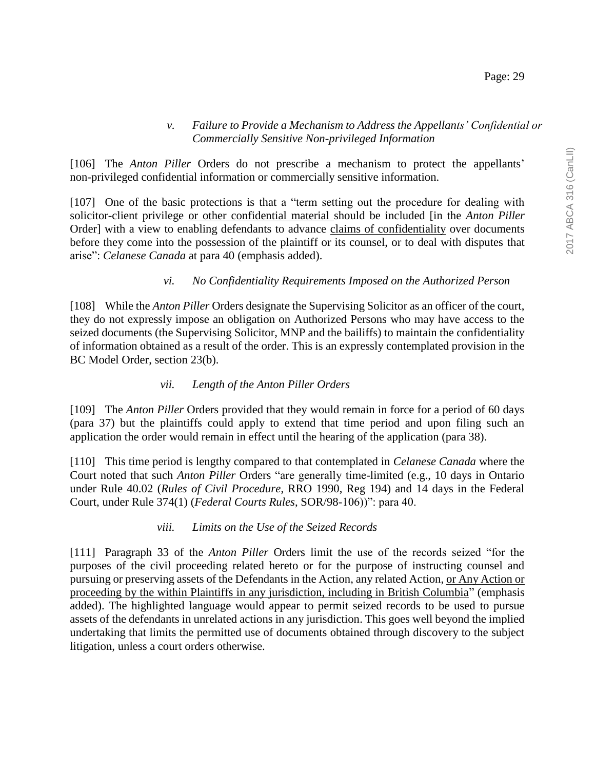### *v. Failure to Provide a Mechanism to Address the Appellants' Confidential or Commercially Sensitive Non-privileged Information*

[106] The *Anton Piller* Orders do not prescribe a mechanism to protect the appellants' non-privileged confidential information or commercially sensitive information.

[107] One of the basic protections is that a "term setting out the procedure for dealing with solicitor-client privilege <u>or other confidential material</u> should be included [in the *Anton Piller* Order] with a view to enabling defendants to advance <u>claims of confidentiality</u> over documents before they come into the possession of the plaintiff or its counsel, or to deal with disputes that arise": *Celanese Canada* at para 40 (emphasis added).

### *vi. No Confidentiality Requirements Imposed on the Authorized Person*

[108] While the *Anton Piller* Orders designate the Supervising Solicitor as an officer of the court, they do not expressly impose an obligation on Authorized Persons who may have access to the seized documents (the Supervising Solicitor, MNP and the bailiffs) to maintain the confidentiality of information obtained as a result of the order. This is an expressly contemplated provision in the BC Model Order, section 23(b).

### *vii. Length of the Anton Piller Orders*

[109] The *Anton Piller* Orders provided that they would remain in force for a period of 60 days (para 37) but the plaintiffs could apply to extend that time period and upon filing such an application the order would remain in effect until the hearing of the application (para 38).

[110] This time period is lengthy compared to that contemplated in *Celanese Canada* where the Court noted that such *Anton Piller* Orders "are generally time-limited (e.g., 10 days in Ontario under Rule 40.02 (*Rules of Civil Procedure*, RRO 1990, Reg 194) and 14 days in the Federal Court, under Rule 374(1) (*Federal Courts Rules*, SOR/98-106))": para 40.

### *viii. Limits on the Use of the Seized Records*

[111] Paragraph 33 of the *Anton Piller* Orders limit the use of the records seized "for the purposes of the civil proceeding related hereto or for the purpose of instructing counsel and pursuing or preserving assets of the Defendants in the Action, any related Action, <u>or Any Action or proceeding by the within Plaintiffs in any jurisdiction, including in British Columbia</u>" (emphasis added). The highlighted language would appear to permit seized records to be used to pursue assets of the defendants in unrelated actions in any jurisdiction. This goes well beyond the implied undertaking that limits the permitted use of documents obtained through discovery to the subject litigation, unless a court orders otherwise.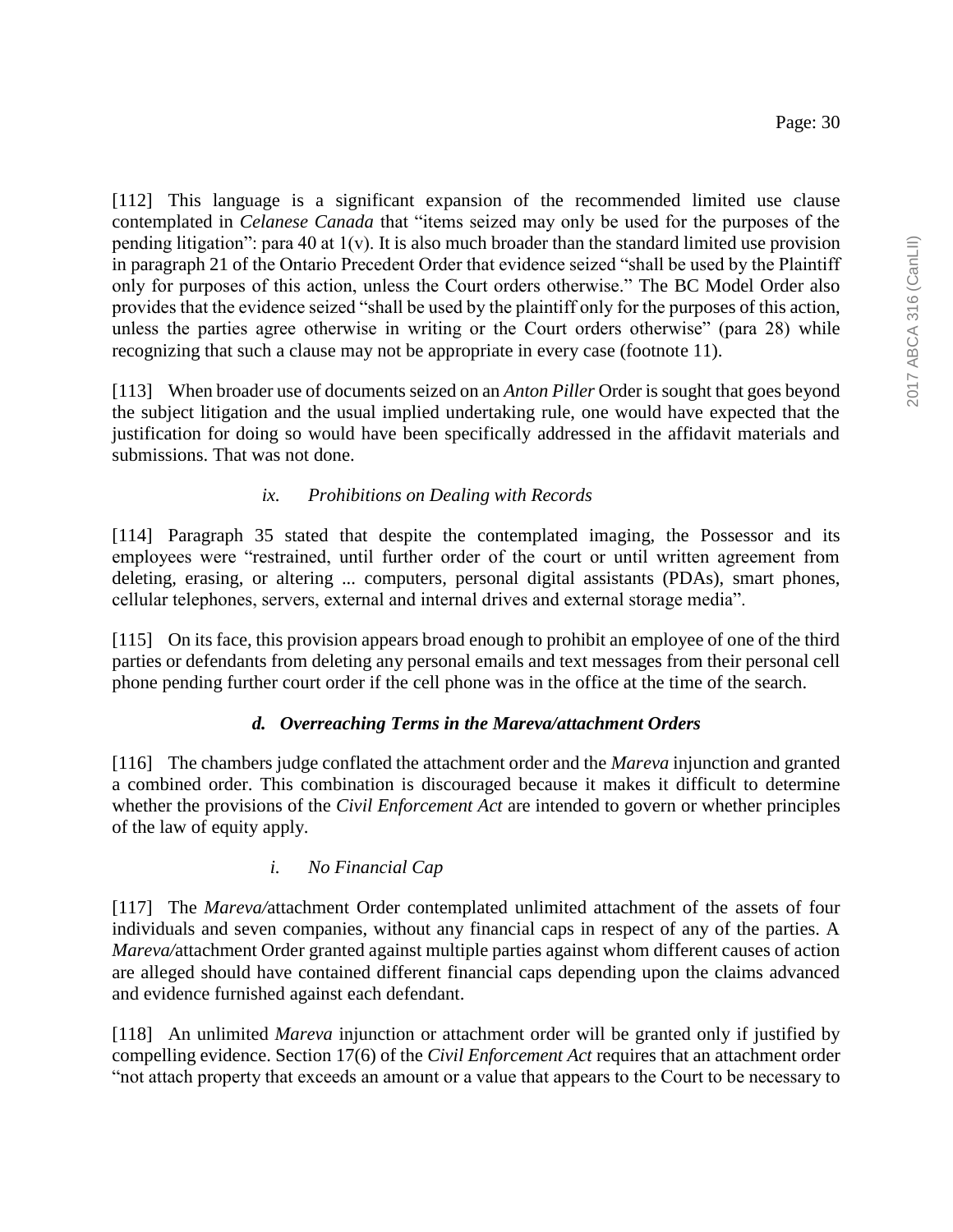[112] This language is a significant expansion of the recommended limited use clause contemplated in *Celanese Canada* that "items seized may only be used for the purposes of the pending litigation": para 40 at 1(v). It is also much broader than the standard limited use provision in paragraph 21 of the Ontario Precedent Order that evidence seized "shall be used by the Plaintiff only for purposes of this action, unless the Court orders otherwise." The BC Model Order also provides that the evidence seized "shall be used by the plaintiff only for the purposes of this action, unless the parties agree otherwise in writing or the Court orders otherwise" (para 28) while recognizing that such a clause may not be appropriate in every case (footnote 11).

[113] When broader use of documents seized on an *Anton Piller* Order is sought that goes beyond the subject litigation and the usual implied undertaking rule, one would have expected that the justification for doing so would have been specifically addressed in the affidavit materials and submissions. That was not done.

#### *ix. Prohibitions on Dealing with Records*

[114] Paragraph 35 stated that despite the contemplated imaging, the Possessor and its employees were "restrained, until further order of the court or until written agreement from deleting, erasing, or altering ... computers, personal digital assistants (PDAs), smart phones, cellular telephones, servers, external and internal drives and external storage media".

[115] On its face, this provision appears broad enough to prohibit an employee of one of the third parties or defendants from deleting any personal emails and text messages from their personal cell phone pending further court order if the cell phone was in the office at the time of the search.

### ***d. Overreaching Terms in the Mareva/attachment Orders***

[116] The chambers judge conflated the attachment order and the *Mareva* injunction and granted a combined order. This combination is discouraged because it makes it difficult to determine whether the provisions of the *Civil Enforcement Act* are intended to govern or whether principles of the law of equity apply.

#### *i. No Financial Cap*

[117] The *Mareva/*attachment Order contemplated unlimited attachment of the assets of four individuals and seven companies, without any financial caps in respect of any of the parties. A *Mareva/*attachment Order granted against multiple parties against whom different causes of action are alleged should have contained different financial caps depending upon the claims advanced and evidence furnished against each defendant.

[118] An unlimited *Mareva* injunction or attachment order will be granted only if justified by compelling evidence. Section 17(6) of the *Civil Enforcement Act* requires that an attachment order "not attach property that exceeds an amount or a value that appears to the Court to be necessary to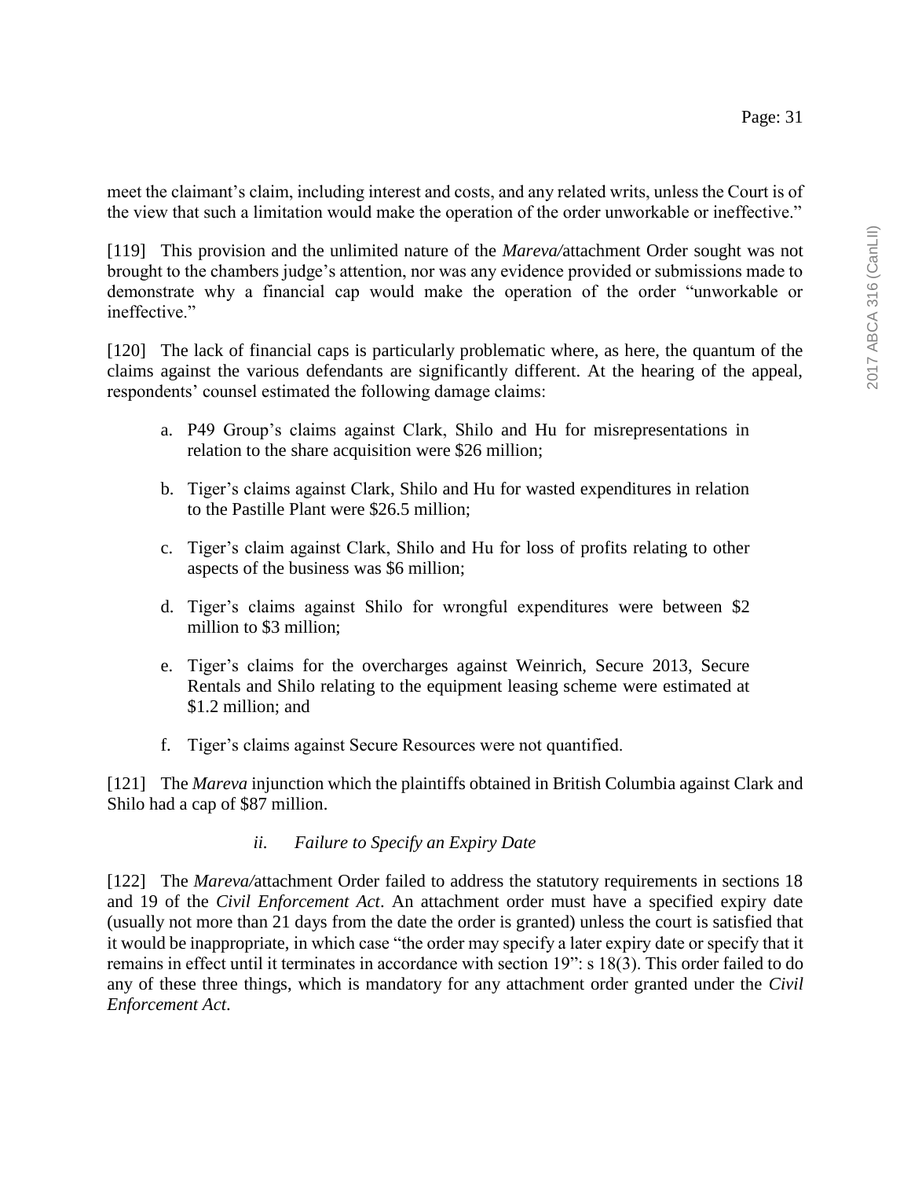meet the claimant's claim, including interest and costs, and any related writs, unless the Court is of the view that such a limitation would make the operation of the order unworkable or ineffective."

[119] This provision and the unlimited nature of the *Mareva/*attachment Order sought was not brought to the chambers judge's attention, nor was any evidence provided or submissions made to demonstrate why a financial cap would make the operation of the order "unworkable or ineffective."

[120] The lack of financial caps is particularly problematic where, as here, the quantum of the claims against the various defendants are significantly different. At the hearing of the appeal, respondents' counsel estimated the following damage claims:

a. P49 Group's claims against Clark, Shilo and Hu for misrepresentations in relation to the share acquisition were $26 million;

b. Tiger's claims against Clark, Shilo and Hu for wasted expenditures in relation to the Pastille Plant were $26.5 million;

c. Tiger's claim against Clark, Shilo and Hu for loss of profits relating to other aspects of the business was $6 million;

d. Tiger's claims against Shilo for wrongful expenditures were between $2 million to $3 million;

e. Tiger's claims for the overcharges against Weinrich, Secure 2013, Secure Rentals and Shilo relating to the equipment leasing scheme were estimated at $1.2 million; and

f. Tiger's claims against Secure Resources were not quantified.

[121] The *Mareva* injunction which the plaintiffs obtained in British Columbia against Clark and Shilo had a cap of $87 million.

*ii. Failure to Specify an Expiry Date*

[122] The *Mareva/*attachment Order failed to address the statutory requirements in sections 18 and 19 of the *Civil Enforcement Act*. An attachment order must have a specified expiry date (usually not more than 21 days from the date the order is granted) unless the court is satisfied that it would be inappropriate, in which case "the order may specify a later expiry date or specify that it remains in effect until it terminates in accordance with section 19": s 18(3). This order failed to do any of these three things, which is mandatory for any attachment order granted under the *Civil Enforcement Act*.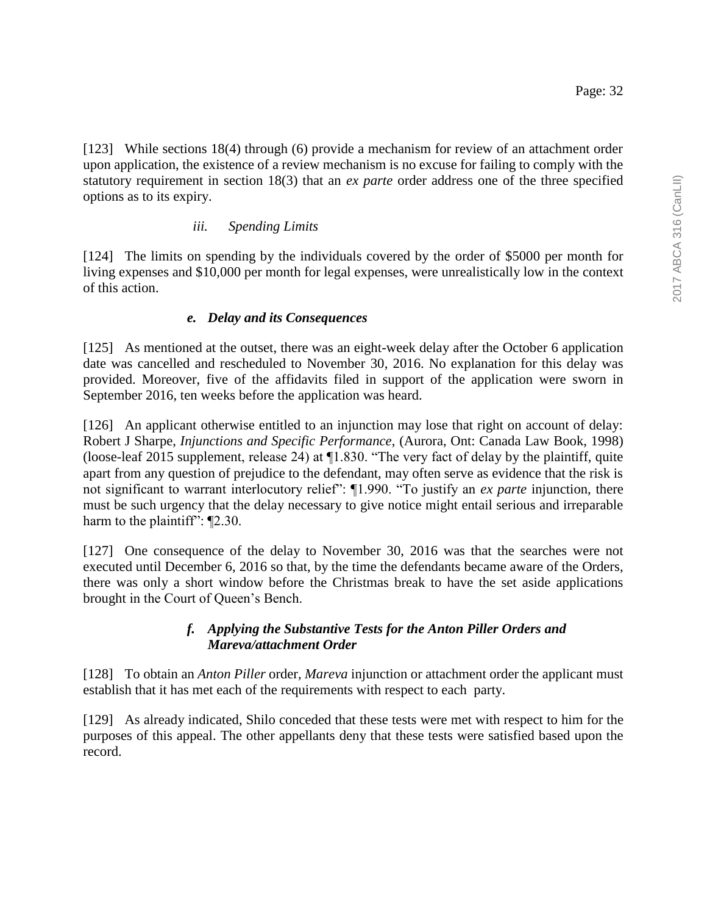[123] While sections 18(4) through (6) provide a mechanism for review of an attachment order upon application, the existence of a review mechanism is no excuse for failing to comply with the statutory requirement in section 18(3) that an *ex parte* order address one of the three specified options as to its expiry.

#### *iii. Spending Limits*

[124] The limits on spending by the individuals covered by the order of $5000 per month for living expenses and $10,000 per month for legal expenses, were unrealistically low in the context of this action.

### ***e. Delay and its Consequences***

[125] As mentioned at the outset, there was an eight-week delay after the October 6 application date was cancelled and rescheduled to November 30, 2016. No explanation for this delay was provided. Moreover, five of the affidavits filed in support of the application were sworn in September 2016, ten weeks before the application was heard.

[126] An applicant otherwise entitled to an injunction may lose that right on account of delay: Robert J Sharpe, *Injunctions and Specific Performance*, (Aurora, Ont: Canada Law Book, 1998) (loose-leaf 2015 supplement, release 24) at ¶1.830. "The very fact of delay by the plaintiff, quite apart from any question of prejudice to the defendant, may often serve as evidence that the risk is not significant to warrant interlocutory relief": ¶1.990. "To justify an *ex parte* injunction, there must be such urgency that the delay necessary to give notice might entail serious and irreparable harm to the plaintiff": ¶2.30.

[127] One consequence of the delay to November 30, 2016 was that the searches were not executed until December 6, 2016 so that, by the time the defendants became aware of the Orders, there was only a short window before the Christmas break to have the set aside applications brought in the Court of Queen's Bench.

### ***f. Applying the Substantive Tests for the Anton Piller Orders and Mareva/attachment Order***

[128] To obtain an *Anton Piller* order, *Mareva* injunction or attachment order the applicant must establish that it has met each of the requirements with respect to each party.

[129] As already indicated, Shilo conceded that these tests were met with respect to him for the purposes of this appeal. The other appellants deny that these tests were satisfied based upon the record.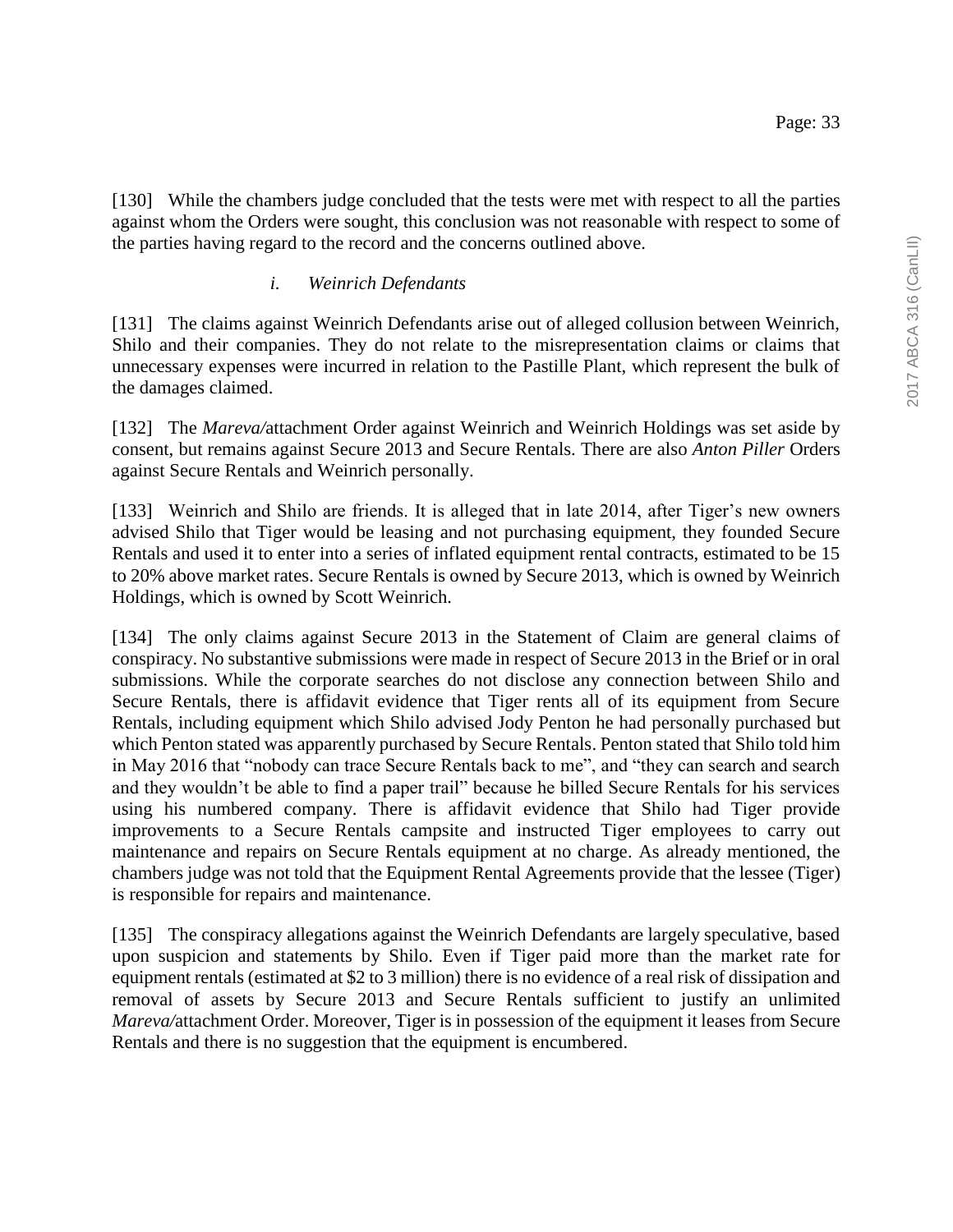[130] While the chambers judge concluded that the tests were met with respect to all the parties against whom the Orders were sought, this conclusion was not reasonable with respect to some of the parties having regard to the record and the concerns outlined above.

*i. Weinrich Defendants*

[131] The claims against Weinrich Defendants arise out of alleged collusion between Weinrich, Shilo and their companies. They do not relate to the misrepresentation claims or claims that unnecessary expenses were incurred in relation to the Pastille Plant, which represent the bulk of the damages claimed.

[132] The *Mareva/*attachment Order against Weinrich and Weinrich Holdings was set aside by consent, but remains against Secure 2013 and Secure Rentals. There are also *Anton Piller* Orders against Secure Rentals and Weinrich personally.

[133] Weinrich and Shilo are friends. It is alleged that in late 2014, after Tiger's new owners advised Shilo that Tiger would be leasing and not purchasing equipment, they founded Secure Rentals and used it to enter into a series of inflated equipment rental contracts, estimated to be 15 to 20% above market rates. Secure Rentals is owned by Secure 2013, which is owned by Weinrich Holdings, which is owned by Scott Weinrich.

[134] The only claims against Secure 2013 in the Statement of Claim are general claims of conspiracy. No substantive submissions were made in respect of Secure 2013 in the Brief or in oral submissions. While the corporate searches do not disclose any connection between Shilo and Secure Rentals, there is affidavit evidence that Tiger rents all of its equipment from Secure Rentals, including equipment which Shilo advised Jody Penton he had personally purchased but which Penton stated was apparently purchased by Secure Rentals. Penton stated that Shilo told him in May 2016 that "nobody can trace Secure Rentals back to me", and "they can search and search and they wouldn't be able to find a paper trail" because he billed Secure Rentals for his services using his numbered company. There is affidavit evidence that Shilo had Tiger provide improvements to a Secure Rentals campsite and instructed Tiger employees to carry out maintenance and repairs on Secure Rentals equipment at no charge. As already mentioned, the chambers judge was not told that the Equipment Rental Agreements provide that the lessee (Tiger) is responsible for repairs and maintenance.

[135] The conspiracy allegations against the Weinrich Defendants are largely speculative, based upon suspicion and statements by Shilo. Even if Tiger paid more than the market rate for equipment rentals (estimated at $2 to 3 million) there is no evidence of a real risk of dissipation and removal of assets by Secure 2013 and Secure Rentals sufficient to justify an unlimited *Mareva/*attachment Order. Moreover, Tiger is in possession of the equipment it leases from Secure Rentals and there is no suggestion that the equipment is encumbered.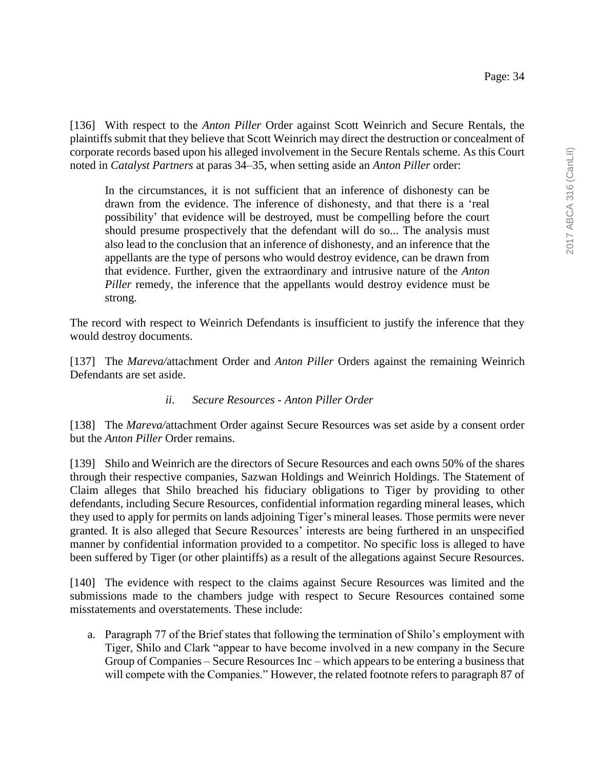[136] With respect to the *Anton Piller* Order against Scott Weinrich and Secure Rentals, the plaintiffs submit that they believe that Scott Weinrich may direct the destruction or concealment of corporate records based upon his alleged involvement in the Secure Rentals scheme. As this Court noted in *Catalyst Partners* at paras 34–35, when setting aside an *Anton Piller* order:

> In the circumstances, it is not sufficient that an inference of dishonesty can be drawn from the evidence. The inference of dishonesty, and that there is a 'real possibility' that evidence will be destroyed, must be compelling before the court should presume prospectively that the defendant will do so... The analysis must also lead to the conclusion that an inference of dishonesty, and an inference that the appellants are the type of persons who would destroy evidence, can be drawn from that evidence. Further, given the extraordinary and intrusive nature of the *Anton Piller* remedy, the inference that the appellants would destroy evidence must be strong.

The record with respect to Weinrich Defendants is insufficient to justify the inference that they would destroy documents.

[137] The *Mareva/*attachment Order and *Anton Piller* Orders against the remaining Weinrich Defendants are set aside.

### *ii. Secure Resources - Anton Piller Order*

[138] The *Mareva/*attachment Order against Secure Resources was set aside by a consent order but the *Anton Piller* Order remains.

[139] Shilo and Weinrich are the directors of Secure Resources and each owns 50% of the shares through their respective companies, Sazwan Holdings and Weinrich Holdings. The Statement of Claim alleges that Shilo breached his fiduciary obligations to Tiger by providing to other defendants, including Secure Resources, confidential information regarding mineral leases, which they used to apply for permits on lands adjoining Tiger's mineral leases. Those permits were never granted. It is also alleged that Secure Resources' interests are being furthered in an unspecified manner by confidential information provided to a competitor. No specific loss is alleged to have been suffered by Tiger (or other plaintiffs) as a result of the allegations against Secure Resources.

[140] The evidence with respect to the claims against Secure Resources was limited and the submissions made to the chambers judge with respect to Secure Resources contained some misstatements and overstatements. These include:

a. Paragraph 77 of the Brief states that following the termination of Shilo's employment with Tiger, Shilo and Clark "appear to have become involved in a new company in the Secure Group of Companies – Secure Resources Inc – which appears to be entering a business that will compete with the Companies." However, the related footnote refers to paragraph 87 of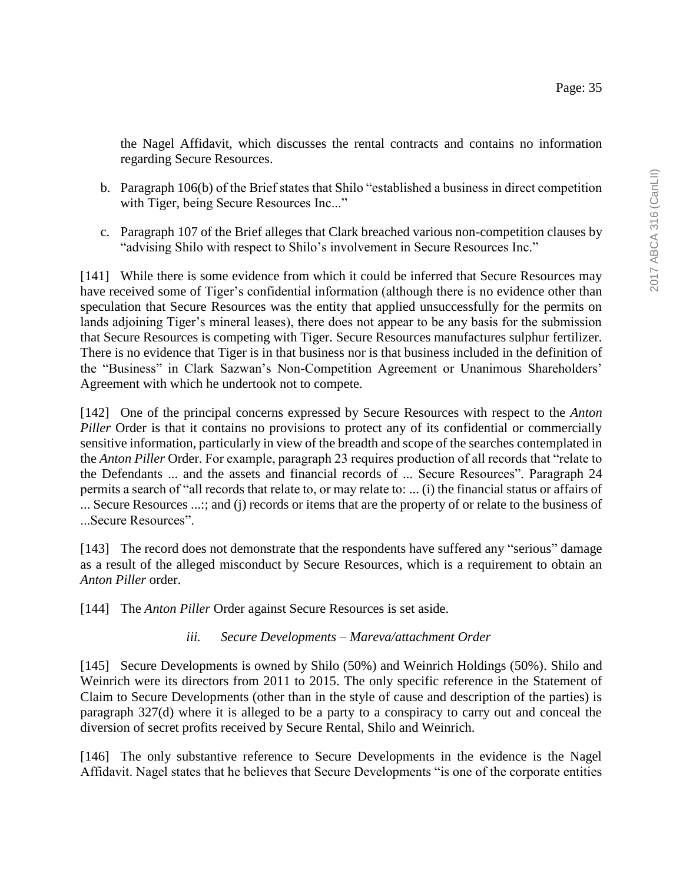the Nagel Affidavit, which discusses the rental contracts and contains no information regarding Secure Resources.

b. Paragraph 106(b) of the Brief states that Shilo "established a business in direct competition with Tiger, being Secure Resources Inc..."

c. Paragraph 107 of the Brief alleges that Clark breached various non-competition clauses by "advising Shilo with respect to Shilo's involvement in Secure Resources Inc."

[141] While there is some evidence from which it could be inferred that Secure Resources may have received some of Tiger's confidential information (although there is no evidence other than speculation that Secure Resources was the entity that applied unsuccessfully for the permits on lands adjoining Tiger's mineral leases), there does not appear to be any basis for the submission that Secure Resources is competing with Tiger. Secure Resources manufactures sulphur fertilizer. There is no evidence that Tiger is in that business nor is that business included in the definition of the "Business" in Clark Sazwan's Non-Competition Agreement or Unanimous Shareholders' Agreement with which he undertook not to compete.

[142] One of the principal concerns expressed by Secure Resources with respect to the *Anton Piller* Order is that it contains no provisions to protect any of its confidential or commercially sensitive information, particularly in view of the breadth and scope of the searches contemplated in the *Anton Piller* Order. For example, paragraph 23 requires production of all records that "relate to the Defendants ... and the assets and financial records of ... Secure Resources". Paragraph 24 permits a search of "all records that relate to, or may relate to: ... (i) the financial status or affairs of ... Secure Resources ...:; and (j) records or items that are the property of or relate to the business of ...Secure Resources".

[143] The record does not demonstrate that the respondents have suffered any "serious" damage as a result of the alleged misconduct by Secure Resources, which is a requirement to obtain an *Anton Piller* order.

[144] The *Anton Piller* Order against Secure Resources is set aside.

#### *iii. Secure Developments – Mareva/attachment Order*

[145] Secure Developments is owned by Shilo (50%) and Weinrich Holdings (50%). Shilo and Weinrich were its directors from 2011 to 2015. The only specific reference in the Statement of Claim to Secure Developments (other than in the style of cause and description of the parties) is paragraph 327(d) where it is alleged to be a party to a conspiracy to carry out and conceal the diversion of secret profits received by Secure Rental, Shilo and Weinrich.

[146] The only substantive reference to Secure Developments in the evidence is the Nagel Affidavit. Nagel states that he believes that Secure Developments "is one of the corporate entities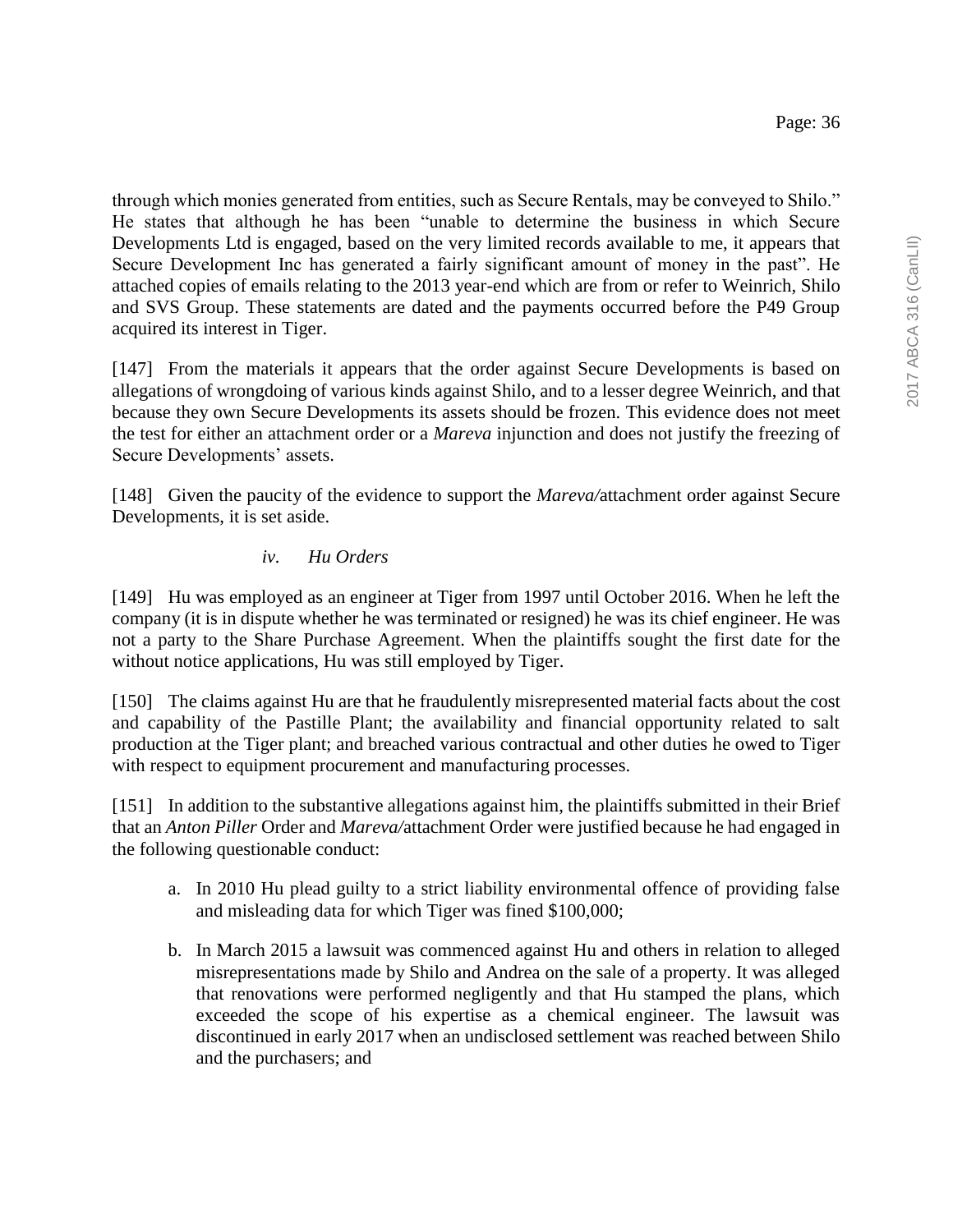through which monies generated from entities, such as Secure Rentals, may be conveyed to Shilo." He states that although he has been "unable to determine the business in which Secure Developments Ltd is engaged, based on the very limited records available to me, it appears that Secure Development Inc has generated a fairly significant amount of money in the past". He attached copies of emails relating to the 2013 year-end which are from or refer to Weinrich, Shilo and SVS Group. These statements are dated and the payments occurred before the P49 Group acquired its interest in Tiger.

[147] From the materials it appears that the order against Secure Developments is based on allegations of wrongdoing of various kinds against Shilo, and to a lesser degree Weinrich, and that because they own Secure Developments its assets should be frozen. This evidence does not meet the test for either an attachment order or a *Mareva* injunction and does not justify the freezing of Secure Developments' assets.

[148] Given the paucity of the evidence to support the *Mareva/*attachment order against Secure Developments, it is set aside.

*iv. Hu Orders*

[149] Hu was employed as an engineer at Tiger from 1997 until October 2016. When he left the company (it is in dispute whether he was terminated or resigned) he was its chief engineer. He was not a party to the Share Purchase Agreement. When the plaintiffs sought the first date for the without notice applications, Hu was still employed by Tiger.

[150] The claims against Hu are that he fraudulently misrepresented material facts about the cost and capability of the Pastille Plant; the availability and financial opportunity related to salt production at the Tiger plant; and breached various contractual and other duties he owed to Tiger with respect to equipment procurement and manufacturing processes.

[151] In addition to the substantive allegations against him, the plaintiffs submitted in their Brief that an *Anton Piller* Order and *Mareva/*attachment Order were justified because he had engaged in the following questionable conduct:

a. In 2010 Hu plead guilty to a strict liability environmental offence of providing false and misleading data for which Tiger was fined $100,000;

b. In March 2015 a lawsuit was commenced against Hu and others in relation to alleged misrepresentations made by Shilo and Andrea on the sale of a property. It was alleged that renovations were performed negligently and that Hu stamped the plans, which exceeded the scope of his expertise as a chemical engineer. The lawsuit was discontinued in early 2017 when an undisclosed settlement was reached between Shilo and the purchasers; and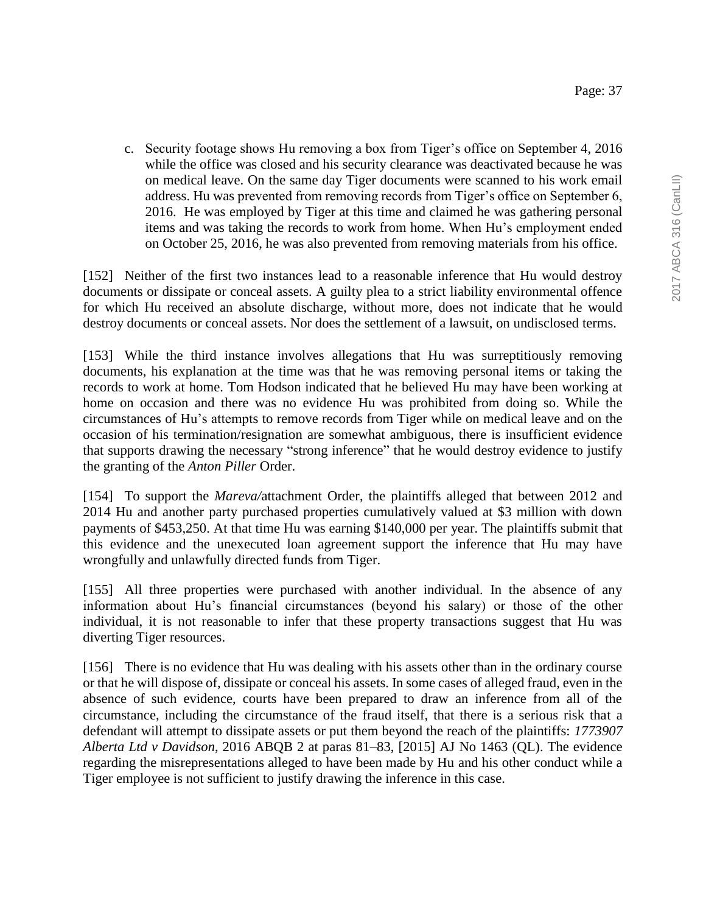c. Security footage shows Hu removing a box from Tiger's office on September 4, 2016 while the office was closed and his security clearance was deactivated because he was on medical leave. On the same day Tiger documents were scanned to his work email address. Hu was prevented from removing records from Tiger's office on September 6, 2016. He was employed by Tiger at this time and claimed he was gathering personal items and was taking the records to work from home. When Hu's employment ended on October 25, 2016, he was also prevented from removing materials from his office.

[152] Neither of the first two instances lead to a reasonable inference that Hu would destroy documents or dissipate or conceal assets. A guilty plea to a strict liability environmental offence for which Hu received an absolute discharge, without more, does not indicate that he would destroy documents or conceal assets. Nor does the settlement of a lawsuit, on undisclosed terms.

[153] While the third instance involves allegations that Hu was surreptitiously removing documents, his explanation at the time was that he was removing personal items or taking the records to work at home. Tom Hodson indicated that he believed Hu may have been working at home on occasion and there was no evidence Hu was prohibited from doing so. While the circumstances of Hu's attempts to remove records from Tiger while on medical leave and on the occasion of his termination/resignation are somewhat ambiguous, there is insufficient evidence that supports drawing the necessary "strong inference" that he would destroy evidence to justify the granting of the *Anton Piller* Order.

[154] To support the *Mareva*/attachment Order, the plaintiffs alleged that between 2012 and 2014 Hu and another party purchased properties cumulatively valued at \$3 million with down payments of \$453,250. At that time Hu was earning \$140,000 per year. The plaintiffs submit that this evidence and the unexecuted loan agreement support the inference that Hu may have wrongfully and unlawfully directed funds from Tiger.

[155] All three properties were purchased with another individual. In the absence of any information about Hu's financial circumstances (beyond his salary) or those of the other individual, it is not reasonable to infer that these property transactions suggest that Hu was diverting Tiger resources.

[156] There is no evidence that Hu was dealing with his assets other than in the ordinary course or that he will dispose of, dissipate or conceal his assets. In some cases of alleged fraud, even in the absence of such evidence, courts have been prepared to draw an inference from all of the circumstance, including the circumstance of the fraud itself, that there is a serious risk that a defendant will attempt to dissipate assets or put them beyond the reach of the plaintiffs: *1773907 Alberta Ltd v Davidson*, 2016 ABQB 2 at paras 81–83, [2015] AJ No 1463 (QL). The evidence regarding the misrepresentations alleged to have been made by Hu and his other conduct while a Tiger employee is not sufficient to justify drawing the inference in this case.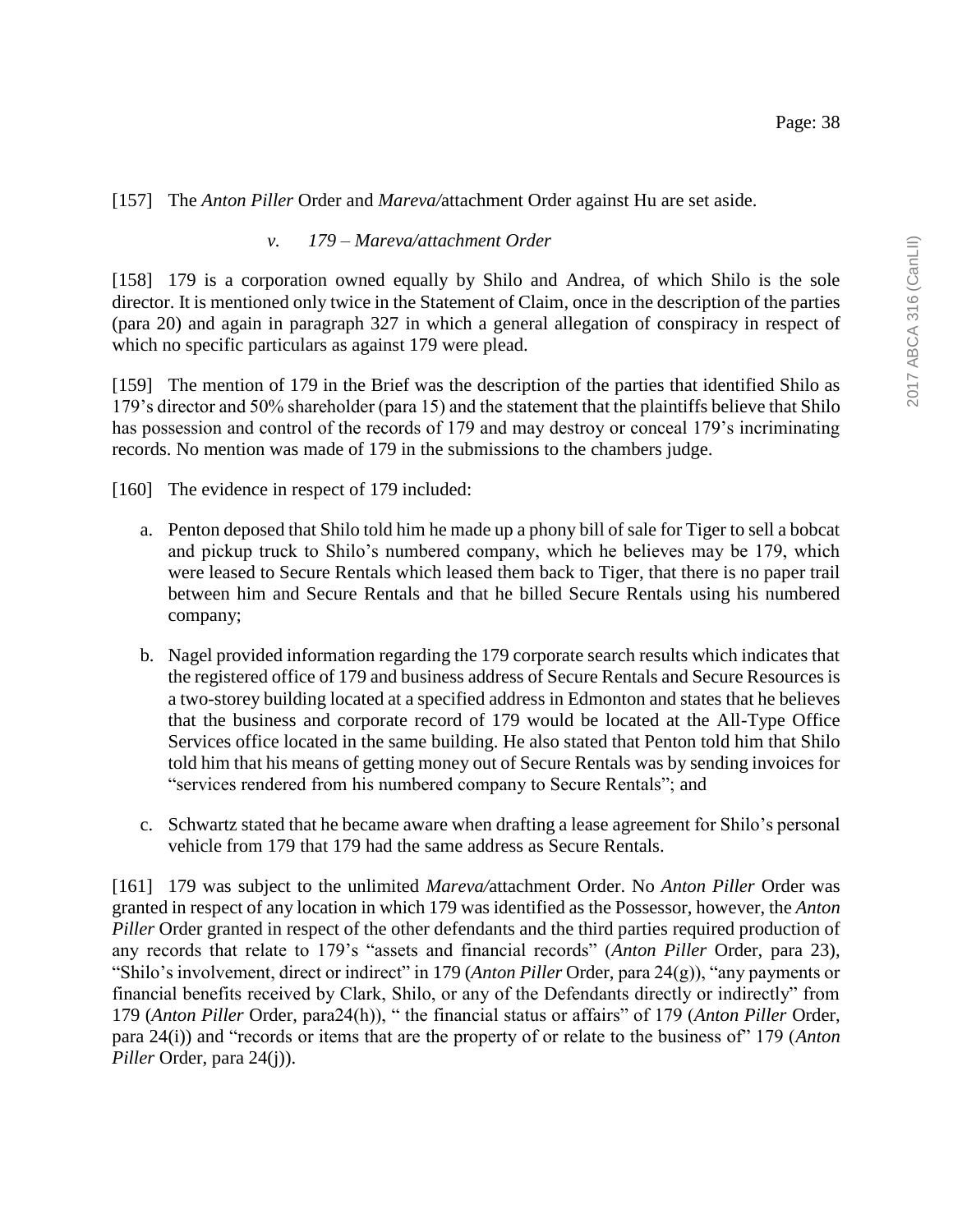[157] The *Anton Piller* Order and *Mareva/*attachment Order against Hu are set aside.

*v. 179 – Mareva/attachment Order*

[158] 179 is a corporation owned equally by Shilo and Andrea, of which Shilo is the sole director. It is mentioned only twice in the Statement of Claim, once in the description of the parties (para 20) and again in paragraph 327 in which a general allegation of conspiracy in respect of which no specific particulars as against 179 were plead.

[159] The mention of 179 in the Brief was the description of the parties that identified Shilo as 179's director and 50% shareholder (para 15) and the statement that the plaintiffs believe that Shilo has possession and control of the records of 179 and may destroy or conceal 179's incriminating records. No mention was made of 179 in the submissions to the chambers judge.

[160] The evidence in respect of 179 included:

a. Penton deposed that Shilo told him he made up a phony bill of sale for Tiger to sell a bobcat and pickup truck to Shilo's numbered company, which he believes may be 179, which were leased to Secure Rentals which leased them back to Tiger, that there is no paper trail between him and Secure Rentals and that he billed Secure Rentals using his numbered company;

b. Nagel provided information regarding the 179 corporate search results which indicates that the registered office of 179 and business address of Secure Rentals and Secure Resources is a two-storey building located at a specified address in Edmonton and states that he believes that the business and corporate record of 179 would be located at the All-Type Office Services office located in the same building. He also stated that Penton told him that Shilo told him that his means of getting money out of Secure Rentals was by sending invoices for "services rendered from his numbered company to Secure Rentals"; and

c. Schwartz stated that he became aware when drafting a lease agreement for Shilo's personal vehicle from 179 that 179 had the same address as Secure Rentals.

[161] 179 was subject to the unlimited *Mareva/*attachment Order. No *Anton Piller* Order was granted in respect of any location in which 179 was identified as the Possessor, however, the *Anton Piller* Order granted in respect of the other defendants and the third parties required production of any records that relate to 179's "assets and financial records" (*Anton Piller* Order, para 23), "Shilo's involvement, direct or indirect" in 179 (*Anton Piller* Order, para 24(g)), "any payments or financial benefits received by Clark, Shilo, or any of the Defendants directly or indirectly" from 179 (*Anton Piller* Order, para24(h)), " the financial status or affairs" of 179 (*Anton Piller* Order, para 24(i)) and "records or items that are the property of or relate to the business of" 179 (*Anton Piller* Order, para 24(j)).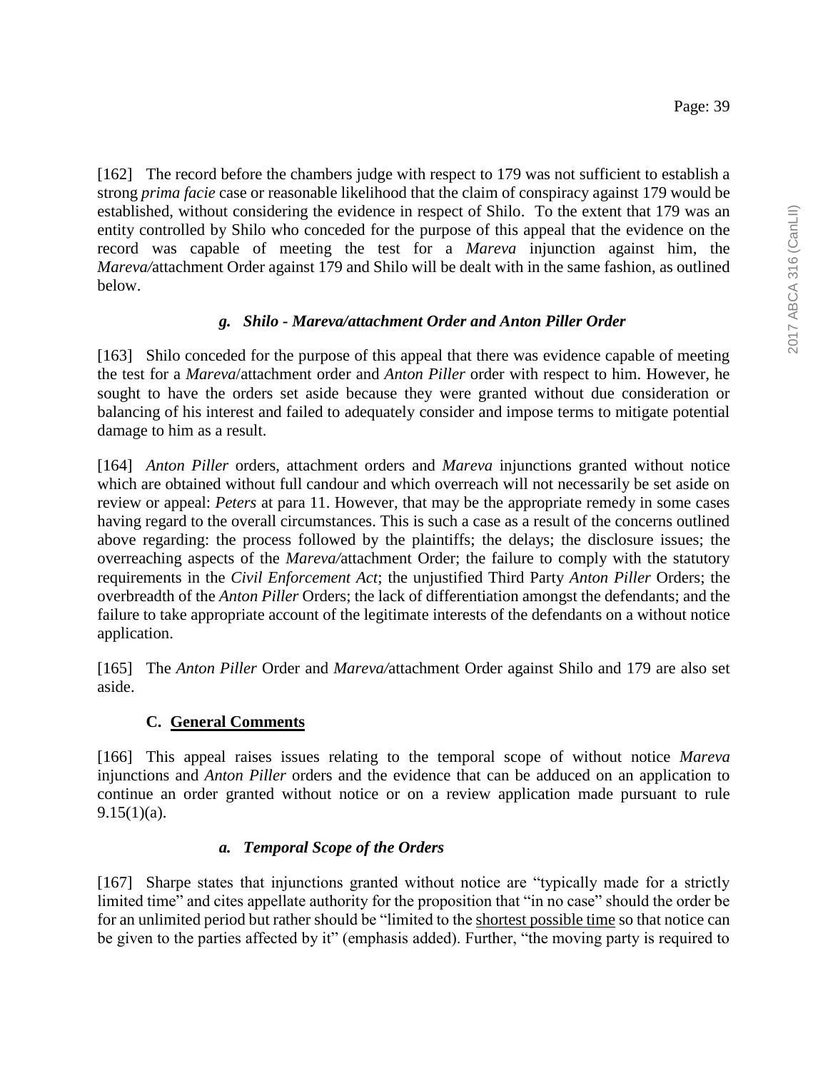[162] The record before the chambers judge with respect to 179 was not sufficient to establish a strong *prima facie* case or reasonable likelihood that the claim of conspiracy against 179 would be established, without considering the evidence in respect of Shilo. To the extent that 179 was an entity controlled by Shilo who conceded for the purpose of this appeal that the evidence on the record was capable of meeting the test for a *Mareva* injunction against him, the *Mareva/*attachment Order against 179 and Shilo will be dealt with in the same fashion, as outlined below.

#### *g. Shilo - Mareva/attachment Order and Anton Piller Order*

[163] Shilo conceded for the purpose of this appeal that there was evidence capable of meeting the test for a *Mareva*/attachment order and *Anton Piller* order with respect to him. However, he sought to have the orders set aside because they were granted without due consideration or balancing of his interest and failed to adequately consider and impose terms to mitigate potential damage to him as a result.

[164] *Anton Piller* orders, attachment orders and *Mareva* injunctions granted without notice which are obtained without full candour and which overreach will not necessarily be set aside on review or appeal: *Peters* at para 11. However, that may be the appropriate remedy in some cases having regard to the overall circumstances. This is such a case as a result of the concerns outlined above regarding: the process followed by the plaintiffs; the delays; the disclosure issues; the overreaching aspects of the *Mareva/*attachment Order; the failure to comply with the statutory requirements in the *Civil Enforcement Act*; the unjustified Third Party *Anton Piller* Orders; the overbreadth of the *Anton Piller* Orders; the lack of differentiation amongst the defendants; and the failure to take appropriate account of the legitimate interests of the defendants on a without notice application.

[165] The *Anton Piller* Order and *Mareva/*attachment Order against Shilo and 179 are also set aside.

### C. General Comments

[166] This appeal raises issues relating to the temporal scope of without notice *Mareva* injunctions and *Anton Piller* orders and the evidence that can be adduced on an application to continue an order granted without notice or on a review application made pursuant to rule 9.15(1)(a).

#### *a. Temporal Scope of the Orders*

[167] Sharpe states that injunctions granted without notice are "typically made for a strictly limited time" and cites appellate authority for the proposition that "in no case" should the order be for an unlimited period but rather should be "limited to the <u>shortest possible time</u> so that notice can be given to the parties affected by it" (emphasis added). Further, "the moving party is required to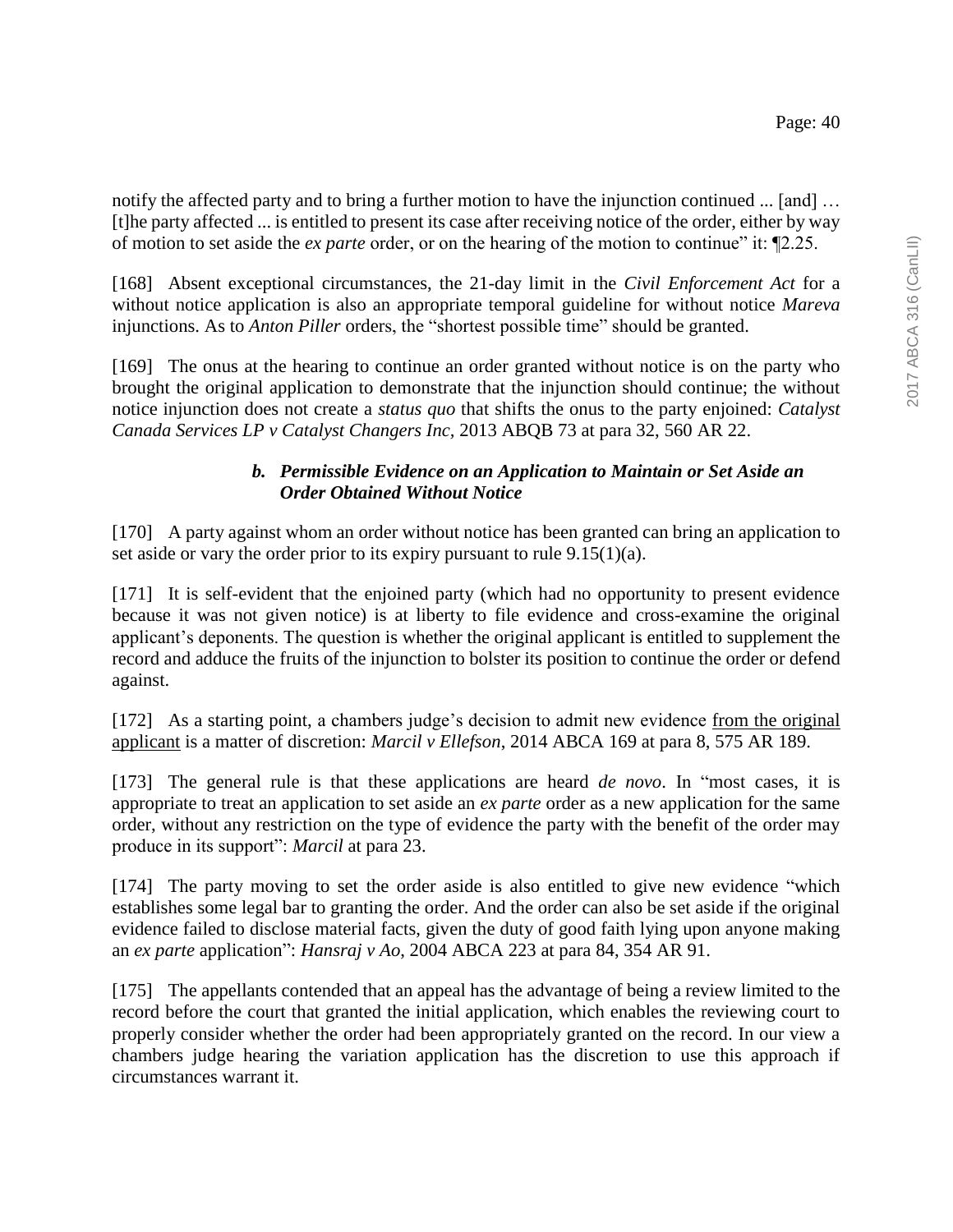notify the affected party and to bring a further motion to have the injunction continued ... [and] … [t]he party affected ... is entitled to present its case after receiving notice of the order, either by way of motion to set aside the *ex parte* order, or on the hearing of the motion to continue" it: ¶2.25.

[168] Absent exceptional circumstances, the 21-day limit in the *Civil Enforcement Act* for a without notice application is also an appropriate temporal guideline for without notice *Mareva* injunctions. As to *Anton Piller* orders, the "shortest possible time" should be granted.

[169] The onus at the hearing to continue an order granted without notice is on the party who brought the original application to demonstrate that the injunction should continue; the without notice injunction does not create a *status quo* that shifts the onus to the party enjoined: *Catalyst Canada Services LP v Catalyst Changers Inc*, 2013 ABQB 73 at para 32, 560 AR 22.

### *b. Permissible Evidence on an Application to Maintain or Set Aside an Order Obtained Without Notice*

[170] A party against whom an order without notice has been granted can bring an application to set aside or vary the order prior to its expiry pursuant to rule 9.15(1)(a).

[171] It is self-evident that the enjoined party (which had no opportunity to present evidence because it was not given notice) is at liberty to file evidence and cross-examine the original applicant's deponents. The question is whether the original applicant is entitled to supplement the record and adduce the fruits of the injunction to bolster its position to continue the order or defend against.

[172] As a starting point, a chambers judge's decision to admit new evidence from the original applicant is a matter of discretion: *Marcil v Ellefson*, 2014 ABCA 169 at para 8, 575 AR 189.

[173] The general rule is that these applications are heard *de novo*. In "most cases, it is appropriate to treat an application to set aside an *ex parte* order as a new application for the same order, without any restriction on the type of evidence the party with the benefit of the order may produce in its support": *Marcil* at para 23.

[174] The party moving to set the order aside is also entitled to give new evidence "which establishes some legal bar to granting the order. And the order can also be set aside if the original evidence failed to disclose material facts, given the duty of good faith lying upon anyone making an *ex parte* application": *Hansraj v Ao*, 2004 ABCA 223 at para 84, 354 AR 91.

[175] The appellants contended that an appeal has the advantage of being a review limited to the record before the court that granted the initial application, which enables the reviewing court to properly consider whether the order had been appropriately granted on the record. In our view a chambers judge hearing the variation application has the discretion to use this approach if circumstances warrant it.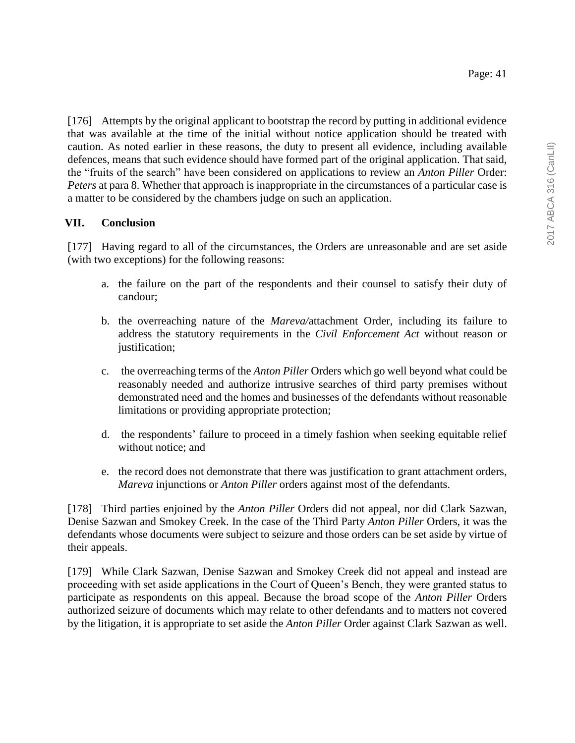[176] Attempts by the original applicant to bootstrap the record by putting in additional evidence that was available at the time of the initial without notice application should be treated with caution. As noted earlier in these reasons, the duty to present all evidence, including available defences, means that such evidence should have formed part of the original application. That said, the "fruits of the search" have been considered on applications to review an *Anton Piller* Order: *Peters* at para 8. Whether that approach is inappropriate in the circumstances of a particular case is a matter to be considered by the chambers judge on such an application.

## VII. Conclusion

[177] Having regard to all of the circumstances, the Orders are unreasonable and are set aside (with two exceptions) for the following reasons:

a. the failure on the part of the respondents and their counsel to satisfy their duty of candour;

b. the overreaching nature of the *Mareva/*attachment Order, including its failure to address the statutory requirements in the *Civil Enforcement Act* without reason or justification;

c. the overreaching terms of the *Anton Piller* Orders which go well beyond what could be reasonably needed and authorize intrusive searches of third party premises without demonstrated need and the homes and businesses of the defendants without reasonable limitations or providing appropriate protection;

d. the respondents' failure to proceed in a timely fashion when seeking equitable relief without notice; and

e. the record does not demonstrate that there was justification to grant attachment orders, *Mareva* injunctions or *Anton Piller* orders against most of the defendants.

[178] Third parties enjoined by the *Anton Piller* Orders did not appeal, nor did Clark Sazwan, Denise Sazwan and Smokey Creek. In the case of the Third Party *Anton Piller* Orders, it was the defendants whose documents were subject to seizure and those orders can be set aside by virtue of their appeals.

[179] While Clark Sazwan, Denise Sazwan and Smokey Creek did not appeal and instead are proceeding with set aside applications in the Court of Queen's Bench, they were granted status to participate as respondents on this appeal. Because the broad scope of the *Anton Piller* Orders authorized seizure of documents which may relate to other defendants and to matters not covered by the litigation, it is appropriate to set aside the *Anton Piller* Order against Clark Sazwan as well.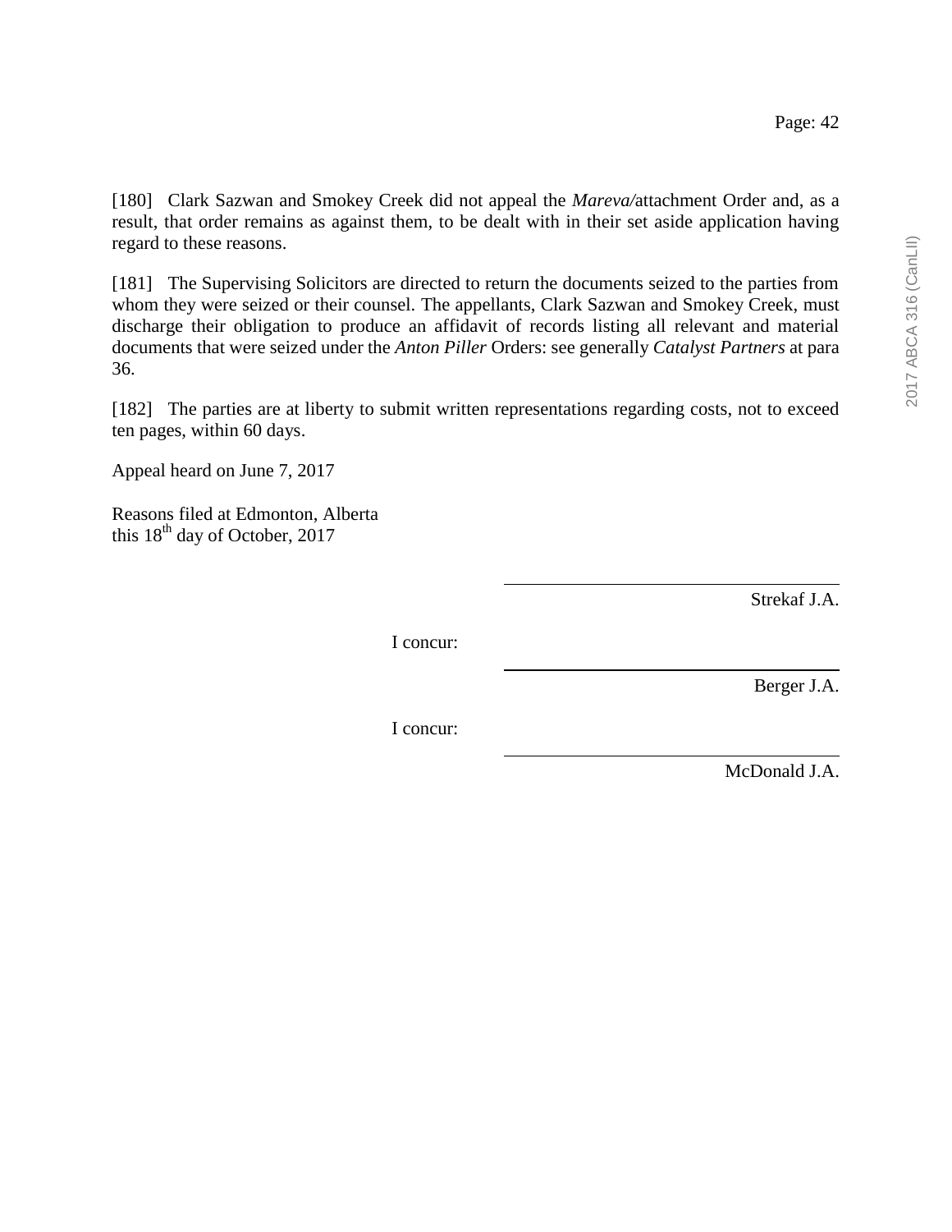[180] Clark Sazwan and Smokey Creek did not appeal the *Mareva/*attachment Order and, as a result, that order remains as against them, to be dealt with in their set aside application having regard to these reasons.

[181] The Supervising Solicitors are directed to return the documents seized to the parties from whom they were seized or their counsel. The appellants, Clark Sazwan and Smokey Creek, must discharge their obligation to produce an affidavit of records listing all relevant and material documents that were seized under the *Anton Piller* Orders: see generally *Catalyst Partners* at para 36.

[182] The parties are at liberty to submit written representations regarding costs, not to exceed ten pages, within 60 days.

Appeal heard on June 7, 2017

Reasons filed at Edmonton, Alberta
this 18th day of October, 2017

Strekaf J.A.

I concur:

Berger J.A.

I concur:

McDonald J.A.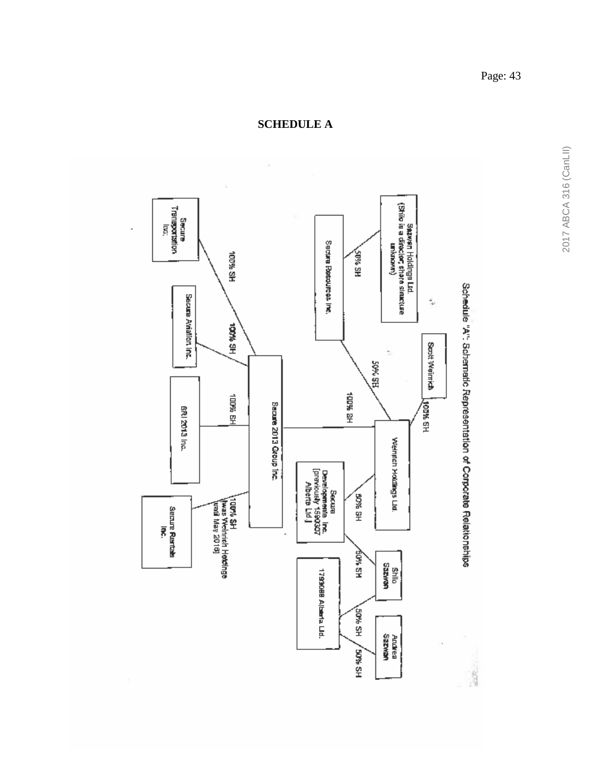# SCHEDULE A

Schedule "A": Schematic Representation of Corporate Relationships

Scott Weinrich — 100% SH → Weinrich Holdings Ltd.

Sazwan Holdings Ltd. (Shilo is a director, share structure unknown) — 50% SH → Secure Resources Inc.

Secure Resources Inc. — 50% SH → Weinrich Holdings Ltd.

Weinrich Holdings Ltd. — 100% SH → Secure 2013 Group Inc.

Weinrich Holdings Ltd. — 50% SH → Secure Developments Inc. [previously 1590307 Alberta Ltd.]

Shilo Sazwan — 50% SH → Secure Developments Inc. [previously 1590307 Alberta Ltd.]

Shilo Sazwan — 50% SH → 1793088 Alberta Ltd.

Andrea Sazwan — 50% SH → 1793088 Alberta Ltd.

Secure 2013 Group Inc. — 100% SH → Secure Transportation Inc.

Secure 2013 Group Inc. — 100% SH → Secure Aviation Inc.

Secure 2013 Group Inc. — 100% SH → SRI 2013 Inc.

Secure 2013 Group Inc. — 100% SH [was Weinrich Holdings until May 2016] → Secure Rentals Inc.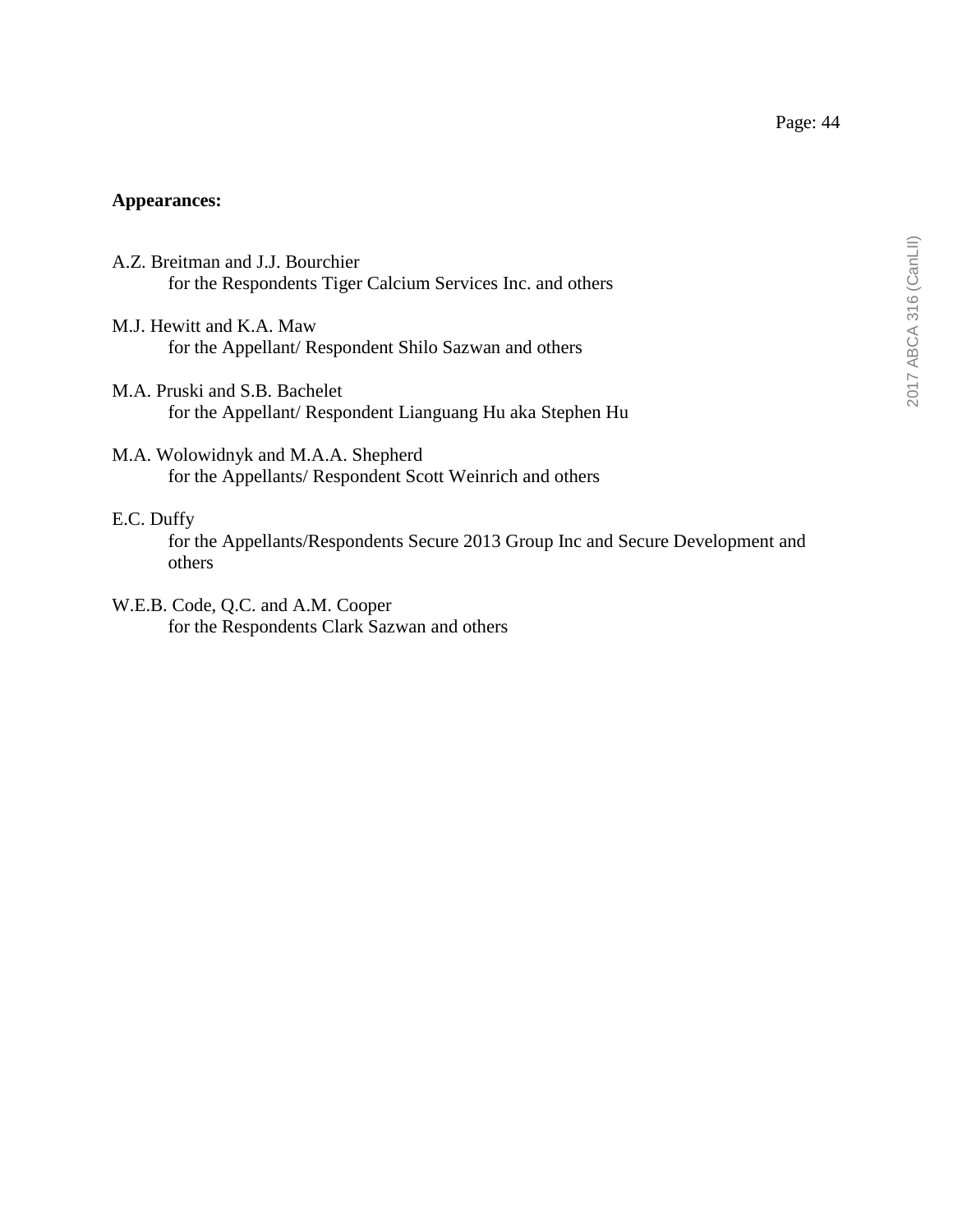**Appearances:**

A.Z. Breitman and J.J. Bourchier
for the Respondents Tiger Calcium Services Inc. and others

M.J. Hewitt and K.A. Maw
for the Appellant/ Respondent Shilo Sazwan and others

M.A. Pruski and S.B. Bachelet
for the Appellant/ Respondent Lianguang Hu aka Stephen Hu

M.A. Wolowidnyk and M.A.A. Shepherd
for the Appellants/ Respondent Scott Weinrich and others

E.C. Duffy
for the Appellants/Respondents Secure 2013 Group Inc and Secure Development and others

W.E.B. Code, Q.C. and A.M. Cooper
for the Respondents Clark Sazwan and others